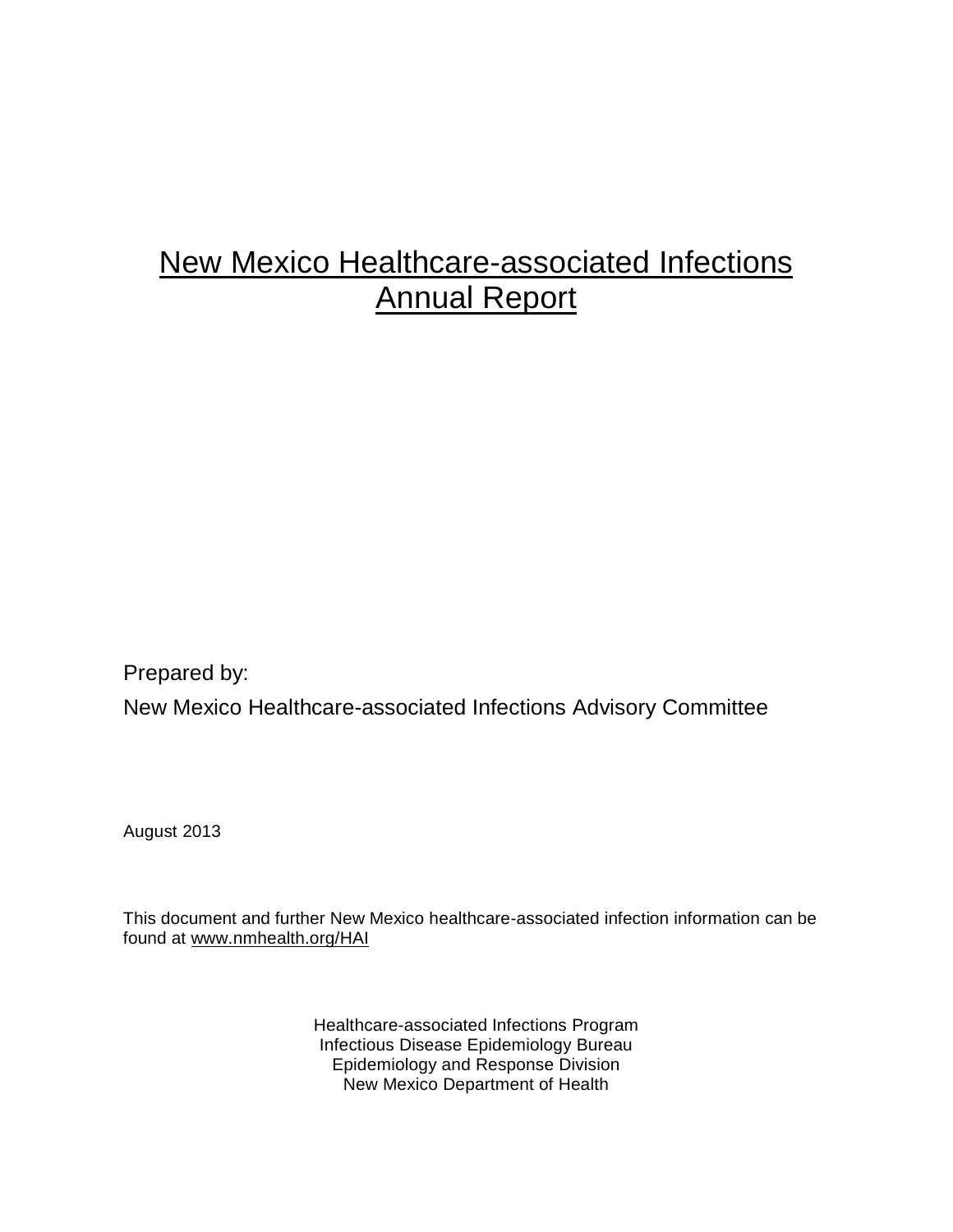# New Mexico Healthcare-associated Infections Annual Report

Prepared by:

New Mexico Healthcare-associated Infections Advisory Committee

August 2013

This document and further New Mexico healthcare-associated infection information can be found at www.nmhealth.org/HAI

Healthcare-associated Infections Program
Infectious Disease Epidemiology Bureau
Epidemiology and Response Division
New Mexico Department of Health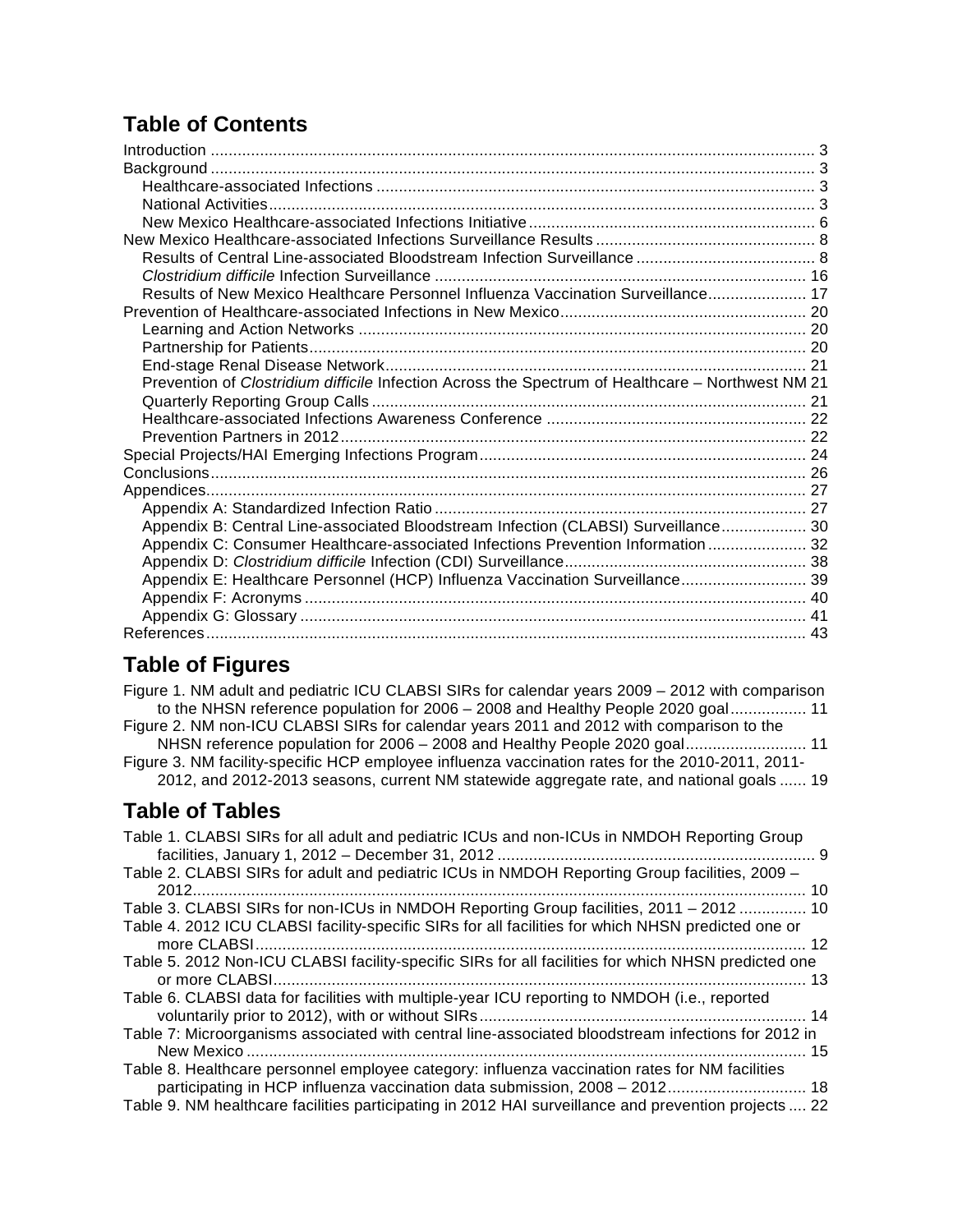## Table of Contents

- Introduction ....... 3
- Background ....... 3
  - Healthcare-associated Infections ....... 3
  - National Activities ....... 3
  - New Mexico Healthcare-associated Infections Initiative ....... 6
- New Mexico Healthcare-associated Infections Surveillance Results ....... 8
  - Results of Central Line-associated Bloodstream Infection Surveillance ....... 8
  - *Clostridium difficile* Infection Surveillance ....... 16
  - Results of New Mexico Healthcare Personnel Influenza Vaccination Surveillance ....... 17
- Prevention of Healthcare-associated Infections in New Mexico ....... 20
  - Learning and Action Networks ....... 20
  - Partnership for Patients ....... 20
  - End-stage Renal Disease Network ....... 21
  - Prevention of *Clostridium difficile* Infection Across the Spectrum of Healthcare – Northwest NM 21
  - Quarterly Reporting Group Calls ....... 21
  - Healthcare-associated Infections Awareness Conference ....... 22
  - Prevention Partners in 2012 ....... 22
- Special Projects/HAI Emerging Infections Program ....... 24
- Conclusions ....... 26
- Appendices ....... 27
  - Appendix A: Standardized Infection Ratio ....... 27
  - Appendix B: Central Line-associated Bloodstream Infection (CLABSI) Surveillance ....... 30
  - Appendix C: Consumer Healthcare-associated Infections Prevention Information ....... 32
  - Appendix D: *Clostridium difficile* Infection (CDI) Surveillance ....... 38
  - Appendix E: Healthcare Personnel (HCP) Influenza Vaccination Surveillance ....... 39
  - Appendix F: Acronyms ....... 40
  - Appendix G: Glossary ....... 41
- References ....... 43

## Table of Figures

- Figure 1. NM adult and pediatric ICU CLABSI SIRs for calendar years 2009 – 2012 with comparison to the NHSN reference population for 2006 – 2008 and Healthy People 2020 goal ....... 11
- Figure 2. NM non-ICU CLABSI SIRs for calendar years 2011 and 2012 with comparison to the NHSN reference population for 2006 – 2008 and Healthy People 2020 goal ....... 11
- Figure 3. NM facility-specific HCP employee influenza vaccination rates for the 2010-2011, 2011-2012, and 2012-2013 seasons, current NM statewide aggregate rate, and national goals ....... 19

## Table of Tables

- Table 1. CLABSI SIRs for all adult and pediatric ICUs and non-ICUs in NMDOH Reporting Group facilities, January 1, 2012 – December 31, 2012 ....... 9
- Table 2. CLABSI SIRs for adult and pediatric ICUs in NMDOH Reporting Group facilities, 2009 – 2012 ....... 10
- Table 3. CLABSI SIRs for non-ICUs in NMDOH Reporting Group facilities, 2011 – 2012 ....... 10
- Table 4. 2012 ICU CLABSI facility-specific SIRs for all facilities for which NHSN predicted one or more CLABSI ....... 12
- Table 5. 2012 Non-ICU CLABSI facility-specific SIRs for all facilities for which NHSN predicted one or more CLABSI ....... 13
- Table 6. CLABSI data for facilities with multiple-year ICU reporting to NMDOH (i.e., reported voluntarily prior to 2012), with or without SIRs ....... 14
- Table 7: Microorganisms associated with central line-associated bloodstream infections for 2012 in New Mexico ....... 15
- Table 8. Healthcare personnel employee category: influenza vaccination rates for NM facilities participating in HCP influenza vaccination data submission, 2008 – 2012 ....... 18
- Table 9. NM healthcare facilities participating in 2012 HAI surveillance and prevention projects ....... 22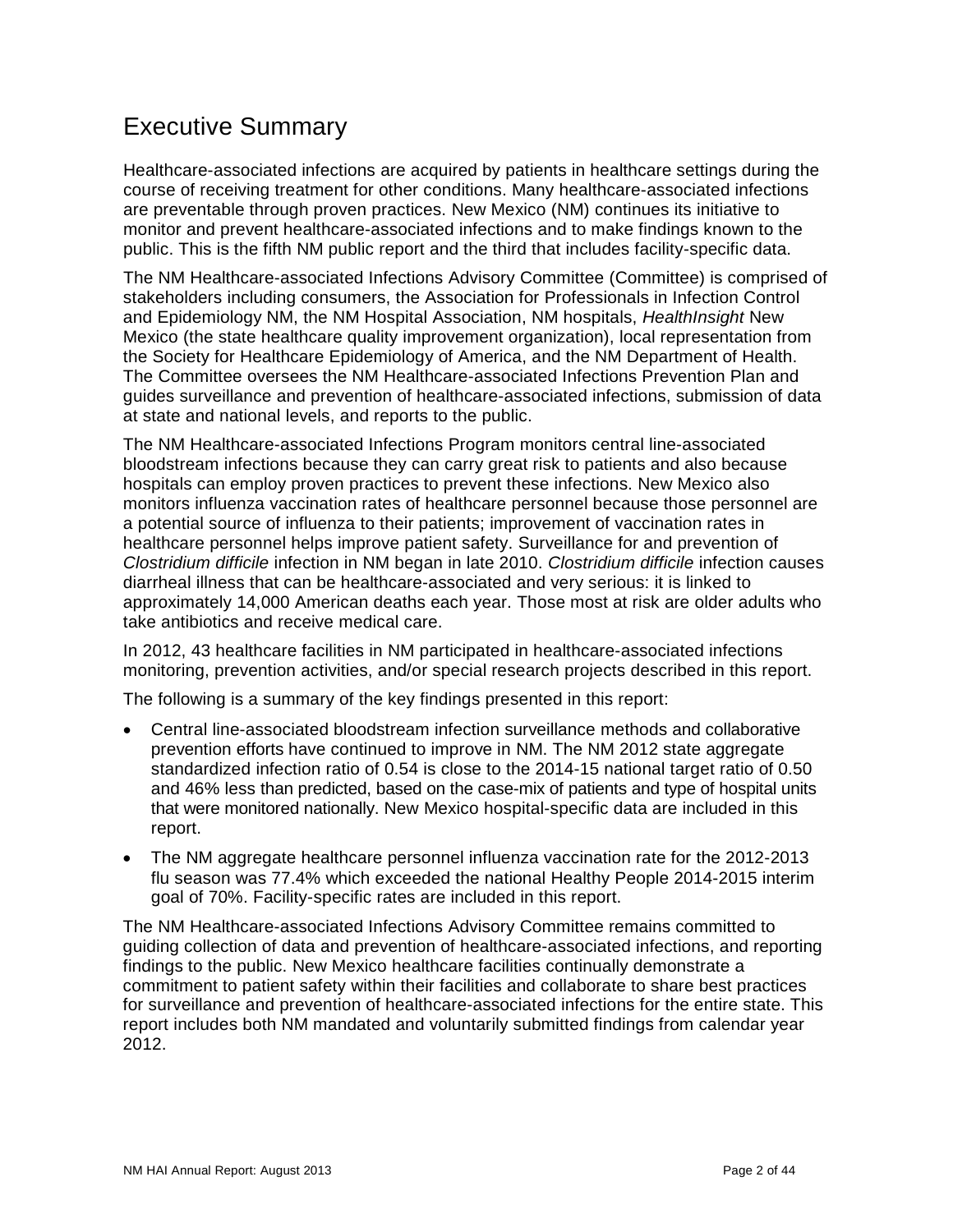# Executive Summary

Healthcare-associated infections are acquired by patients in healthcare settings during the course of receiving treatment for other conditions. Many healthcare-associated infections are preventable through proven practices. New Mexico (NM) continues its initiative to monitor and prevent healthcare-associated infections and to make findings known to the public. This is the fifth NM public report and the third that includes facility-specific data.

The NM Healthcare-associated Infections Advisory Committee (Committee) is comprised of stakeholders including consumers, the Association for Professionals in Infection Control and Epidemiology NM, the NM Hospital Association, NM hospitals, *HealthInsight* New Mexico (the state healthcare quality improvement organization), local representation from the Society for Healthcare Epidemiology of America, and the NM Department of Health. The Committee oversees the NM Healthcare-associated Infections Prevention Plan and guides surveillance and prevention of healthcare-associated infections, submission of data at state and national levels, and reports to the public.

The NM Healthcare-associated Infections Program monitors central line-associated bloodstream infections because they can carry great risk to patients and also because hospitals can employ proven practices to prevent these infections. New Mexico also monitors influenza vaccination rates of healthcare personnel because those personnel are a potential source of influenza to their patients; improvement of vaccination rates in healthcare personnel helps improve patient safety. Surveillance for and prevention of *Clostridium difficile* infection in NM began in late 2010. *Clostridium difficile* infection causes diarrheal illness that can be healthcare-associated and very serious: it is linked to approximately 14,000 American deaths each year. Those most at risk are older adults who take antibiotics and receive medical care.

In 2012, 43 healthcare facilities in NM participated in healthcare-associated infections monitoring, prevention activities, and/or special research projects described in this report.

The following is a summary of the key findings presented in this report:

- Central line-associated bloodstream infection surveillance methods and collaborative prevention efforts have continued to improve in NM. The NM 2012 state aggregate standardized infection ratio of 0.54 is close to the 2014-15 national target ratio of 0.50 and 46% less than predicted, based on the case-mix of patients and type of hospital units that were monitored nationally. New Mexico hospital-specific data are included in this report.
- The NM aggregate healthcare personnel influenza vaccination rate for the 2012-2013 flu season was 77.4% which exceeded the national Healthy People 2014-2015 interim goal of 70%. Facility-specific rates are included in this report.

The NM Healthcare-associated Infections Advisory Committee remains committed to guiding collection of data and prevention of healthcare-associated infections, and reporting findings to the public. New Mexico healthcare facilities continually demonstrate a commitment to patient safety within their facilities and collaborate to share best practices for surveillance and prevention of healthcare-associated infections for the entire state. This report includes both NM mandated and voluntarily submitted findings from calendar year 2012.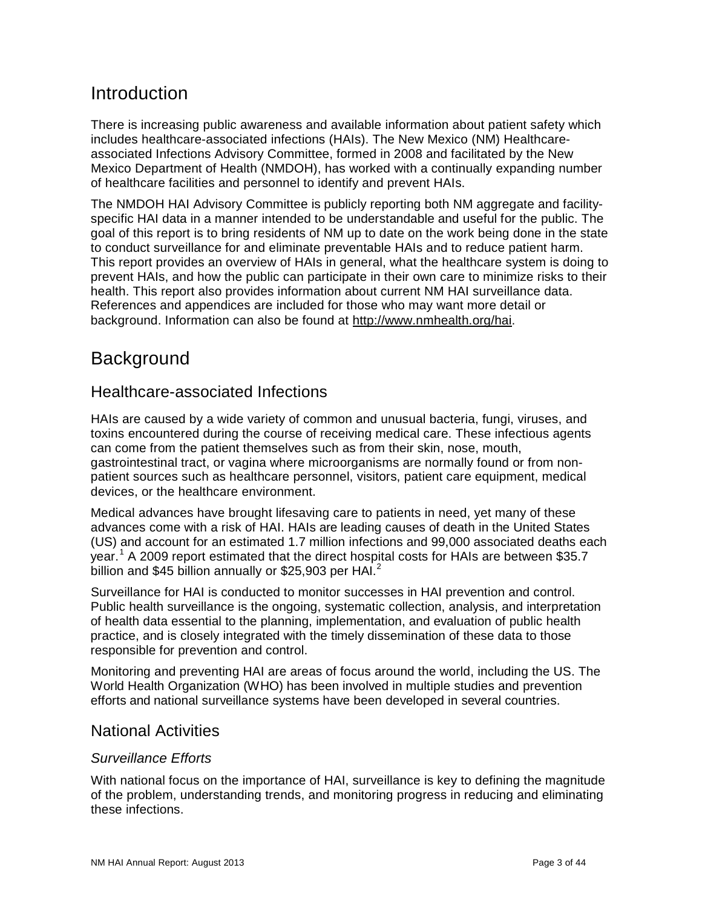# Introduction

There is increasing public awareness and available information about patient safety which includes healthcare-associated infections (HAIs). The New Mexico (NM) Healthcare-associated Infections Advisory Committee, formed in 2008 and facilitated by the New Mexico Department of Health (NMDOH), has worked with a continually expanding number of healthcare facilities and personnel to identify and prevent HAIs.

The NMDOH HAI Advisory Committee is publicly reporting both NM aggregate and facility-specific HAI data in a manner intended to be understandable and useful for the public. The goal of this report is to bring residents of NM up to date on the work being done in the state to conduct surveillance for and eliminate preventable HAIs and to reduce patient harm. This report provides an overview of HAIs in general, what the healthcare system is doing to prevent HAIs, and how the public can participate in their own care to minimize risks to their health. This report also provides information about current NM HAI surveillance data. References and appendices are included for those who may want more detail or background. Information can also be found at http://www.nmhealth.org/hai.

# Background

## Healthcare-associated Infections

HAIs are caused by a wide variety of common and unusual bacteria, fungi, viruses, and toxins encountered during the course of receiving medical care. These infectious agents can come from the patient themselves such as from their skin, nose, mouth, gastrointestinal tract, or vagina where microorganisms are normally found or from non-patient sources such as healthcare personnel, visitors, patient care equipment, medical devices, or the healthcare environment.

Medical advances have brought lifesaving care to patients in need, yet many of these advances come with a risk of HAI. HAIs are leading causes of death in the United States (US) and account for an estimated 1.7 million infections and 99,000 associated deaths each year.[1] A 2009 report estimated that the direct hospital costs for HAIs are between $35.7 billion and $45 billion annually or $25,903 per HAI.[2]

Surveillance for HAI is conducted to monitor successes in HAI prevention and control. Public health surveillance is the ongoing, systematic collection, analysis, and interpretation of health data essential to the planning, implementation, and evaluation of public health practice, and is closely integrated with the timely dissemination of these data to those responsible for prevention and control.

Monitoring and preventing HAI are areas of focus around the world, including the US. The World Health Organization (WHO) has been involved in multiple studies and prevention efforts and national surveillance systems have been developed in several countries.

## National Activities

### *Surveillance Efforts*

With national focus on the importance of HAI, surveillance is key to defining the magnitude of the problem, understanding trends, and monitoring progress in reducing and eliminating these infections.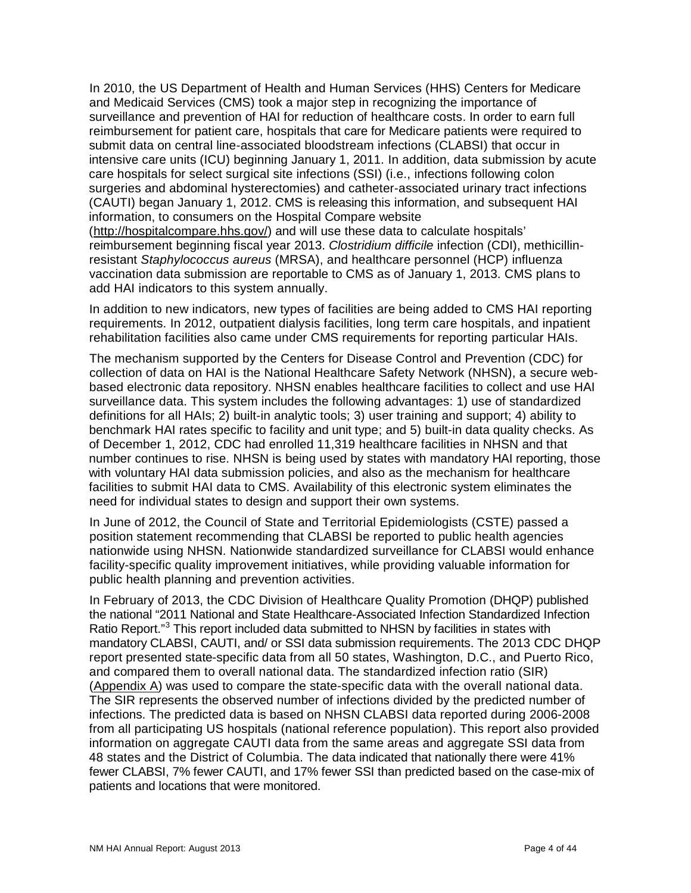In 2010, the US Department of Health and Human Services (HHS) Centers for Medicare and Medicaid Services (CMS) took a major step in recognizing the importance of surveillance and prevention of HAI for reduction of healthcare costs. In order to earn full reimbursement for patient care, hospitals that care for Medicare patients were required to submit data on central line-associated bloodstream infections (CLABSI) that occur in intensive care units (ICU) beginning January 1, 2011. In addition, data submission by acute care hospitals for select surgical site infections (SSI) (i.e., infections following colon surgeries and abdominal hysterectomies) and catheter-associated urinary tract infections (CAUTI) began January 1, 2012. CMS is releasing this information, and subsequent HAI information, to consumers on the Hospital Compare website (http://hospitalcompare.hhs.gov/) and will use these data to calculate hospitals' reimbursement beginning fiscal year 2013. *Clostridium difficile* infection (CDI), methicillin-resistant *Staphylococcus aureus* (MRSA), and healthcare personnel (HCP) influenza vaccination data submission are reportable to CMS as of January 1, 2013. CMS plans to add HAI indicators to this system annually.

In addition to new indicators, new types of facilities are being added to CMS HAI reporting requirements. In 2012, outpatient dialysis facilities, long term care hospitals, and inpatient rehabilitation facilities also came under CMS requirements for reporting particular HAIs.

The mechanism supported by the Centers for Disease Control and Prevention (CDC) for collection of data on HAI is the National Healthcare Safety Network (NHSN), a secure web-based electronic data repository. NHSN enables healthcare facilities to collect and use HAI surveillance data. This system includes the following advantages: 1) use of standardized definitions for all HAIs; 2) built-in analytic tools; 3) user training and support; 4) ability to benchmark HAI rates specific to facility and unit type; and 5) built-in data quality checks. As of December 1, 2012, CDC had enrolled 11,319 healthcare facilities in NHSN and that number continues to rise. NHSN is being used by states with mandatory HAI reporting, those with voluntary HAI data submission policies, and also as the mechanism for healthcare facilities to submit HAI data to CMS. Availability of this electronic system eliminates the need for individual states to design and support their own systems.

In June of 2012, the Council of State and Territorial Epidemiologists (CSTE) passed a position statement recommending that CLABSI be reported to public health agencies nationwide using NHSN. Nationwide standardized surveillance for CLABSI would enhance facility-specific quality improvement initiatives, while providing valuable information for public health planning and prevention activities.

In February of 2013, the CDC Division of Healthcare Quality Promotion (DHQP) published the national "2011 National and State Healthcare-Associated Infection Standardized Infection Ratio Report."[3] This report included data submitted to NHSN by facilities in states with mandatory CLABSI, CAUTI, and/ or SSI data submission requirements. The 2013 CDC DHQP report presented state-specific data from all 50 states, Washington, D.C., and Puerto Rico, and compared them to overall national data. The standardized infection ratio (SIR) (Appendix A) was used to compare the state-specific data with the overall national data. The SIR represents the observed number of infections divided by the predicted number of infections. The predicted data is based on NHSN CLABSI data reported during 2006-2008 from all participating US hospitals (national reference population). This report also provided information on aggregate CAUTI data from the same areas and aggregate SSI data from 48 states and the District of Columbia. The data indicated that nationally there were 41% fewer CLABSI, 7% fewer CAUTI, and 17% fewer SSI than predicted based on the case-mix of patients and locations that were monitored.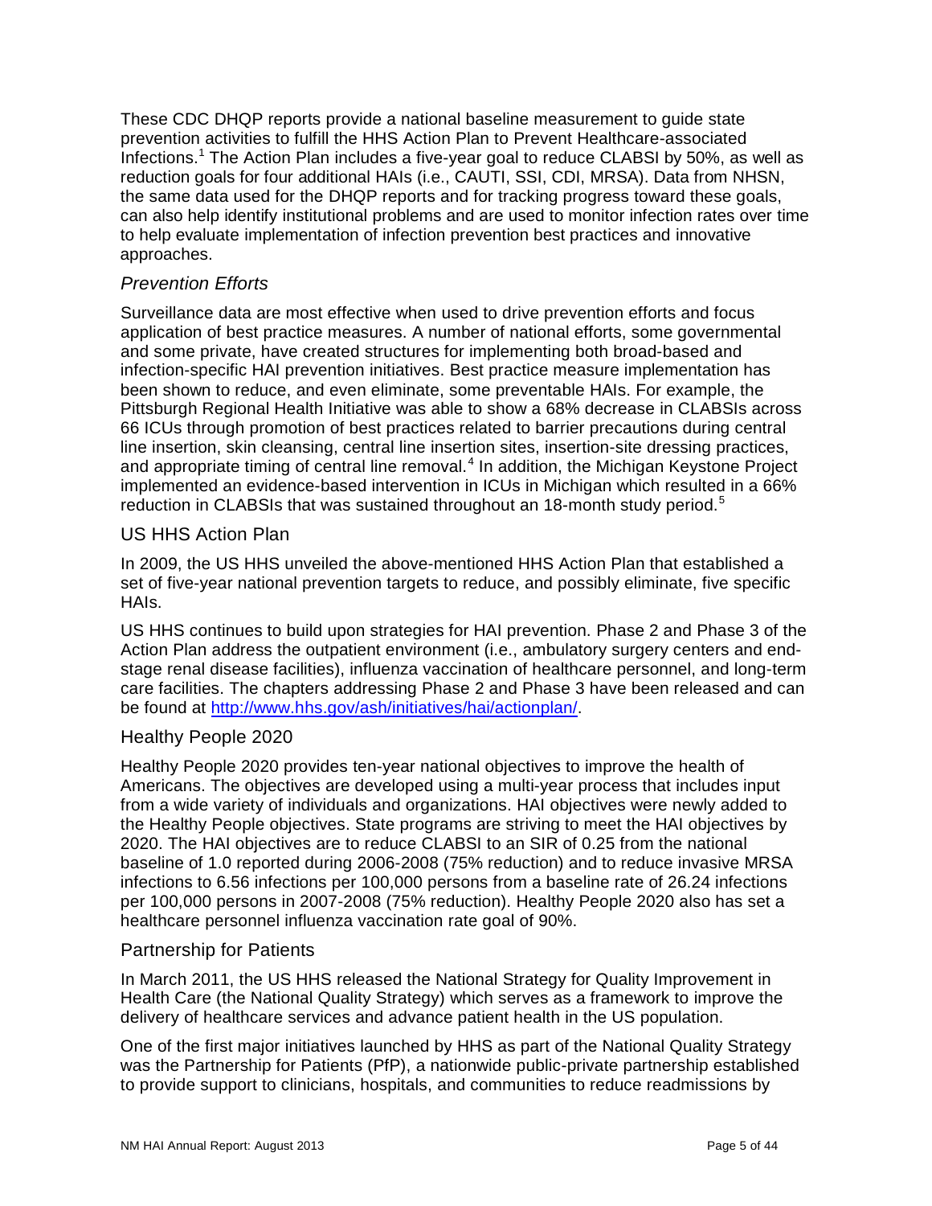These CDC DHQP reports provide a national baseline measurement to guide state prevention activities to fulfill the HHS Action Plan to Prevent Healthcare-associated Infections.[1] The Action Plan includes a five-year goal to reduce CLABSI by 50%, as well as reduction goals for four additional HAIs (i.e., CAUTI, SSI, CDI, MRSA). Data from NHSN, the same data used for the DHQP reports and for tracking progress toward these goals, can also help identify institutional problems and are used to monitor infection rates over time to help evaluate implementation of infection prevention best practices and innovative approaches.

### *Prevention Efforts*

Surveillance data are most effective when used to drive prevention efforts and focus application of best practice measures. A number of national efforts, some governmental and some private, have created structures for implementing both broad-based and infection-specific HAI prevention initiatives. Best practice measure implementation has been shown to reduce, and even eliminate, some preventable HAIs. For example, the Pittsburgh Regional Health Initiative was able to show a 68% decrease in CLABSIs across 66 ICUs through promotion of best practices related to barrier precautions during central line insertion, skin cleansing, central line insertion sites, insertion-site dressing practices, and appropriate timing of central line removal.[4] In addition, the Michigan Keystone Project implemented an evidence-based intervention in ICUs in Michigan which resulted in a 66% reduction in CLABSIs that was sustained throughout an 18-month study period.[5]

#### US HHS Action Plan

In 2009, the US HHS unveiled the above-mentioned HHS Action Plan that established a set of five-year national prevention targets to reduce, and possibly eliminate, five specific HAIs.

US HHS continues to build upon strategies for HAI prevention. Phase 2 and Phase 3 of the Action Plan address the outpatient environment (i.e., ambulatory surgery centers and end-stage renal disease facilities), influenza vaccination of healthcare personnel, and long-term care facilities. The chapters addressing Phase 2 and Phase 3 have been released and can be found at http://www.hhs.gov/ash/initiatives/hai/actionplan/.

#### Healthy People 2020

Healthy People 2020 provides ten-year national objectives to improve the health of Americans. The objectives are developed using a multi-year process that includes input from a wide variety of individuals and organizations. HAI objectives were newly added to the Healthy People objectives. State programs are striving to meet the HAI objectives by 2020. The HAI objectives are to reduce CLABSI to an SIR of 0.25 from the national baseline of 1.0 reported during 2006-2008 (75% reduction) and to reduce invasive MRSA infections to 6.56 infections per 100,000 persons from a baseline rate of 26.24 infections per 100,000 persons in 2007-2008 (75% reduction). Healthy People 2020 also has set a healthcare personnel influenza vaccination rate goal of 90%.

#### Partnership for Patients

In March 2011, the US HHS released the National Strategy for Quality Improvement in Health Care (the National Quality Strategy) which serves as a framework to improve the delivery of healthcare services and advance patient health in the US population.

One of the first major initiatives launched by HHS as part of the National Quality Strategy was the Partnership for Patients (PfP), a nationwide public-private partnership established to provide support to clinicians, hospitals, and communities to reduce readmissions by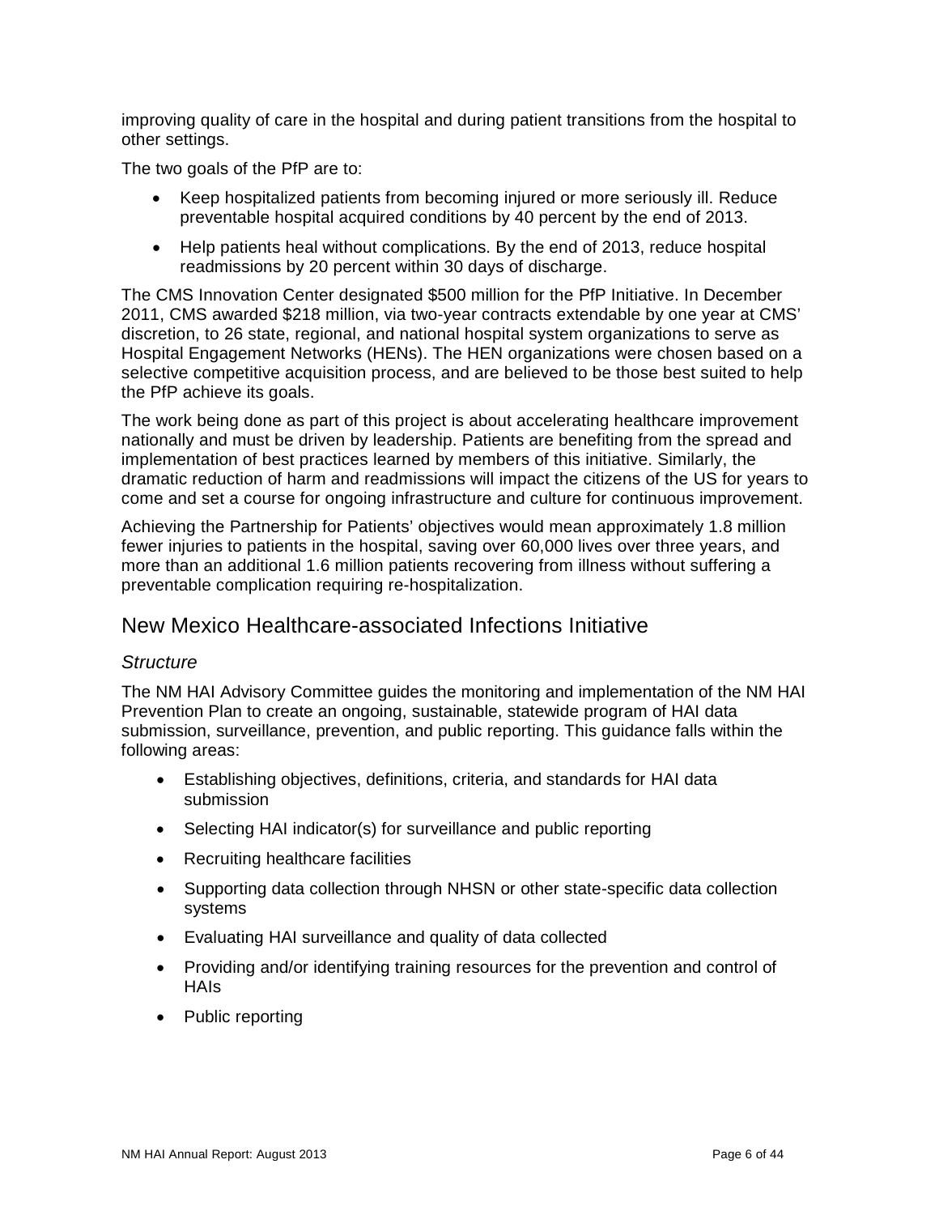improving quality of care in the hospital and during patient transitions from the hospital to other settings.

The two goals of the PfP are to:

- Keep hospitalized patients from becoming injured or more seriously ill. Reduce preventable hospital acquired conditions by 40 percent by the end of 2013.
- Help patients heal without complications. By the end of 2013, reduce hospital readmissions by 20 percent within 30 days of discharge.

The CMS Innovation Center designated $500 million for the PfP Initiative. In December 2011, CMS awarded $218 million, via two-year contracts extendable by one year at CMS' discretion, to 26 state, regional, and national hospital system organizations to serve as Hospital Engagement Networks (HENs). The HEN organizations were chosen based on a selective competitive acquisition process, and are believed to be those best suited to help the PfP achieve its goals.

The work being done as part of this project is about accelerating healthcare improvement nationally and must be driven by leadership. Patients are benefiting from the spread and implementation of best practices learned by members of this initiative. Similarly, the dramatic reduction of harm and readmissions will impact the citizens of the US for years to come and set a course for ongoing infrastructure and culture for continuous improvement.

Achieving the Partnership for Patients' objectives would mean approximately 1.8 million fewer injuries to patients in the hospital, saving over 60,000 lives over three years, and more than an additional 1.6 million patients recovering from illness without suffering a preventable complication requiring re-hospitalization.

## New Mexico Healthcare-associated Infections Initiative

### *Structure*

The NM HAI Advisory Committee guides the monitoring and implementation of the NM HAI Prevention Plan to create an ongoing, sustainable, statewide program of HAI data submission, surveillance, prevention, and public reporting. This guidance falls within the following areas:

- Establishing objectives, definitions, criteria, and standards for HAI data submission
- Selecting HAI indicator(s) for surveillance and public reporting
- Recruiting healthcare facilities
- Supporting data collection through NHSN or other state-specific data collection systems
- Evaluating HAI surveillance and quality of data collected
- Providing and/or identifying training resources for the prevention and control of HAIs
- Public reporting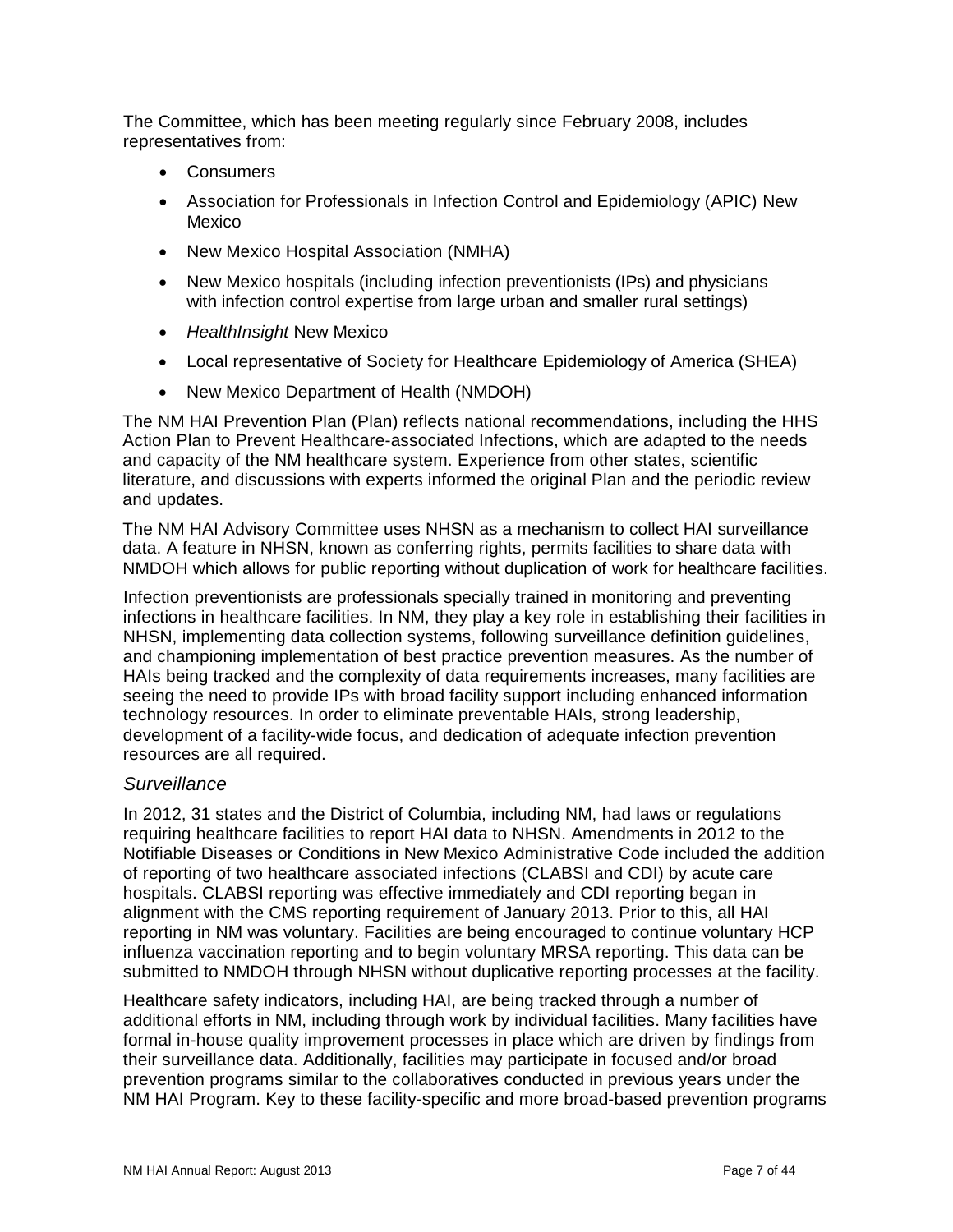The Committee, which has been meeting regularly since February 2008, includes representatives from:

- Consumers
- Association for Professionals in Infection Control and Epidemiology (APIC) New Mexico
- New Mexico Hospital Association (NMHA)
- New Mexico hospitals (including infection preventionists (IPs) and physicians with infection control expertise from large urban and smaller rural settings)
- *HealthInsight* New Mexico
- Local representative of Society for Healthcare Epidemiology of America (SHEA)
- New Mexico Department of Health (NMDOH)

The NM HAI Prevention Plan (Plan) reflects national recommendations, including the HHS Action Plan to Prevent Healthcare-associated Infections, which are adapted to the needs and capacity of the NM healthcare system. Experience from other states, scientific literature, and discussions with experts informed the original Plan and the periodic review and updates.

The NM HAI Advisory Committee uses NHSN as a mechanism to collect HAI surveillance data. A feature in NHSN, known as conferring rights, permits facilities to share data with NMDOH which allows for public reporting without duplication of work for healthcare facilities.

Infection preventionists are professionals specially trained in monitoring and preventing infections in healthcare facilities. In NM, they play a key role in establishing their facilities in NHSN, implementing data collection systems, following surveillance definition guidelines, and championing implementation of best practice prevention measures. As the number of HAIs being tracked and the complexity of data requirements increases, many facilities are seeing the need to provide IPs with broad facility support including enhanced information technology resources. In order to eliminate preventable HAIs, strong leadership, development of a facility-wide focus, and dedication of adequate infection prevention resources are all required.

### *Surveillance*

In 2012, 31 states and the District of Columbia, including NM, had laws or regulations requiring healthcare facilities to report HAI data to NHSN. Amendments in 2012 to the Notifiable Diseases or Conditions in New Mexico Administrative Code included the addition of reporting of two healthcare associated infections (CLABSI and CDI) by acute care hospitals. CLABSI reporting was effective immediately and CDI reporting began in alignment with the CMS reporting requirement of January 2013. Prior to this, all HAI reporting in NM was voluntary. Facilities are being encouraged to continue voluntary HCP influenza vaccination reporting and to begin voluntary MRSA reporting. This data can be submitted to NMDOH through NHSN without duplicative reporting processes at the facility.

Healthcare safety indicators, including HAI, are being tracked through a number of additional efforts in NM, including through work by individual facilities. Many facilities have formal in-house quality improvement processes in place which are driven by findings from their surveillance data. Additionally, facilities may participate in focused and/or broad prevention programs similar to the collaboratives conducted in previous years under the NM HAI Program. Key to these facility-specific and more broad-based prevention programs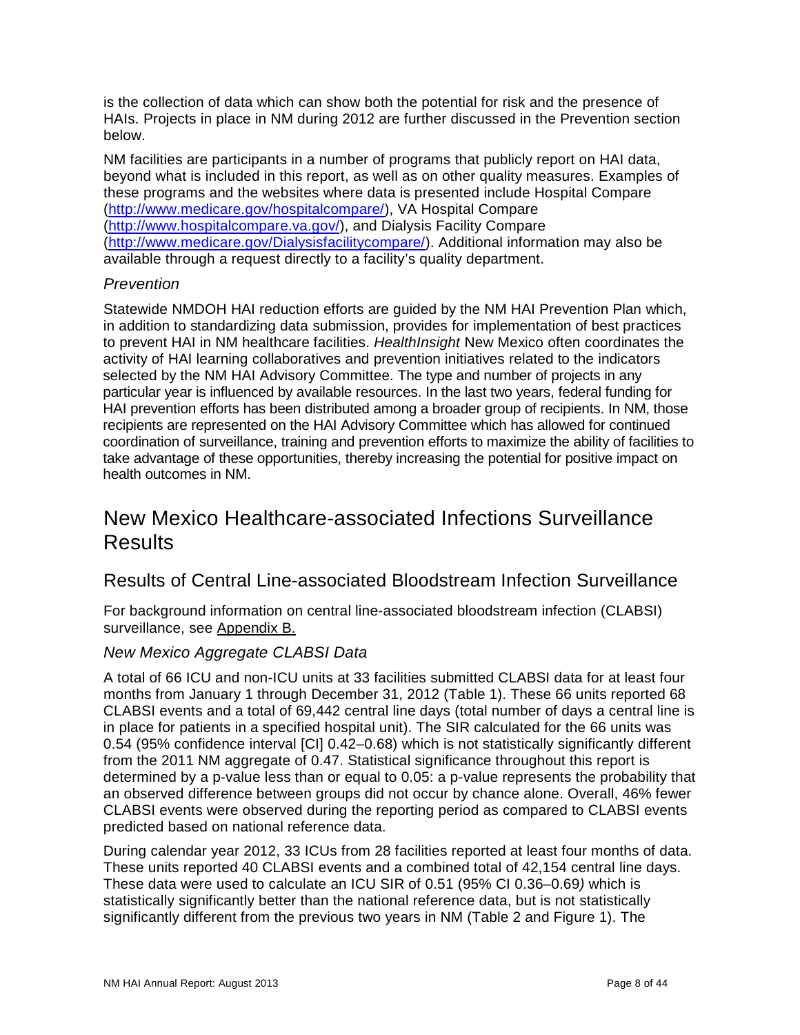is the collection of data which can show both the potential for risk and the presence of HAIs. Projects in place in NM during 2012 are further discussed in the Prevention section below.

NM facilities are participants in a number of programs that publicly report on HAI data, beyond what is included in this report, as well as on other quality measures. Examples of these programs and the websites where data is presented include Hospital Compare (http://www.medicare.gov/hospitalcompare/), VA Hospital Compare (http://www.hospitalcompare.va.gov/), and Dialysis Facility Compare (http://www.medicare.gov/Dialysisfacilitycompare/). Additional information may also be available through a request directly to a facility's quality department.

### *Prevention*

Statewide NMDOH HAI reduction efforts are guided by the NM HAI Prevention Plan which, in addition to standardizing data submission, provides for implementation of best practices to prevent HAI in NM healthcare facilities. *HealthInsight* New Mexico often coordinates the activity of HAI learning collaboratives and prevention initiatives related to the indicators selected by the NM HAI Advisory Committee. The type and number of projects in any particular year is influenced by available resources. In the last two years, federal funding for HAI prevention efforts has been distributed among a broader group of recipients. In NM, those recipients are represented on the HAI Advisory Committee which has allowed for continued coordination of surveillance, training and prevention efforts to maximize the ability of facilities to take advantage of these opportunities, thereby increasing the potential for positive impact on health outcomes in NM.

# New Mexico Healthcare-associated Infections Surveillance Results

## Results of Central Line-associated Bloodstream Infection Surveillance

For background information on central line-associated bloodstream infection (CLABSI) surveillance, see Appendix B.

### *New Mexico Aggregate CLABSI Data*

A total of 66 ICU and non-ICU units at 33 facilities submitted CLABSI data for at least four months from January 1 through December 31, 2012 (Table 1). These 66 units reported 68 CLABSI events and a total of 69,442 central line days (total number of days a central line is in place for patients in a specified hospital unit). The SIR calculated for the 66 units was 0.54 (95% confidence interval [CI] 0.42–0.68) which is not statistically significantly different from the 2011 NM aggregate of 0.47. Statistical significance throughout this report is determined by a p-value less than or equal to 0.05: a p-value represents the probability that an observed difference between groups did not occur by chance alone. Overall, 46% fewer CLABSI events were observed during the reporting period as compared to CLABSI events predicted based on national reference data.

During calendar year 2012, 33 ICUs from 28 facilities reported at least four months of data. These units reported 40 CLABSI events and a combined total of 42,154 central line days. These data were used to calculate an ICU SIR of 0.51 (95% CI 0.36–0.69) which is statistically significantly better than the national reference data, but is not statistically significantly different from the previous two years in NM (Table 2 and Figure 1). The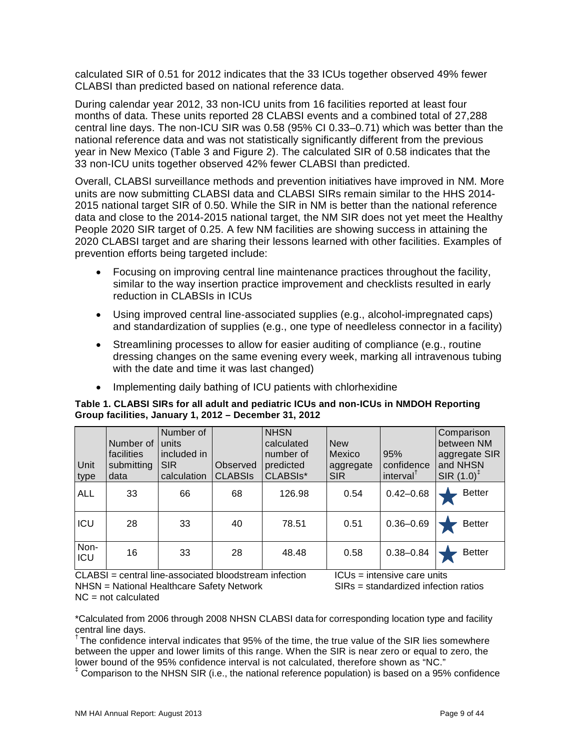calculated SIR of 0.51 for 2012 indicates that the 33 ICUs together observed 49% fewer CLABSI than predicted based on national reference data.

During calendar year 2012, 33 non-ICU units from 16 facilities reported at least four months of data. These units reported 28 CLABSI events and a combined total of 27,288 central line days. The non-ICU SIR was 0.58 (95% CI 0.33–0.71) which was better than the national reference data and was not statistically significantly different from the previous year in New Mexico (Table 3 and Figure 2). The calculated SIR of 0.58 indicates that the 33 non-ICU units together observed 42% fewer CLABSI than predicted.

Overall, CLABSI surveillance methods and prevention initiatives have improved in NM. More units are now submitting CLABSI data and CLABSI SIRs remain similar to the HHS 2014-2015 national target SIR of 0.50. While the SIR in NM is better than the national reference data and close to the 2014-2015 national target, the NM SIR does not yet meet the Healthy People 2020 SIR target of 0.25. A few NM facilities are showing success in attaining the 2020 CLABSI target and are sharing their lessons learned with other facilities. Examples of prevention efforts being targeted include:

- Focusing on improving central line maintenance practices throughout the facility, similar to the way insertion practice improvement and checklists resulted in early reduction in CLABSIs in ICUs
- Using improved central line-associated supplies (e.g., alcohol-impregnated caps) and standardization of supplies (e.g., one type of needleless connector in a facility)
- Streamlining processes to allow for easier auditing of compliance (e.g., routine dressing changes on the same evening every week, marking all intravenous tubing with the date and time it was last changed)
- Implementing daily bathing of ICU patients with chlorhexidine

**Table 1. CLABSI SIRs for all adult and pediatric ICUs and non-ICUs in NMDOH Reporting Group facilities, January 1, 2012 – December 31, 2012**

| Unit type | Number of facilities submitting data | Number of units included in SIR calculation | Observed CLABSIs | NHSN calculated number of predicted CLABSIs* | New Mexico aggregate SIR | 95% confidence interval† | Comparison between NM aggregate SIR and NHSN SIR (1.0)‡ |
|---|---|---|---|---|---|---|---|
| ALL | 33 | 66 | 68 | 126.98 | 0.54 | 0.42–0.68 | ★ Better |
| ICU | 28 | 33 | 40 | 78.51 | 0.51 | 0.36–0.69 | ★ Better |
| Non-ICU | 16 | 33 | 28 | 48.48 | 0.58 | 0.38–0.84 | ★ Better |

CLABSI = central line-associated bloodstream infection
ICUs = intensive care units
NHSN = National Healthcare Safety Network
SIRs = standardized infection ratios
NC = not calculated

*Calculated from 2006 through 2008 NHSN CLABSI data for corresponding location type and facility central line days.

† The confidence interval indicates that 95% of the time, the true value of the SIR lies somewhere between the upper and lower limits of this range. When the SIR is near zero or equal to zero, the lower bound of the 95% confidence interval is not calculated, therefore shown as "NC."

‡ Comparison to the NHSN SIR (i.e., the national reference population) is based on a 95% confidence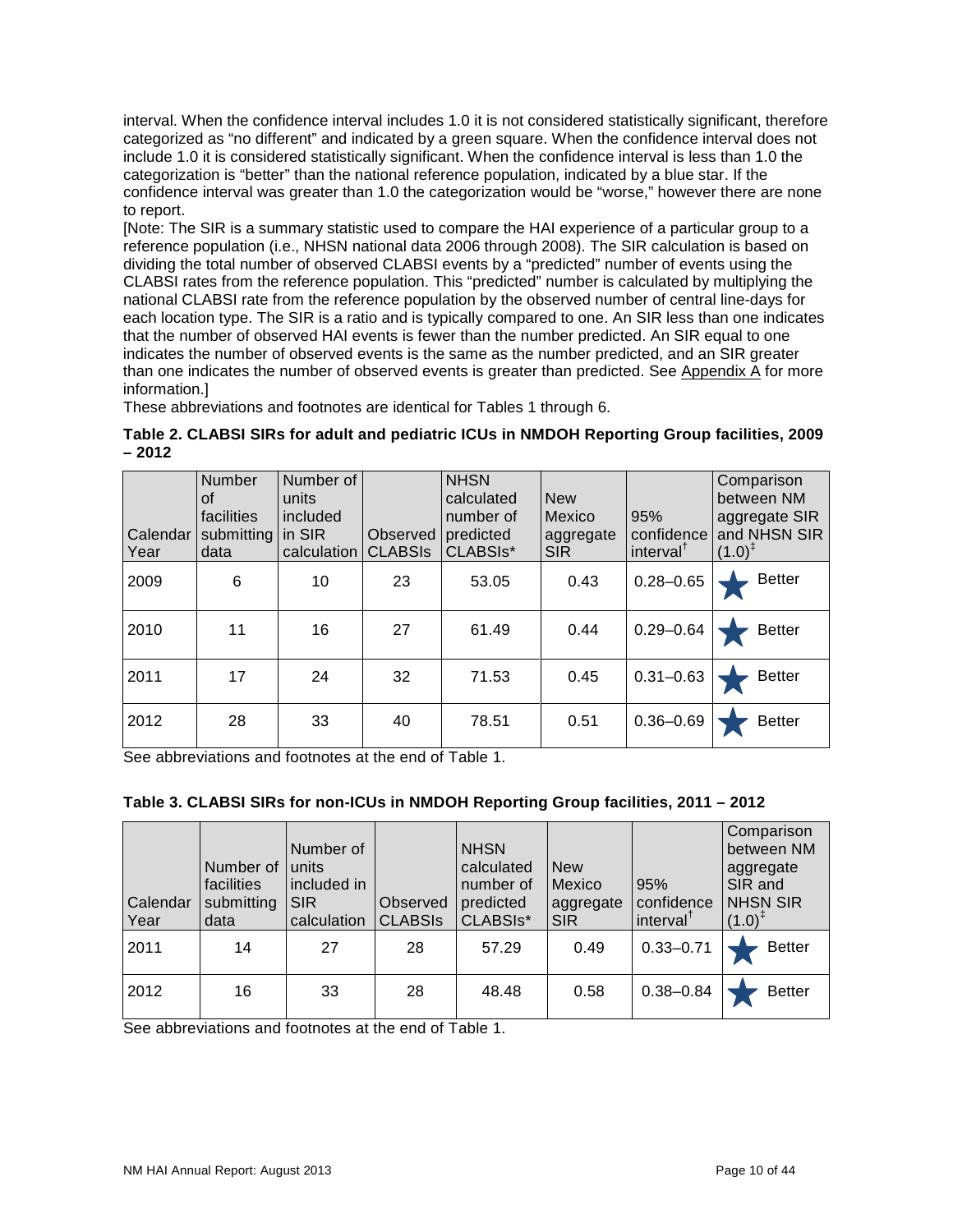interval. When the confidence interval includes 1.0 it is not considered statistically significant, therefore categorized as "no different" and indicated by a green square. When the confidence interval does not include 1.0 it is considered statistically significant. When the confidence interval is less than 1.0 the categorization is "better" than the national reference population, indicated by a blue star. If the confidence interval was greater than 1.0 the categorization would be "worse," however there are none to report.

[Note: The SIR is a summary statistic used to compare the HAI experience of a particular group to a reference population (i.e., NHSN national data 2006 through 2008). The SIR calculation is based on dividing the total number of observed CLABSI events by a "predicted" number of events using the CLABSI rates from the reference population. This "predicted" number is calculated by multiplying the national CLABSI rate from the reference population by the observed number of central line-days for each location type. The SIR is a ratio and is typically compared to one. An SIR less than one indicates that the number of observed HAI events is fewer than the number predicted. An SIR equal to one indicates the number of observed events is the same as the number predicted, and an SIR greater than one indicates the number of observed events is greater than predicted. See Appendix A for more information.]

These abbreviations and footnotes are identical for Tables 1 through 6.

**Table 2. CLABSI SIRs for adult and pediatric ICUs in NMDOH Reporting Group facilities, 2009 – 2012**

| Calendar Year | Number of facilities submitting data | Number of units included in SIR calculation | Observed CLABSIs | NHSN calculated number of predicted CLABSIs* | New Mexico aggregate SIR | 95% confidence interval[†] | Comparison between NM aggregate SIR and NHSN SIR (1.0)[‡] |
|---|---|---|---|---|---|---|---|
| 2009 | 6 | 10 | 23 | 53.05 | 0.43 | 0.28–0.65 | Better |
| 2010 | 11 | 16 | 27 | 61.49 | 0.44 | 0.29–0.64 | Better |
| 2011 | 17 | 24 | 32 | 71.53 | 0.45 | 0.31–0.63 | Better |
| 2012 | 28 | 33 | 40 | 78.51 | 0.51 | 0.36–0.69 | Better |

See abbreviations and footnotes at the end of Table 1.

**Table 3. CLABSI SIRs for non-ICUs in NMDOH Reporting Group facilities, 2011 – 2012**

| Calendar Year | Number of facilities submitting data | Number of units included in SIR calculation | Observed CLABSIs | NHSN calculated number of predicted CLABSIs* | New Mexico aggregate SIR | 95% confidence interval[†] | Comparison between NM aggregate SIR and NHSN SIR (1.0)[‡] |
|---|---|---|---|---|---|---|---|
| 2011 | 14 | 27 | 28 | 57.29 | 0.49 | 0.33–0.71 | Better |
| 2012 | 16 | 33 | 28 | 48.48 | 0.58 | 0.38–0.84 | Better |

See abbreviations and footnotes at the end of Table 1.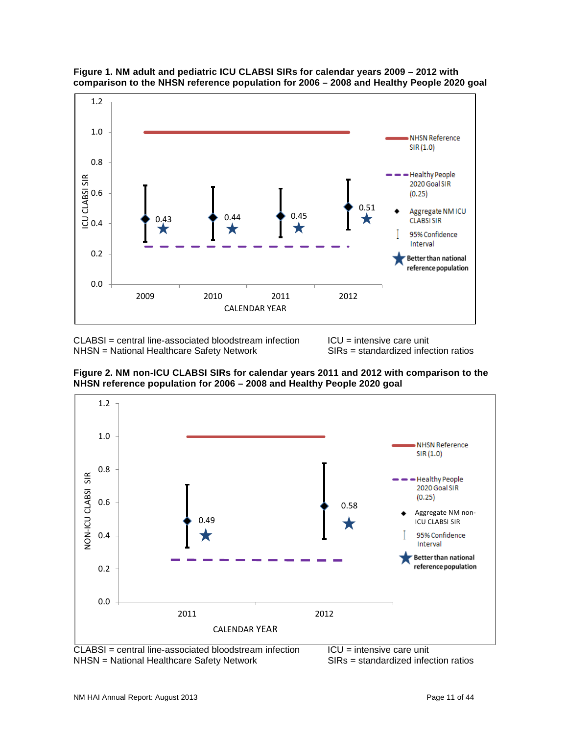**Figure 1. NM adult and pediatric ICU CLABSI SIRs for calendar years 2009 – 2012 with comparison to the NHSN reference population for 2006 – 2008 and Healthy People 2020 goal**

| Calendar Year | Aggregate NM ICU CLABSI SIR |
|---|---|
| 2009 | 0.43 ★ |
| 2010 | 0.44 ★ |
| 2011 | 0.45 ★ |
| 2012 | 0.51 ★ |

NHSN Reference SIR (1.0); Healthy People 2020 Goal SIR (0.25); Aggregate NM ICU CLABSI SIR; 95% Confidence Interval; ★ Better than national reference population

CLABSI = central line-associated bloodstream infection  
NHSN = National Healthcare Safety Network  
ICU = intensive care unit  
SIRs = standardized infection ratios

**Figure 2. NM non-ICU CLABSI SIRs for calendar years 2011 and 2012 with comparison to the NHSN reference population for 2006 – 2008 and Healthy People 2020 goal**

| Calendar Year | Aggregate NM non-ICU CLABSI SIR |
|---|---|
| 2011 | 0.49 ★ |
| 2012 | 0.58 ★ |

NHSN Reference SIR (1.0); Healthy People 2020 Goal SIR (0.25); Aggregate NM non-ICU CLABSI SIR; 95% Confidence Interval; ★ Better than national reference population

CLABSI = central line-associated bloodstream infection  
NHSN = National Healthcare Safety Network  
ICU = intensive care unit  
SIRs = standardized infection ratios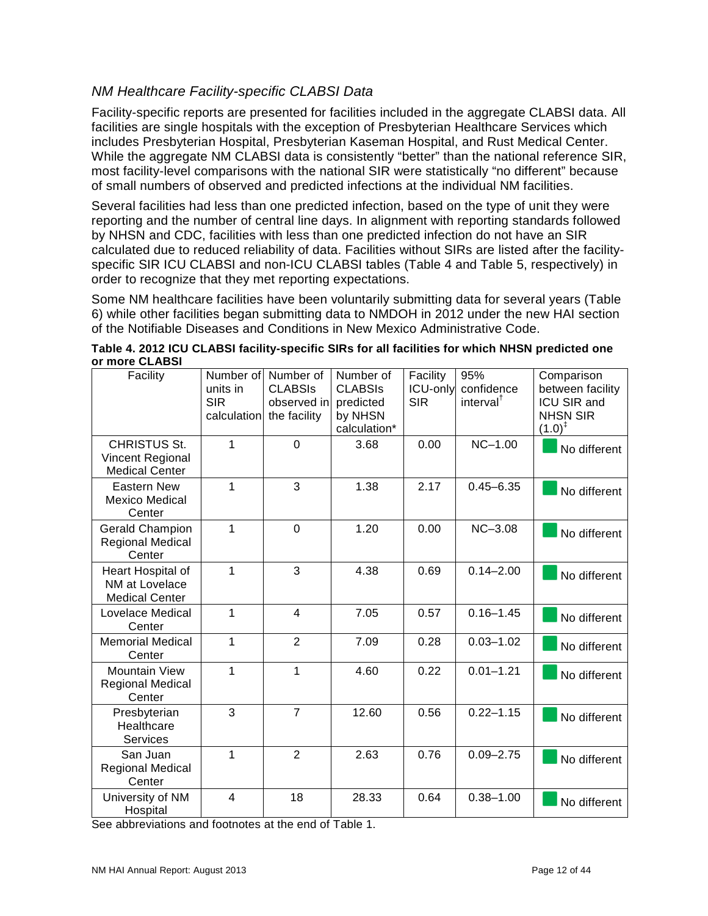### *NM Healthcare Facility-specific CLABSI Data*

Facility-specific reports are presented for facilities included in the aggregate CLABSI data. All facilities are single hospitals with the exception of Presbyterian Healthcare Services which includes Presbyterian Hospital, Presbyterian Kaseman Hospital, and Rust Medical Center. While the aggregate NM CLABSI data is consistently "better" than the national reference SIR, most facility-level comparisons with the national SIR were statistically "no different" because of small numbers of observed and predicted infections at the individual NM facilities.

Several facilities had less than one predicted infection, based on the type of unit they were reporting and the number of central line days. In alignment with reporting standards followed by NHSN and CDC, facilities with less than one predicted infection do not have an SIR calculated due to reduced reliability of data. Facilities without SIRs are listed after the facility-specific SIR ICU CLABSI and non-ICU CLABSI tables (Table 4 and Table 5, respectively) in order to recognize that they met reporting expectations.

Some NM healthcare facilities have been voluntarily submitting data for several years (Table 6) while other facilities began submitting data to NMDOH in 2012 under the new HAI section of the Notifiable Diseases and Conditions in New Mexico Administrative Code.

**Table 4. 2012 ICU CLABSI facility-specific SIRs for all facilities for which NHSN predicted one or more CLABSI**

| Facility | Number of units in SIR calculation | Number of CLABSIs observed in the facility | Number of CLABSIs predicted by NHSN calculation* | Facility ICU-only SIR | 95% confidence interval† | Comparison between facility ICU SIR and NHSN SIR (1.0)‡ |
|---|---|---|---|---|---|---|
| CHRISTUS St. Vincent Regional Medical Center | 1 | 0 | 3.68 | 0.00 | NC–1.00 | No different |
| Eastern New Mexico Medical Center | 1 | 3 | 1.38 | 2.17 | 0.45–6.35 | No different |
| Gerald Champion Regional Medical Center | 1 | 0 | 1.20 | 0.00 | NC–3.08 | No different |
| Heart Hospital of NM at Lovelace Medical Center | 1 | 3 | 4.38 | 0.69 | 0.14–2.00 | No different |
| Lovelace Medical Center | 1 | 4 | 7.05 | 0.57 | 0.16–1.45 | No different |
| Memorial Medical Center | 1 | 2 | 7.09 | 0.28 | 0.03–1.02 | No different |
| Mountain View Regional Medical Center | 1 | 1 | 4.60 | 0.22 | 0.01–1.21 | No different |
| Presbyterian Healthcare Services | 3 | 7 | 12.60 | 0.56 | 0.22–1.15 | No different |
| San Juan Regional Medical Center | 1 | 2 | 2.63 | 0.76 | 0.09–2.75 | No different |
| University of NM Hospital | 4 | 18 | 28.33 | 0.64 | 0.38–1.00 | No different |

See abbreviations and footnotes at the end of Table 1.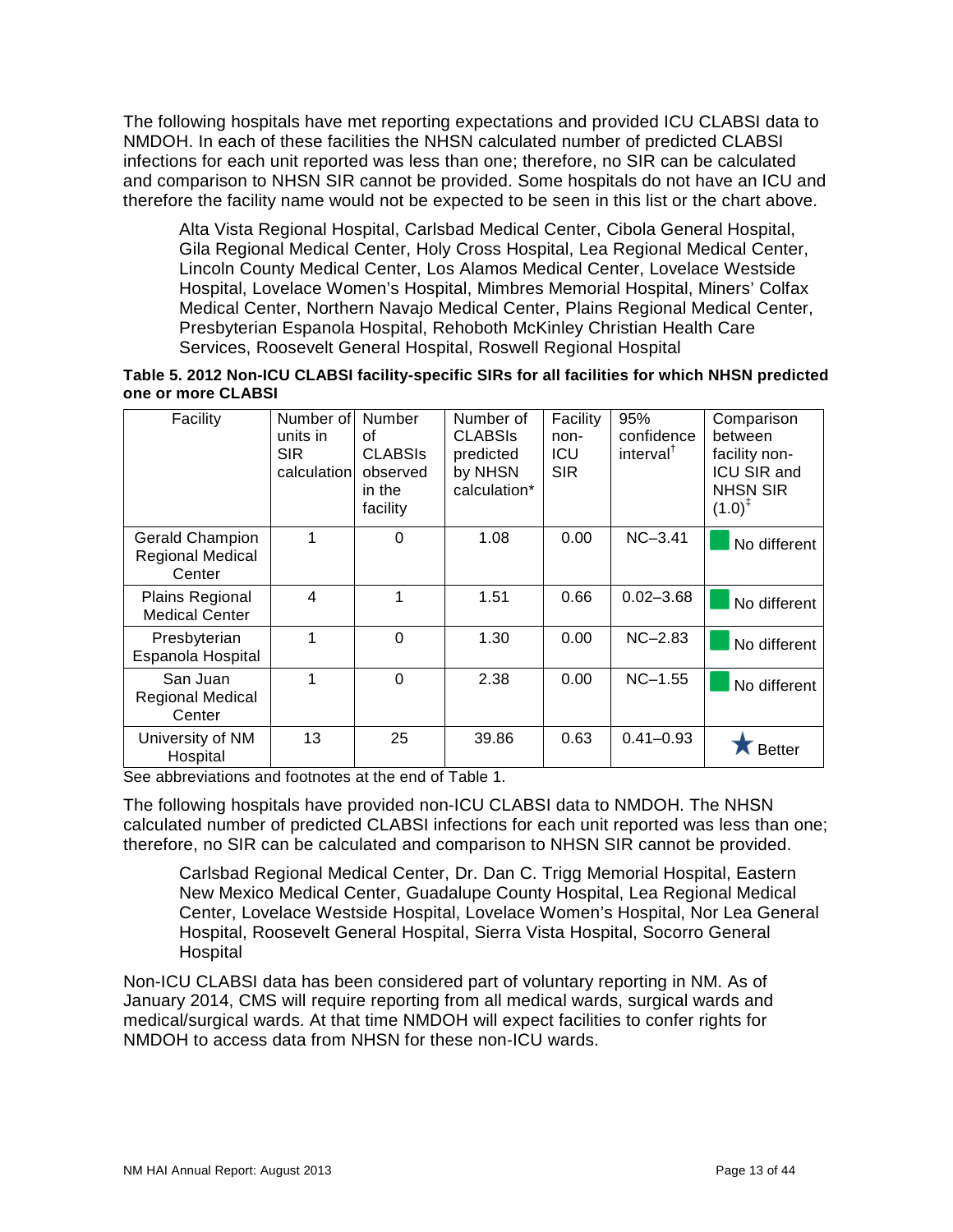The following hospitals have met reporting expectations and provided ICU CLABSI data to NMDOH. In each of these facilities the NHSN calculated number of predicted CLABSI infections for each unit reported was less than one; therefore, no SIR can be calculated and comparison to NHSN SIR cannot be provided. Some hospitals do not have an ICU and therefore the facility name would not be expected to be seen in this list or the chart above.

> Alta Vista Regional Hospital, Carlsbad Medical Center, Cibola General Hospital, Gila Regional Medical Center, Holy Cross Hospital, Lea Regional Medical Center, Lincoln County Medical Center, Los Alamos Medical Center, Lovelace Westside Hospital, Lovelace Women's Hospital, Mimbres Memorial Hospital, Miners' Colfax Medical Center, Northern Navajo Medical Center, Plains Regional Medical Center, Presbyterian Espanola Hospital, Rehoboth McKinley Christian Health Care Services, Roosevelt General Hospital, Roswell Regional Hospital

**Table 5. 2012 Non-ICU CLABSI facility-specific SIRs for all facilities for which NHSN predicted one or more CLABSI**

| Facility | Number of units in SIR calculation | Number of CLABSIs observed in the facility | Number of CLABSIs predicted by NHSN calculation* | Facility non-ICU SIR | 95% confidence interval† | Comparison between facility non-ICU SIR and NHSN SIR (1.0)‡ |
|---|---|---|---|---|---|---|
| Gerald Champion Regional Medical Center | 1 | 0 | 1.08 | 0.00 | NC–3.41 | No different |
| Plains Regional Medical Center | 4 | 1 | 1.51 | 0.66 | 0.02–3.68 | No different |
| Presbyterian Espanola Hospital | 1 | 0 | 1.30 | 0.00 | NC–2.83 | No different |
| San Juan Regional Medical Center | 1 | 0 | 2.38 | 0.00 | NC–1.55 | No different |
| University of NM Hospital | 13 | 25 | 39.86 | 0.63 | 0.41–0.93 | ★ Better |

See abbreviations and footnotes at the end of Table 1.

The following hospitals have provided non-ICU CLABSI data to NMDOH. The NHSN calculated number of predicted CLABSI infections for each unit reported was less than one; therefore, no SIR can be calculated and comparison to NHSN SIR cannot be provided.

> Carlsbad Regional Medical Center, Dr. Dan C. Trigg Memorial Hospital, Eastern New Mexico Medical Center, Guadalupe County Hospital, Lea Regional Medical Center, Lovelace Westside Hospital, Lovelace Women's Hospital, Nor Lea General Hospital, Roosevelt General Hospital, Sierra Vista Hospital, Socorro General Hospital

Non-ICU CLABSI data has been considered part of voluntary reporting in NM. As of January 2014, CMS will require reporting from all medical wards, surgical wards and medical/surgical wards. At that time NMDOH will expect facilities to confer rights for NMDOH to access data from NHSN for these non-ICU wards.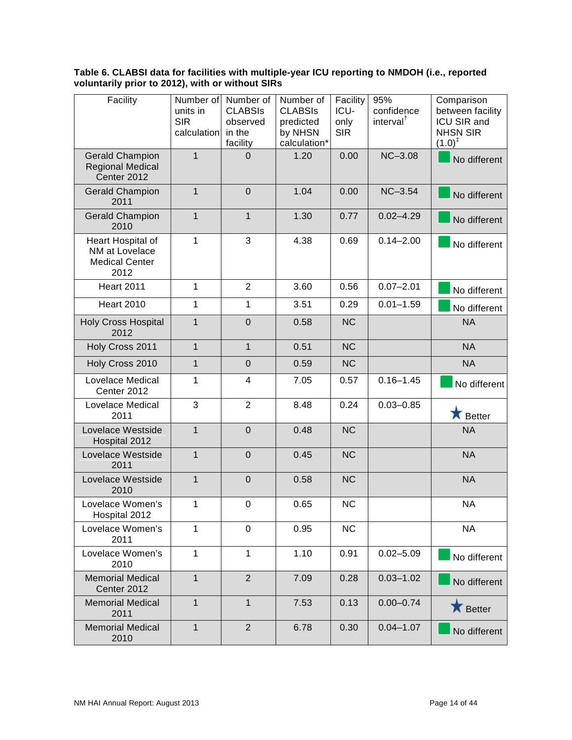**Table 6. CLABSI data for facilities with multiple-year ICU reporting to NMDOH (i.e., reported voluntarily prior to 2012), with or without SIRs**

| Facility | Number of units in SIR calculation | Number of CLABSIs observed in the facility | Number of CLABSIs predicted by NHSN calculation* | Facility ICU-only SIR | 95% confidence interval[†] | Comparison between facility ICU SIR and NHSN SIR (1.0)[‡] |
|---|---|---|---|---|---|---|
| Gerald Champion Regional Medical Center 2012 | 1 | 0 | 1.20 | 0.00 | NC–3.08 | No different |
| Gerald Champion 2011 | 1 | 0 | 1.04 | 0.00 | NC–3.54 | No different |
| Gerald Champion 2010 | 1 | 1 | 1.30 | 0.77 | 0.02–4.29 | No different |
| Heart Hospital of NM at Lovelace Medical Center 2012 | 1 | 3 | 4.38 | 0.69 | 0.14–2.00 | No different |
| Heart 2011 | 1 | 2 | 3.60 | 0.56 | 0.07–2.01 | No different |
| Heart 2010 | 1 | 1 | 3.51 | 0.29 | 0.01–1.59 | No different |
| Holy Cross Hospital 2012 | 1 | 0 | 0.58 | NC | | NA |
| Holy Cross 2011 | 1 | 1 | 0.51 | NC | | NA |
| Holy Cross 2010 | 1 | 0 | 0.59 | NC | | NA |
| Lovelace Medical Center 2012 | 1 | 4 | 7.05 | 0.57 | 0.16–1.45 | No different |
| Lovelace Medical 2011 | 3 | 2 | 8.48 | 0.24 | 0.03–0.85 | ★ Better |
| Lovelace Westside Hospital 2012 | 1 | 0 | 0.48 | NC | | NA |
| Lovelace Westside 2011 | 1 | 0 | 0.45 | NC | | NA |
| Lovelace Westside 2010 | 1 | 0 | 0.58 | NC | | NA |
| Lovelace Women's Hospital 2012 | 1 | 0 | 0.65 | NC | | NA |
| Lovelace Women's 2011 | 1 | 0 | 0.95 | NC | | NA |
| Lovelace Women's 2010 | 1 | 1 | 1.10 | 0.91 | 0.02–5.09 | No different |
| Memorial Medical Center 2012 | 1 | 2 | 7.09 | 0.28 | 0.03–1.02 | No different |
| Memorial Medical 2011 | 1 | 1 | 7.53 | 0.13 | 0.00–0.74 | ★ Better |
| Memorial Medical 2010 | 1 | 2 | 6.78 | 0.30 | 0.04–1.07 | No different |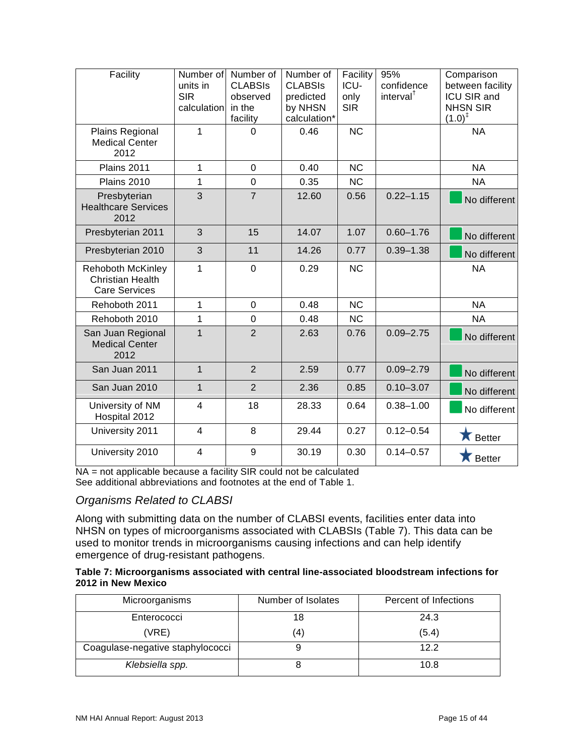| Facility | Number of units in SIR calculation | Number of CLABSIs observed in the facility | Number of CLABSIs predicted by NHSN calculation* | Facility ICU-only SIR | 95% confidence interval[†] | Comparison between facility ICU SIR and NHSN SIR (1.0)[‡] |
|---|---|---|---|---|---|---|
| Plains Regional Medical Center 2012 | 1 | 0 | 0.46 | NC | | NA |
| Plains 2011 | 1 | 0 | 0.40 | NC | | NA |
| Plains 2010 | 1 | 0 | 0.35 | NC | | NA |
| Presbyterian Healthcare Services 2012 | 3 | 7 | 12.60 | 0.56 | 0.22–1.15 | No different |
| Presbyterian 2011 | 3 | 15 | 14.07 | 1.07 | 0.60–1.76 | No different |
| Presbyterian 2010 | 3 | 11 | 14.26 | 0.77 | 0.39–1.38 | No different |
| Rehoboth McKinley Christian Health Care Services | 1 | 0 | 0.29 | NC | | NA |
| Rehoboth 2011 | 1 | 0 | 0.48 | NC | | NA |
| Rehoboth 2010 | 1 | 0 | 0.48 | NC | | NA |
| San Juan Regional Medical Center 2012 | 1 | 2 | 2.63 | 0.76 | 0.09–2.75 | No different |
| San Juan 2011 | 1 | 2 | 2.59 | 0.77 | 0.09–2.79 | No different |
| San Juan 2010 | 1 | 2 | 2.36 | 0.85 | 0.10–3.07 | No different |
| University of NM Hospital 2012 | 4 | 18 | 28.33 | 0.64 | 0.38–1.00 | No different |
| University 2011 | 4 | 8 | 29.44 | 0.27 | 0.12–0.54 | ★ Better |
| University 2010 | 4 | 9 | 30.19 | 0.30 | 0.14–0.57 | ★ Better |

NA = not applicable because a facility SIR could not be calculated
See additional abbreviations and footnotes at the end of Table 1.

### *Organisms Related to CLABSI*

Along with submitting data on the number of CLABSI events, facilities enter data into NHSN on types of microorganisms associated with CLABSIs (Table 7). This data can be used to monitor trends in microorganisms causing infections and can help identify emergence of drug-resistant pathogens.

**Table 7: Microorganisms associated with central line-associated bloodstream infections for 2012 in New Mexico**

| Microorganisms | Number of Isolates | Percent of Infections |
|---|---|---|
| Enterococci | 18 | 24.3 |
| (VRE) | (4) | (5.4) |
| Coagulase-negative staphylococci | 9 | 12.2 |
| *Klebsiella spp.* | 8 | 10.8 |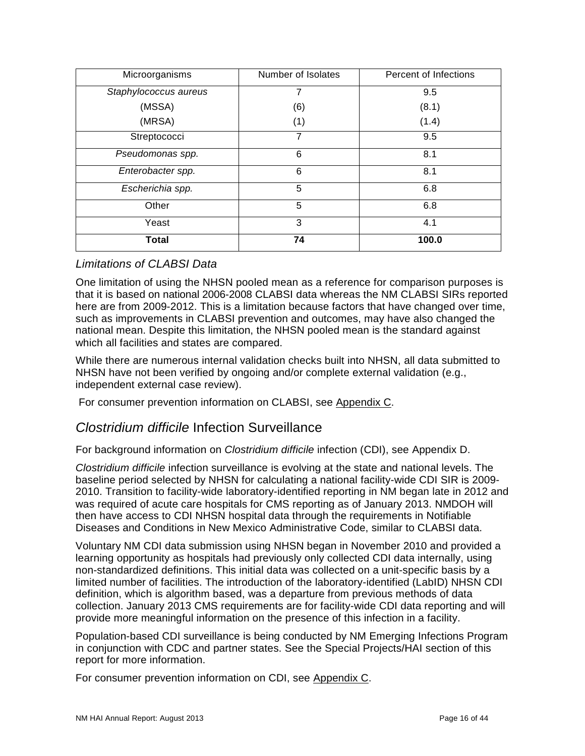| Microorganisms | Number of Isolates | Percent of Infections |
|---|---|---|
| *Staphylococcus aureus* | 7 | 9.5 |
| (MSSA) | (6) | (8.1) |
| (MRSA) | (1) | (1.4) |
| Streptococci | 7 | 9.5 |
| *Pseudomonas spp.* | 6 | 8.1 |
| *Enterobacter spp.* | 6 | 8.1 |
| *Escherichia spp.* | 5 | 6.8 |
| Other | 5 | 6.8 |
| Yeast | 3 | 4.1 |
| **Total** | **74** | **100.0** |

### *Limitations of CLABSI Data*

One limitation of using the NHSN pooled mean as a reference for comparison purposes is that it is based on national 2006-2008 CLABSI data whereas the NM CLABSI SIRs reported here are from 2009-2012. This is a limitation because factors that have changed over time, such as improvements in CLABSI prevention and outcomes, may have also changed the national mean. Despite this limitation, the NHSN pooled mean is the standard against which all facilities and states are compared.

While there are numerous internal validation checks built into NHSN, all data submitted to NHSN have not been verified by ongoing and/or complete external validation (e.g., independent external case review).

For consumer prevention information on CLABSI, see Appendix C.

## *Clostridium difficile* Infection Surveillance

For background information on *Clostridium difficile* infection (CDI), see Appendix D.

*Clostridium difficile* infection surveillance is evolving at the state and national levels. The baseline period selected by NHSN for calculating a national facility-wide CDI SIR is 2009-2010. Transition to facility-wide laboratory-identified reporting in NM began late in 2012 and was required of acute care hospitals for CMS reporting as of January 2013. NMDOH will then have access to CDI NHSN hospital data through the requirements in Notifiable Diseases and Conditions in New Mexico Administrative Code, similar to CLABSI data.

Voluntary NM CDI data submission using NHSN began in November 2010 and provided a learning opportunity as hospitals had previously only collected CDI data internally, using non-standardized definitions. This initial data was collected on a unit-specific basis by a limited number of facilities. The introduction of the laboratory-identified (LabID) NHSN CDI definition, which is algorithm based, was a departure from previous methods of data collection. January 2013 CMS requirements are for facility-wide CDI data reporting and will provide more meaningful information on the presence of this infection in a facility.

Population-based CDI surveillance is being conducted by NM Emerging Infections Program in conjunction with CDC and partner states. See the Special Projects/HAI section of this report for more information.

For consumer prevention information on CDI, see Appendix C.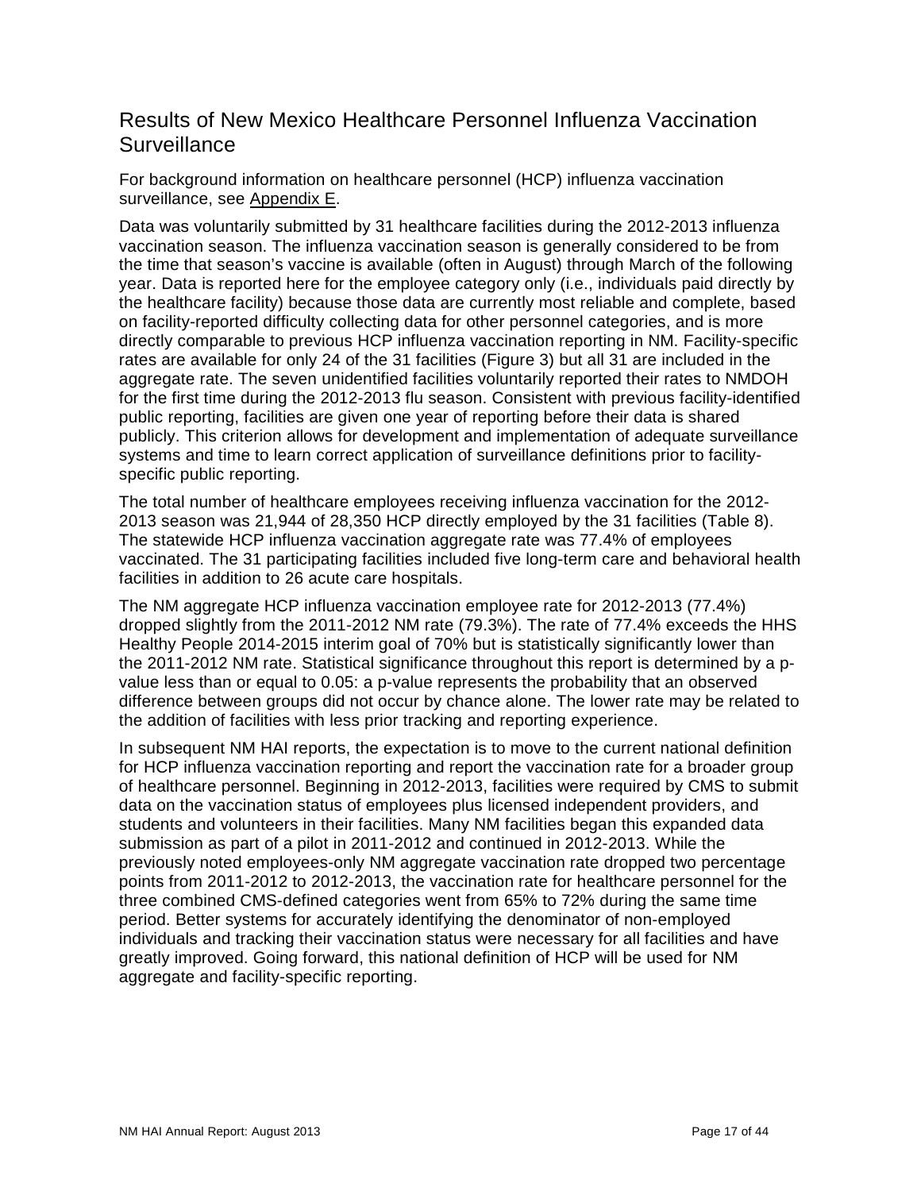## Results of New Mexico Healthcare Personnel Influenza Vaccination Surveillance

For background information on healthcare personnel (HCP) influenza vaccination surveillance, see Appendix E.

Data was voluntarily submitted by 31 healthcare facilities during the 2012-2013 influenza vaccination season. The influenza vaccination season is generally considered to be from the time that season's vaccine is available (often in August) through March of the following year. Data is reported here for the employee category only (i.e., individuals paid directly by the healthcare facility) because those data are currently most reliable and complete, based on facility-reported difficulty collecting data for other personnel categories, and is more directly comparable to previous HCP influenza vaccination reporting in NM. Facility-specific rates are available for only 24 of the 31 facilities (Figure 3) but all 31 are included in the aggregate rate. The seven unidentified facilities voluntarily reported their rates to NMDOH for the first time during the 2012-2013 flu season. Consistent with previous facility-identified public reporting, facilities are given one year of reporting before their data is shared publicly. This criterion allows for development and implementation of adequate surveillance systems and time to learn correct application of surveillance definitions prior to facility-specific public reporting.

The total number of healthcare employees receiving influenza vaccination for the 2012-2013 season was 21,944 of 28,350 HCP directly employed by the 31 facilities (Table 8). The statewide HCP influenza vaccination aggregate rate was 77.4% of employees vaccinated. The 31 participating facilities included five long-term care and behavioral health facilities in addition to 26 acute care hospitals.

The NM aggregate HCP influenza vaccination employee rate for 2012-2013 (77.4%) dropped slightly from the 2011-2012 NM rate (79.3%). The rate of 77.4% exceeds the HHS Healthy People 2014-2015 interim goal of 70% but is statistically significantly lower than the 2011-2012 NM rate. Statistical significance throughout this report is determined by a p-value less than or equal to 0.05: a p-value represents the probability that an observed difference between groups did not occur by chance alone. The lower rate may be related to the addition of facilities with less prior tracking and reporting experience.

In subsequent NM HAI reports, the expectation is to move to the current national definition for HCP influenza vaccination reporting and report the vaccination rate for a broader group of healthcare personnel. Beginning in 2012-2013, facilities were required by CMS to submit data on the vaccination status of employees plus licensed independent providers, and students and volunteers in their facilities. Many NM facilities began this expanded data submission as part of a pilot in 2011-2012 and continued in 2012-2013. While the previously noted employees-only NM aggregate vaccination rate dropped two percentage points from 2011-2012 to 2012-2013, the vaccination rate for healthcare personnel for the three combined CMS-defined categories went from 65% to 72% during the same time period. Better systems for accurately identifying the denominator of non-employed individuals and tracking their vaccination status were necessary for all facilities and have greatly improved. Going forward, this national definition of HCP will be used for NM aggregate and facility-specific reporting.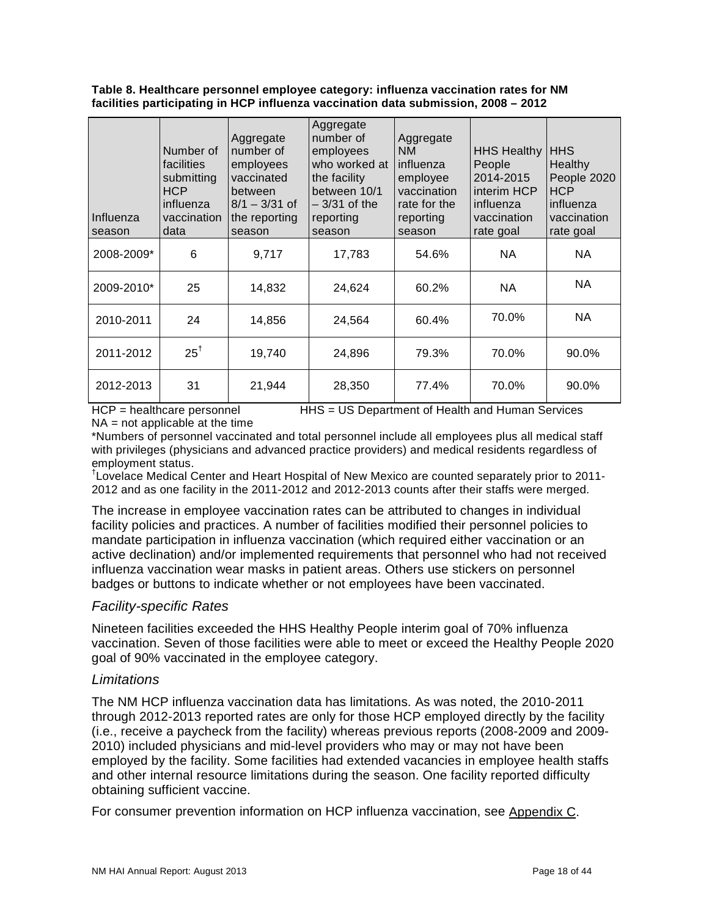**Table 8. Healthcare personnel employee category: influenza vaccination rates for NM facilities participating in HCP influenza vaccination data submission, 2008 – 2012**

| Influenza season | Number of facilities submitting HCP influenza vaccination data | Aggregate number of employees vaccinated between 8/1 – 3/31 of the reporting season | Aggregate number of employees who worked at the facility between 10/1 – 3/31 of the reporting season | Aggregate NM influenza employee vaccination rate for the reporting season | HHS Healthy People 2014-2015 interim HCP influenza vaccination rate goal | HHS Healthy People 2020 HCP influenza vaccination rate goal |
|---|---|---|---|---|---|---|
| 2008-2009* | 6 | 9,717 | 17,783 | 54.6% | NA | NA |
| 2009-2010* | 25 | 14,832 | 24,624 | 60.2% | NA | NA |
| 2010-2011 | 24 | 14,856 | 24,564 | 60.4% | 70.0% | NA |
| 2011-2012 | 25[†] | 19,740 | 24,896 | 79.3% | 70.0% | 90.0% |
| 2012-2013 | 31 | 21,944 | 28,350 | 77.4% | 70.0% | 90.0% |

HCP = healthcare personnel HHS = US Department of Health and Human Services
NA = not applicable at the time
*Numbers of personnel vaccinated and total personnel include all employees plus all medical staff with privileges (physicians and advanced practice providers) and medical residents regardless of employment status.
[†]Lovelace Medical Center and Heart Hospital of New Mexico are counted separately prior to 2011-2012 and as one facility in the 2011-2012 and 2012-2013 counts after their staffs were merged.

The increase in employee vaccination rates can be attributed to changes in individual facility policies and practices. A number of facilities modified their personnel policies to mandate participation in influenza vaccination (which required either vaccination or an active declination) and/or implemented requirements that personnel who had not received influenza vaccination wear masks in patient areas. Others use stickers on personnel badges or buttons to indicate whether or not employees have been vaccinated.

### *Facility-specific Rates*

Nineteen facilities exceeded the HHS Healthy People interim goal of 70% influenza vaccination. Seven of those facilities were able to meet or exceed the Healthy People 2020 goal of 90% vaccinated in the employee category.

### *Limitations*

The NM HCP influenza vaccination data has limitations. As was noted, the 2010-2011 through 2012-2013 reported rates are only for those HCP employed directly by the facility (i.e., receive a paycheck from the facility) whereas previous reports (2008-2009 and 2009-2010) included physicians and mid-level providers who may or may not have been employed by the facility. Some facilities had extended vacancies in employee health staffs and other internal resource limitations during the season. One facility reported difficulty obtaining sufficient vaccine.

For consumer prevention information on HCP influenza vaccination, see Appendix C.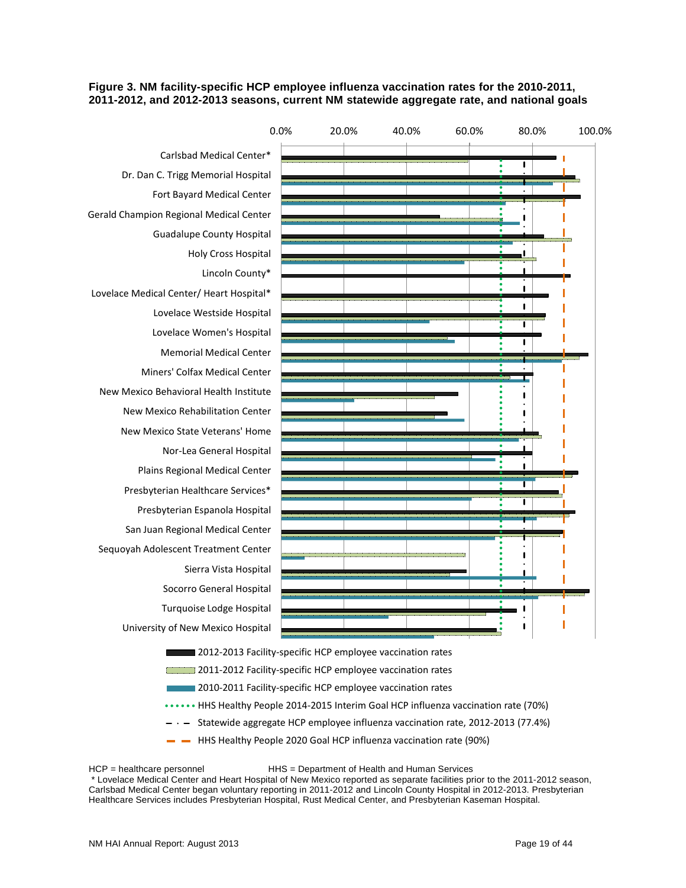**Figure 3. NM facility-specific HCP employee influenza vaccination rates for the 2010-2011, 2011-2012, and 2012-2013 seasons, current NM statewide aggregate rate, and national goals**

0.0% 20.0% 40.0% 60.0% 80.0% 100.0%

- Carlsbad Medical Center*
- Dr. Dan C. Trigg Memorial Hospital
- Fort Bayard Medical Center
- Gerald Champion Regional Medical Center
- Guadalupe County Hospital
- Holy Cross Hospital
- Lincoln County*
- Lovelace Medical Center/ Heart Hospital*
- Lovelace Westside Hospital
- Lovelace Women's Hospital
- Memorial Medical Center
- Miners' Colfax Medical Center
- New Mexico Behavioral Health Institute
- New Mexico Rehabilitation Center
- New Mexico State Veterans' Home
- Nor-Lea General Hospital
- Plains Regional Medical Center
- Presbyterian Healthcare Services*
- Presbyterian Espanola Hospital
- San Juan Regional Medical Center
- Sequoyah Adolescent Treatment Center
- Sierra Vista Hospital
- Socorro General Hospital
- Turquoise Lodge Hospital
- University of New Mexico Hospital

- 2012-2013 Facility-specific HCP employee vaccination rates
- 2011-2012 Facility-specific HCP employee vaccination rates
- 2010-2011 Facility-specific HCP employee vaccination rates
- HHS Healthy People 2014-2015 Interim Goal HCP influenza vaccination rate (70%)
- Statewide aggregate HCP employee influenza vaccination rate, 2012-2013 (77.4%)
- HHS Healthy People 2020 Goal HCP influenza vaccination rate (90%)

HCP = healthcare personnel HHS = Department of Health and Human Services

\* Lovelace Medical Center and Heart Hospital of New Mexico reported as separate facilities prior to the 2011-2012 season, Carlsbad Medical Center began voluntary reporting in 2011-2012 and Lincoln County Hospital in 2012-2013. Presbyterian Healthcare Services includes Presbyterian Hospital, Rust Medical Center, and Presbyterian Kaseman Hospital.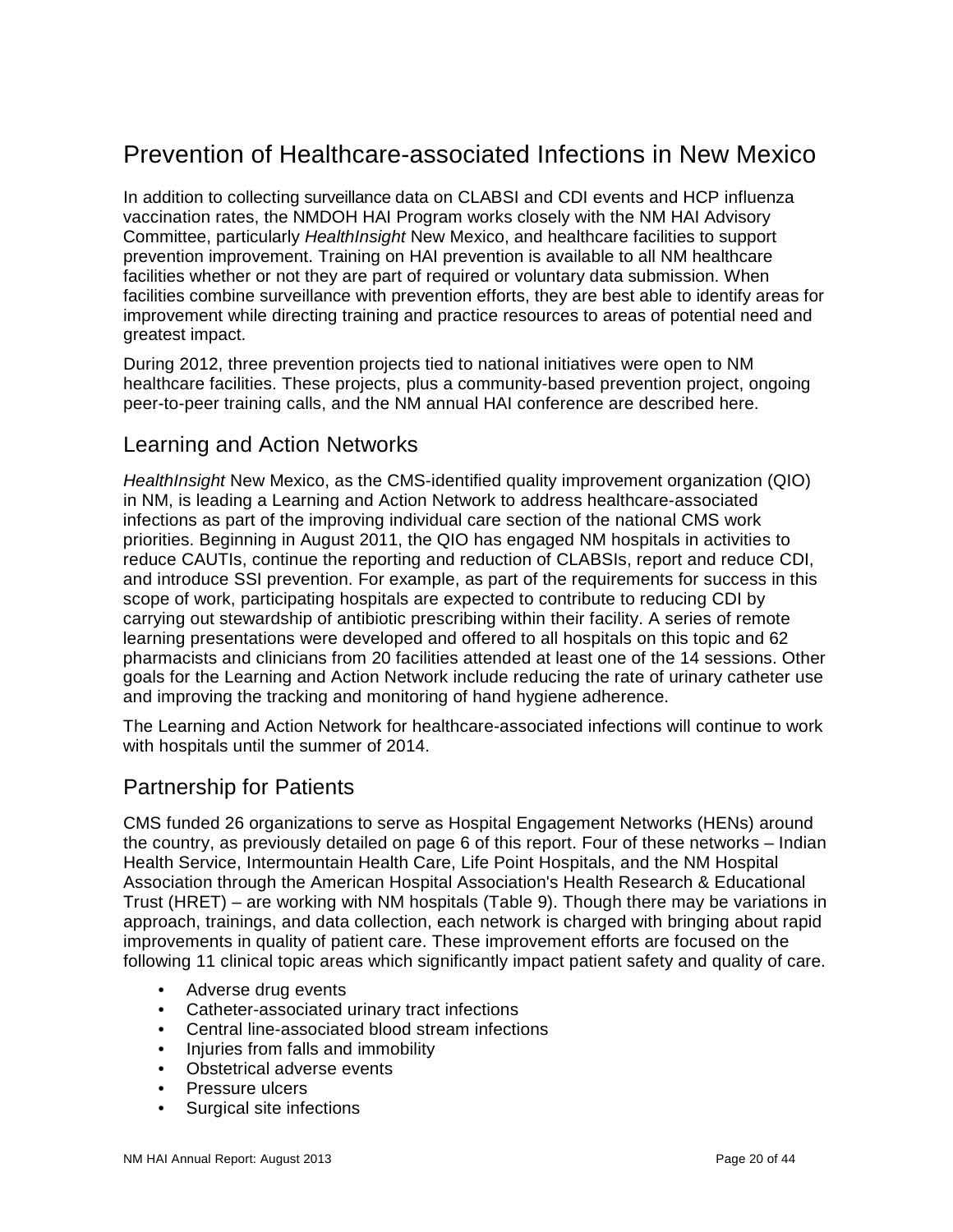# Prevention of Healthcare-associated Infections in New Mexico

In addition to collecting surveillance data on CLABSI and CDI events and HCP influenza vaccination rates, the NMDOH HAI Program works closely with the NM HAI Advisory Committee, particularly *HealthInsight* New Mexico, and healthcare facilities to support prevention improvement. Training on HAI prevention is available to all NM healthcare facilities whether or not they are part of required or voluntary data submission. When facilities combine surveillance with prevention efforts, they are best able to identify areas for improvement while directing training and practice resources to areas of potential need and greatest impact.

During 2012, three prevention projects tied to national initiatives were open to NM healthcare facilities. These projects, plus a community-based prevention project, ongoing peer-to-peer training calls, and the NM annual HAI conference are described here.

## Learning and Action Networks

*HealthInsight* New Mexico, as the CMS-identified quality improvement organization (QIO) in NM, is leading a Learning and Action Network to address healthcare-associated infections as part of the improving individual care section of the national CMS work priorities. Beginning in August 2011, the QIO has engaged NM hospitals in activities to reduce CAUTIs, continue the reporting and reduction of CLABSIs, report and reduce CDI, and introduce SSI prevention. For example, as part of the requirements for success in this scope of work, participating hospitals are expected to contribute to reducing CDI by carrying out stewardship of antibiotic prescribing within their facility. A series of remote learning presentations were developed and offered to all hospitals on this topic and 62 pharmacists and clinicians from 20 facilities attended at least one of the 14 sessions. Other goals for the Learning and Action Network include reducing the rate of urinary catheter use and improving the tracking and monitoring of hand hygiene adherence.

The Learning and Action Network for healthcare-associated infections will continue to work with hospitals until the summer of 2014.

## Partnership for Patients

CMS funded 26 organizations to serve as Hospital Engagement Networks (HENs) around the country, as previously detailed on page 6 of this report. Four of these networks – Indian Health Service, Intermountain Health Care, Life Point Hospitals, and the NM Hospital Association through the American Hospital Association's Health Research & Educational Trust (HRET) – are working with NM hospitals (Table 9). Though there may be variations in approach, trainings, and data collection, each network is charged with bringing about rapid improvements in quality of patient care. These improvement efforts are focused on the following 11 clinical topic areas which significantly impact patient safety and quality of care.

- Adverse drug events
- Catheter-associated urinary tract infections
- Central line-associated blood stream infections
- Injuries from falls and immobility
- Obstetrical adverse events
- Pressure ulcers
- Surgical site infections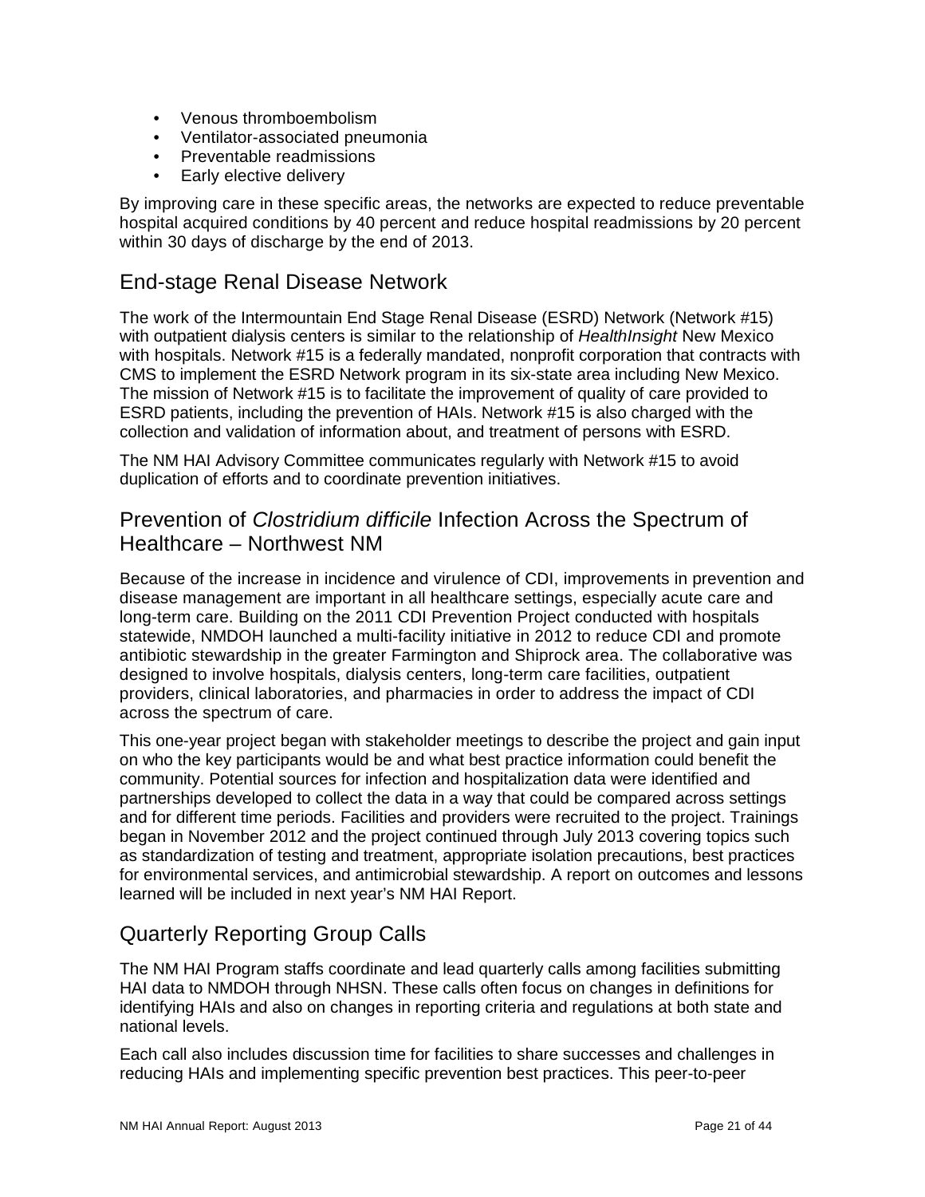- Venous thromboembolism
- Ventilator-associated pneumonia
- Preventable readmissions
- Early elective delivery

By improving care in these specific areas, the networks are expected to reduce preventable hospital acquired conditions by 40 percent and reduce hospital readmissions by 20 percent within 30 days of discharge by the end of 2013.

## End-stage Renal Disease Network

The work of the Intermountain End Stage Renal Disease (ESRD) Network (Network #15) with outpatient dialysis centers is similar to the relationship of *HealthInsight* New Mexico with hospitals. Network #15 is a federally mandated, nonprofit corporation that contracts with CMS to implement the ESRD Network program in its six-state area including New Mexico. The mission of Network #15 is to facilitate the improvement of quality of care provided to ESRD patients, including the prevention of HAIs. Network #15 is also charged with the collection and validation of information about, and treatment of persons with ESRD.

The NM HAI Advisory Committee communicates regularly with Network #15 to avoid duplication of efforts and to coordinate prevention initiatives.

## Prevention of *Clostridium difficile* Infection Across the Spectrum of Healthcare – Northwest NM

Because of the increase in incidence and virulence of CDI, improvements in prevention and disease management are important in all healthcare settings, especially acute care and long-term care. Building on the 2011 CDI Prevention Project conducted with hospitals statewide, NMDOH launched a multi-facility initiative in 2012 to reduce CDI and promote antibiotic stewardship in the greater Farmington and Shiprock area. The collaborative was designed to involve hospitals, dialysis centers, long-term care facilities, outpatient providers, clinical laboratories, and pharmacies in order to address the impact of CDI across the spectrum of care.

This one-year project began with stakeholder meetings to describe the project and gain input on who the key participants would be and what best practice information could benefit the community. Potential sources for infection and hospitalization data were identified and partnerships developed to collect the data in a way that could be compared across settings and for different time periods. Facilities and providers were recruited to the project. Trainings began in November 2012 and the project continued through July 2013 covering topics such as standardization of testing and treatment, appropriate isolation precautions, best practices for environmental services, and antimicrobial stewardship. A report on outcomes and lessons learned will be included in next year's NM HAI Report.

## Quarterly Reporting Group Calls

The NM HAI Program staffs coordinate and lead quarterly calls among facilities submitting HAI data to NMDOH through NHSN. These calls often focus on changes in definitions for identifying HAIs and also on changes in reporting criteria and regulations at both state and national levels.

Each call also includes discussion time for facilities to share successes and challenges in reducing HAIs and implementing specific prevention best practices. This peer-to-peer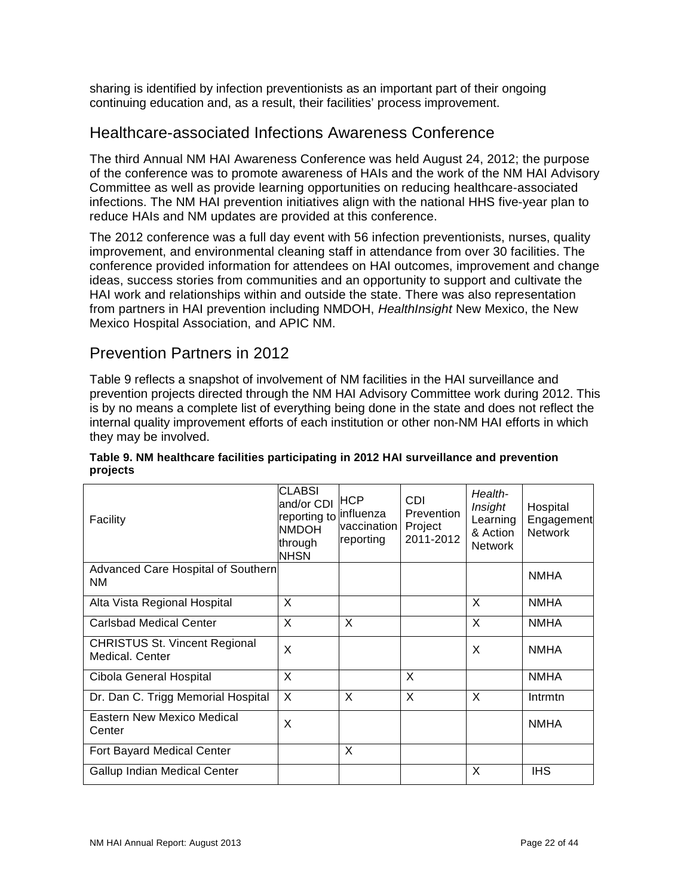sharing is identified by infection preventionists as an important part of their ongoing continuing education and, as a result, their facilities' process improvement.

## Healthcare-associated Infections Awareness Conference

The third Annual NM HAI Awareness Conference was held August 24, 2012; the purpose of the conference was to promote awareness of HAIs and the work of the NM HAI Advisory Committee as well as provide learning opportunities on reducing healthcare-associated infections. The NM HAI prevention initiatives align with the national HHS five-year plan to reduce HAIs and NM updates are provided at this conference.

The 2012 conference was a full day event with 56 infection preventionists, nurses, quality improvement, and environmental cleaning staff in attendance from over 30 facilities. The conference provided information for attendees on HAI outcomes, improvement and change ideas, success stories from communities and an opportunity to support and cultivate the HAI work and relationships within and outside the state. There was also representation from partners in HAI prevention including NMDOH, *HealthInsight* New Mexico, the New Mexico Hospital Association, and APIC NM.

## Prevention Partners in 2012

Table 9 reflects a snapshot of involvement of NM facilities in the HAI surveillance and prevention projects directed through the NM HAI Advisory Committee work during 2012. This is by no means a complete list of everything being done in the state and does not reflect the internal quality improvement efforts of each institution or other non-NM HAI efforts in which they may be involved.

**Table 9. NM healthcare facilities participating in 2012 HAI surveillance and prevention projects**

| Facility | CLABSI and/or CDI reporting to NMDOH through NHSN | HCP influenza vaccination reporting | CDI Prevention Project 2011-2012 | *Health-Insight* Learning & Action Network | Hospital Engagement Network |
|---|---|---|---|---|---|
| Advanced Care Hospital of Southern NM | | | | | NMHA |
| Alta Vista Regional Hospital | X | | | X | NMHA |
| Carlsbad Medical Center | X | X | | X | NMHA |
| CHRISTUS St. Vincent Regional Medical. Center | X | | | X | NMHA |
| Cibola General Hospital | X | | X | | NMHA |
| Dr. Dan C. Trigg Memorial Hospital | X | X | X | X | Intrmtn |
| Eastern New Mexico Medical Center | X | | | | NMHA |
| Fort Bayard Medical Center | | X | | | |
| Gallup Indian Medical Center | | | | X | IHS |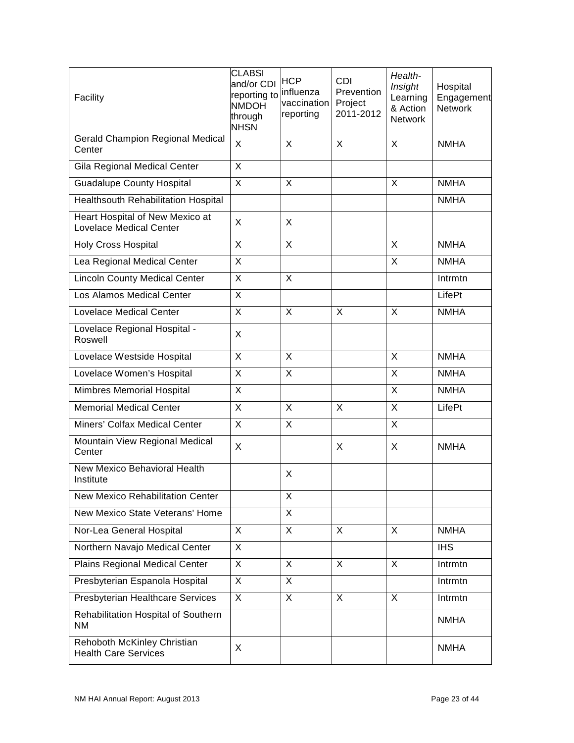| Facility | CLABSI and/or CDI reporting to NMDOH through NHSN | HCP influenza vaccination reporting | CDI Prevention Project 2011-2012 | *Health-Insight* Learning & Action Network | Hospital Engagement Network |
|---|---|---|---|---|---|
| Gerald Champion Regional Medical Center | X | X | X | X | NMHA |
| Gila Regional Medical Center | X | | | | |
| Guadalupe County Hospital | X | X | | X | NMHA |
| Healthsouth Rehabilitation Hospital | | | | | NMHA |
| Heart Hospital of New Mexico at Lovelace Medical Center | X | X | | | |
| Holy Cross Hospital | X | X | | X | NMHA |
| Lea Regional Medical Center | X | | | X | NMHA |
| Lincoln County Medical Center | X | X | | | Intrmtn |
| Los Alamos Medical Center | X | | | | LifePt |
| Lovelace Medical Center | X | X | X | X | NMHA |
| Lovelace Regional Hospital - Roswell | X | | | | |
| Lovelace Westside Hospital | X | X | | X | NMHA |
| Lovelace Women's Hospital | X | X | | X | NMHA |
| Mimbres Memorial Hospital | X | | | X | NMHA |
| Memorial Medical Center | X | X | X | X | LifePt |
| Miners' Colfax Medical Center | X | X | | X | |
| Mountain View Regional Medical Center | X | | X | X | NMHA |
| New Mexico Behavioral Health Institute | | X | | | |
| New Mexico Rehabilitation Center | | X | | | |
| New Mexico State Veterans' Home | | X | | | |
| Nor-Lea General Hospital | X | X | X | X | NMHA |
| Northern Navajo Medical Center | X | | | | IHS |
| Plains Regional Medical Center | X | X | X | X | Intrmtn |
| Presbyterian Espanola Hospital | X | X | | | Intrmtn |
| Presbyterian Healthcare Services | X | X | X | X | Intrmtn |
| Rehabilitation Hospital of Southern NM | | | | | NMHA |
| Rehoboth McKinley Christian Health Care Services | X | | | | NMHA |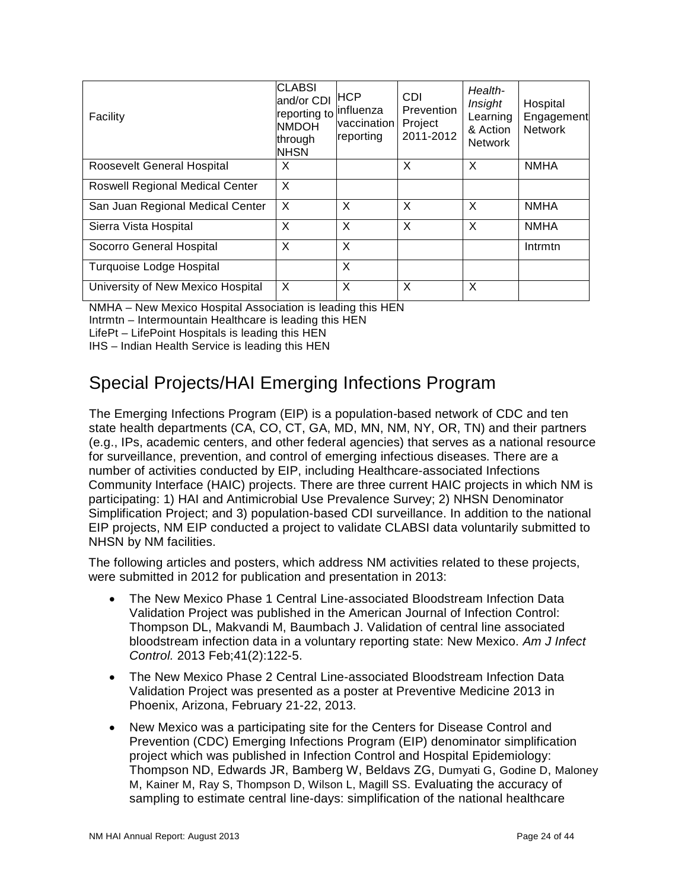| Facility | CLABSI and/or CDI reporting to NMDOH through NHSN | HCP influenza vaccination reporting | CDI Prevention Project 2011-2012 | *Health-Insight* Learning & Action Network | Hospital Engagement Network |
|---|---|---|---|---|---|
| Roosevelt General Hospital | X | | X | X | NMHA |
| Roswell Regional Medical Center | X | | | | |
| San Juan Regional Medical Center | X | X | X | X | NMHA |
| Sierra Vista Hospital | X | X | X | X | NMHA |
| Socorro General Hospital | X | X | | | Intrmtn |
| Turquoise Lodge Hospital | | X | | | |
| University of New Mexico Hospital | X | X | X | X | |

NMHA – New Mexico Hospital Association is leading this HEN
Intrmtn – Intermountain Healthcare is leading this HEN
LifePt – LifePoint Hospitals is leading this HEN
IHS – Indian Health Service is leading this HEN

## Special Projects/HAI Emerging Infections Program

The Emerging Infections Program (EIP) is a population-based network of CDC and ten state health departments (CA, CO, CT, GA, MD, MN, NM, NY, OR, TN) and their partners (e.g., IPs, academic centers, and other federal agencies) that serves as a national resource for surveillance, prevention, and control of emerging infectious diseases. There are a number of activities conducted by EIP, including Healthcare-associated Infections Community Interface (HAIC) projects. There are three current HAIC projects in which NM is participating: 1) HAI and Antimicrobial Use Prevalence Survey; 2) NHSN Denominator Simplification Project; and 3) population-based CDI surveillance. In addition to the national EIP projects, NM EIP conducted a project to validate CLABSI data voluntarily submitted to NHSN by NM facilities.

The following articles and posters, which address NM activities related to these projects, were submitted in 2012 for publication and presentation in 2013:

- The New Mexico Phase 1 Central Line-associated Bloodstream Infection Data Validation Project was published in the American Journal of Infection Control: Thompson DL, Makvandi M, Baumbach J. Validation of central line associated bloodstream infection data in a voluntary reporting state: New Mexico. *Am J Infect Control.* 2013 Feb;41(2):122-5.
- The New Mexico Phase 2 Central Line-associated Bloodstream Infection Data Validation Project was presented as a poster at Preventive Medicine 2013 in Phoenix, Arizona, February 21-22, 2013.
- New Mexico was a participating site for the Centers for Disease Control and Prevention (CDC) Emerging Infections Program (EIP) denominator simplification project which was published in Infection Control and Hospital Epidemiology: Thompson ND, Edwards JR, Bamberg W, Beldavs ZG, Dumyati G, Godine D, Maloney M, Kainer M, Ray S, Thompson D, Wilson L, Magill SS. Evaluating the accuracy of sampling to estimate central line-days: simplification of the national healthcare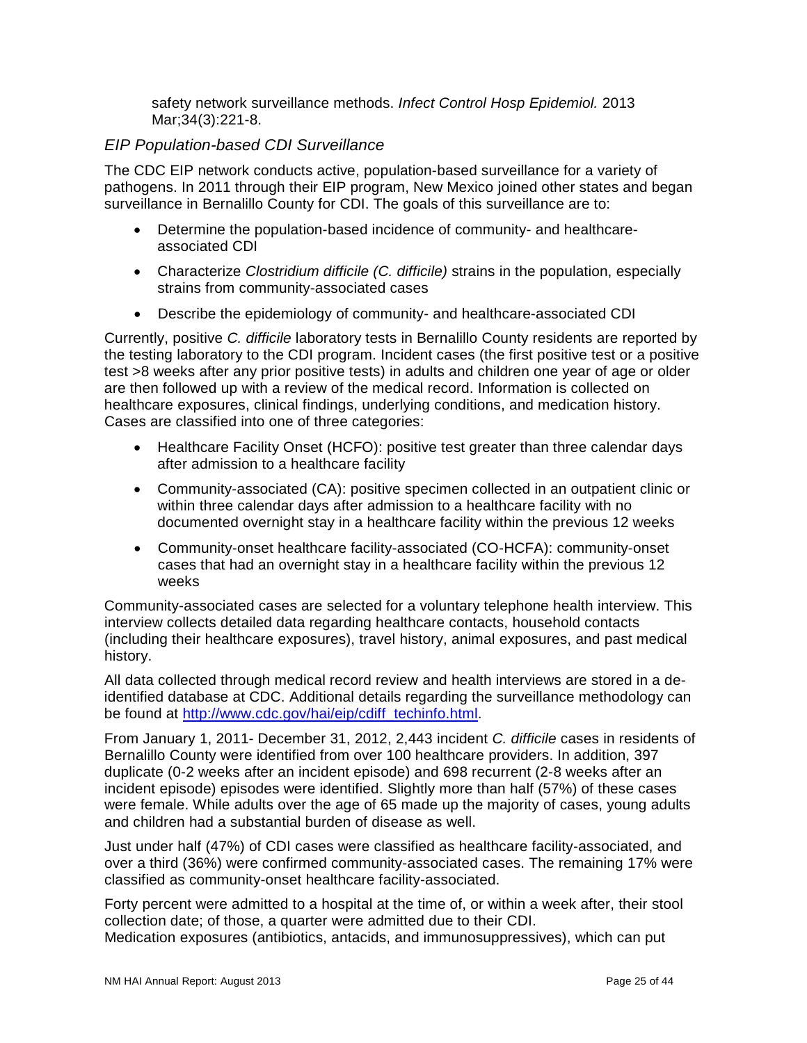safety network surveillance methods. *Infect Control Hosp Epidemiol.* 2013 Mar;34(3):221-8.

### *EIP Population-based CDI Surveillance*

The CDC EIP network conducts active, population-based surveillance for a variety of pathogens. In 2011 through their EIP program, New Mexico joined other states and began surveillance in Bernalillo County for CDI. The goals of this surveillance are to:

- Determine the population-based incidence of community- and healthcare-associated CDI
- Characterize *Clostridium difficile (C. difficile)* strains in the population, especially strains from community-associated cases
- Describe the epidemiology of community- and healthcare-associated CDI

Currently, positive *C. difficile* laboratory tests in Bernalillo County residents are reported by the testing laboratory to the CDI program. Incident cases (the first positive test or a positive test >8 weeks after any prior positive tests) in adults and children one year of age or older are then followed up with a review of the medical record. Information is collected on healthcare exposures, clinical findings, underlying conditions, and medication history. Cases are classified into one of three categories:

- Healthcare Facility Onset (HCFO): positive test greater than three calendar days after admission to a healthcare facility
- Community-associated (CA): positive specimen collected in an outpatient clinic or within three calendar days after admission to a healthcare facility with no documented overnight stay in a healthcare facility within the previous 12 weeks
- Community-onset healthcare facility-associated (CO-HCFA): community-onset cases that had an overnight stay in a healthcare facility within the previous 12 weeks

Community-associated cases are selected for a voluntary telephone health interview. This interview collects detailed data regarding healthcare contacts, household contacts (including their healthcare exposures), travel history, animal exposures, and past medical history.

All data collected through medical record review and health interviews are stored in a de-identified database at CDC. Additional details regarding the surveillance methodology can be found at [http://www.cdc.gov/hai/eip/cdiff_techinfo.html](http://www.cdc.gov/hai/eip/cdiff_techinfo.html).

From January 1, 2011- December 31, 2012, 2,443 incident *C. difficile* cases in residents of Bernalillo County were identified from over 100 healthcare providers. In addition, 397 duplicate (0-2 weeks after an incident episode) and 698 recurrent (2-8 weeks after an incident episode) episodes were identified. Slightly more than half (57%) of these cases were female. While adults over the age of 65 made up the majority of cases, young adults and children had a substantial burden of disease as well.

Just under half (47%) of CDI cases were classified as healthcare facility-associated, and over a third (36%) were confirmed community-associated cases. The remaining 17% were classified as community-onset healthcare facility-associated.

Forty percent were admitted to a hospital at the time of, or within a week after, their stool collection date; of those, a quarter were admitted due to their CDI.
Medication exposures (antibiotics, antacids, and immunosuppressives), which can put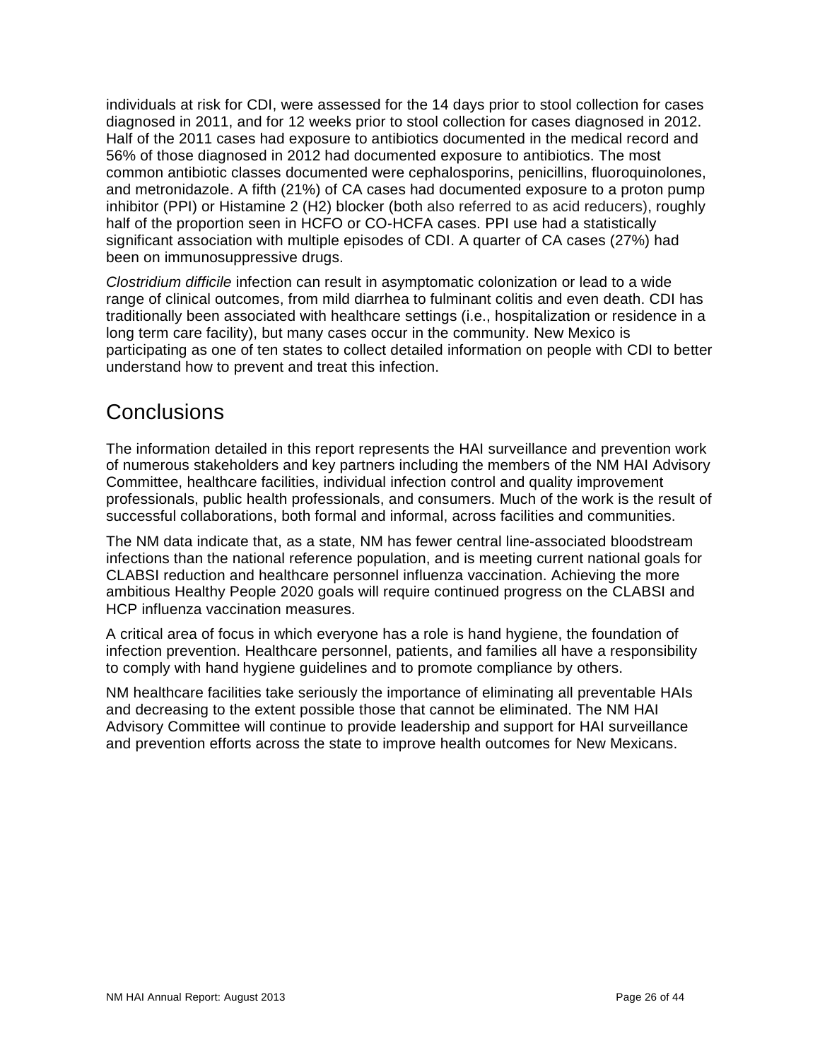individuals at risk for CDI, were assessed for the 14 days prior to stool collection for cases diagnosed in 2011, and for 12 weeks prior to stool collection for cases diagnosed in 2012. Half of the 2011 cases had exposure to antibiotics documented in the medical record and 56% of those diagnosed in 2012 had documented exposure to antibiotics. The most common antibiotic classes documented were cephalosporins, penicillins, fluoroquinolones, and metronidazole. A fifth (21%) of CA cases had documented exposure to a proton pump inhibitor (PPI) or Histamine 2 (H2) blocker (both also referred to as acid reducers), roughly half of the proportion seen in HCFO or CO-HCFA cases. PPI use had a statistically significant association with multiple episodes of CDI. A quarter of CA cases (27%) had been on immunosuppressive drugs.

*Clostridium difficile* infection can result in asymptomatic colonization or lead to a wide range of clinical outcomes, from mild diarrhea to fulminant colitis and even death. CDI has traditionally been associated with healthcare settings (i.e., hospitalization or residence in a long term care facility), but many cases occur in the community. New Mexico is participating as one of ten states to collect detailed information on people with CDI to better understand how to prevent and treat this infection.

# Conclusions

The information detailed in this report represents the HAI surveillance and prevention work of numerous stakeholders and key partners including the members of the NM HAI Advisory Committee, healthcare facilities, individual infection control and quality improvement professionals, public health professionals, and consumers. Much of the work is the result of successful collaborations, both formal and informal, across facilities and communities.

The NM data indicate that, as a state, NM has fewer central line-associated bloodstream infections than the national reference population, and is meeting current national goals for CLABSI reduction and healthcare personnel influenza vaccination. Achieving the more ambitious Healthy People 2020 goals will require continued progress on the CLABSI and HCP influenza vaccination measures.

A critical area of focus in which everyone has a role is hand hygiene, the foundation of infection prevention. Healthcare personnel, patients, and families all have a responsibility to comply with hand hygiene guidelines and to promote compliance by others.

NM healthcare facilities take seriously the importance of eliminating all preventable HAIs and decreasing to the extent possible those that cannot be eliminated. The NM HAI Advisory Committee will continue to provide leadership and support for HAI surveillance and prevention efforts across the state to improve health outcomes for New Mexicans.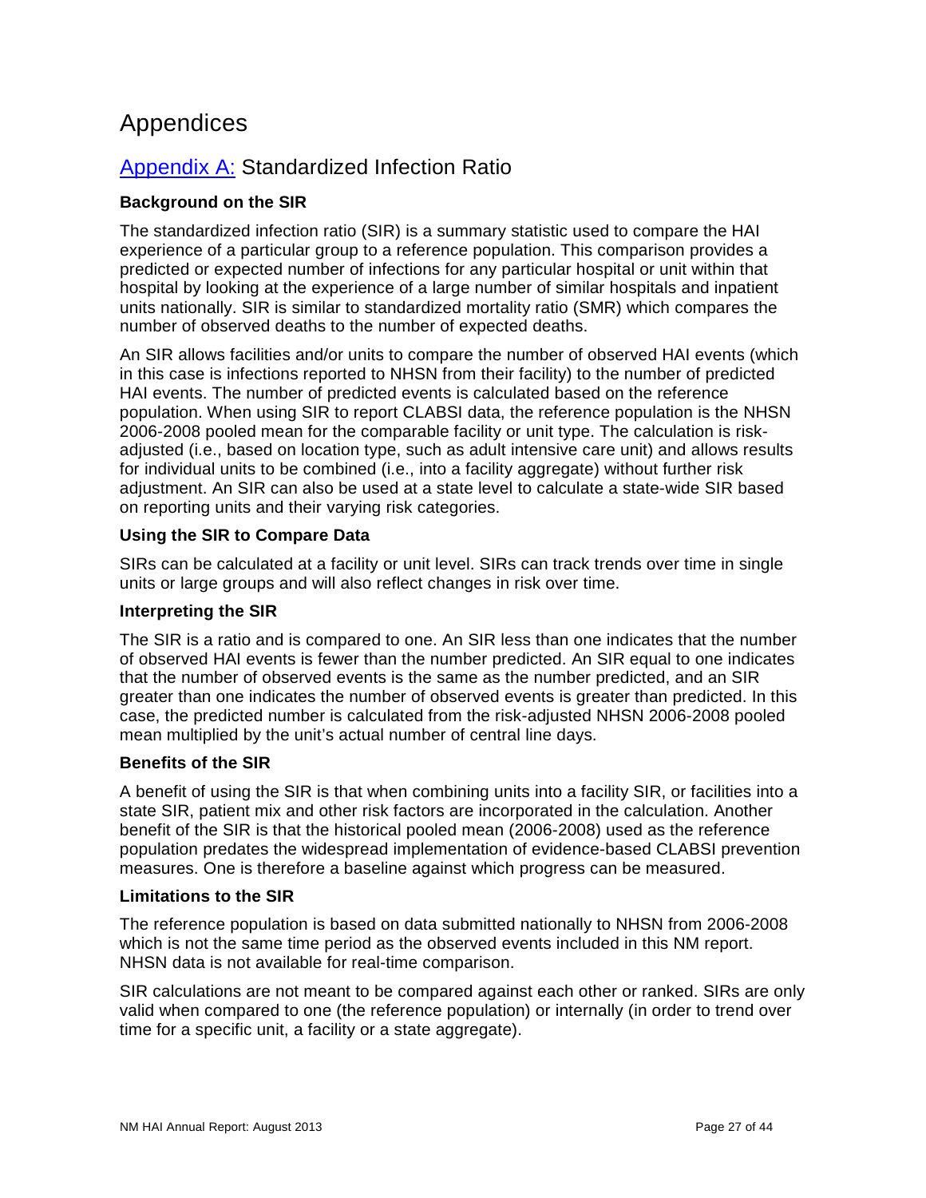# Appendices

## Appendix A: Standardized Infection Ratio

**Background on the SIR**

The standardized infection ratio (SIR) is a summary statistic used to compare the HAI experience of a particular group to a reference population. This comparison provides a predicted or expected number of infections for any particular hospital or unit within that hospital by looking at the experience of a large number of similar hospitals and inpatient units nationally. SIR is similar to standardized mortality ratio (SMR) which compares the number of observed deaths to the number of expected deaths.

An SIR allows facilities and/or units to compare the number of observed HAI events (which in this case is infections reported to NHSN from their facility) to the number of predicted HAI events. The number of predicted events is calculated based on the reference population. When using SIR to report CLABSI data, the reference population is the NHSN 2006-2008 pooled mean for the comparable facility or unit type. The calculation is risk-adjusted (i.e., based on location type, such as adult intensive care unit) and allows results for individual units to be combined (i.e., into a facility aggregate) without further risk adjustment. An SIR can also be used at a state level to calculate a state-wide SIR based on reporting units and their varying risk categories.

**Using the SIR to Compare Data**

SIRs can be calculated at a facility or unit level. SIRs can track trends over time in single units or large groups and will also reflect changes in risk over time.

**Interpreting the SIR**

The SIR is a ratio and is compared to one. An SIR less than one indicates that the number of observed HAI events is fewer than the number predicted. An SIR equal to one indicates that the number of observed events is the same as the number predicted, and an SIR greater than one indicates the number of observed events is greater than predicted. In this case, the predicted number is calculated from the risk-adjusted NHSN 2006-2008 pooled mean multiplied by the unit's actual number of central line days.

**Benefits of the SIR**

A benefit of using the SIR is that when combining units into a facility SIR, or facilities into a state SIR, patient mix and other risk factors are incorporated in the calculation. Another benefit of the SIR is that the historical pooled mean (2006-2008) used as the reference population predates the widespread implementation of evidence-based CLABSI prevention measures. One is therefore a baseline against which progress can be measured.

**Limitations to the SIR**

The reference population is based on data submitted nationally to NHSN from 2006-2008 which is not the same time period as the observed events included in this NM report. NHSN data is not available for real-time comparison.

SIR calculations are not meant to be compared against each other or ranked. SIRs are only valid when compared to one (the reference population) or internally (in order to trend over time for a specific unit, a facility or a state aggregate).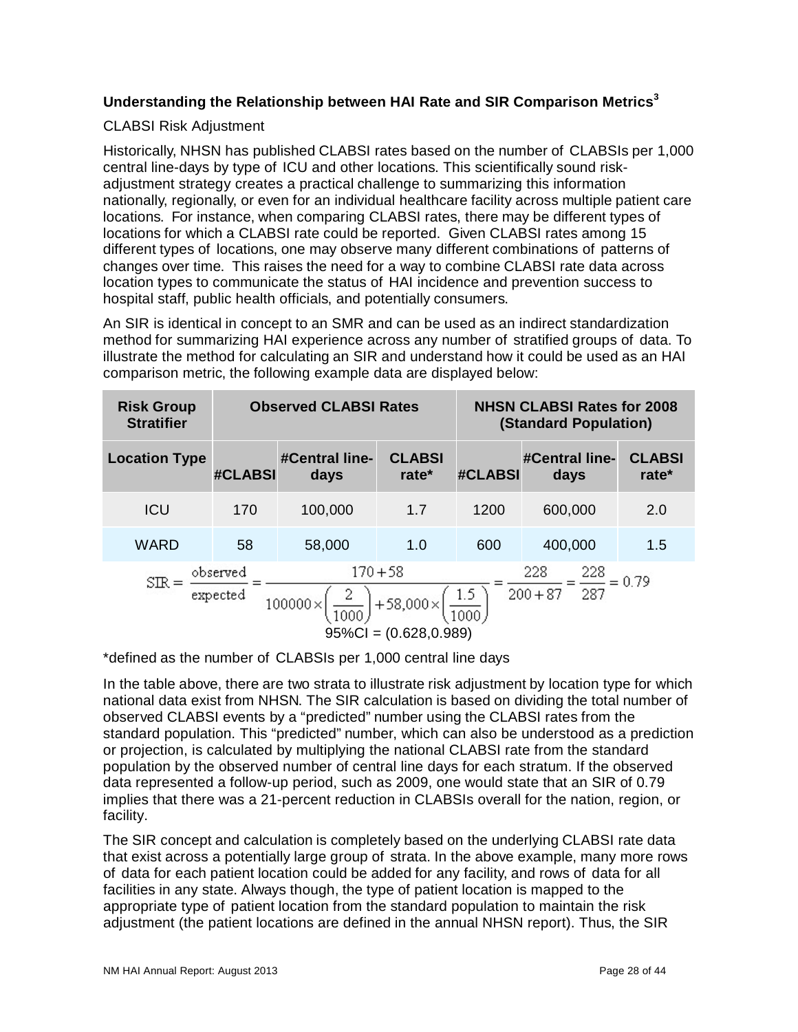### Understanding the Relationship between HAI Rate and SIR Comparison Metrics[3]

CLABSI Risk Adjustment

Historically, NHSN has published CLABSI rates based on the number of CLABSIs per 1,000 central line-days by type of ICU and other locations. This scientifically sound risk-adjustment strategy creates a practical challenge to summarizing this information nationally, regionally, or even for an individual healthcare facility across multiple patient care locations. For instance, when comparing CLABSI rates, there may be different types of locations for which a CLABSI rate could be reported. Given CLABSI rates among 15 different types of locations, one may observe many different combinations of patterns of changes over time. This raises the need for a way to combine CLABSI rate data across location types to communicate the status of HAI incidence and prevention success to hospital staff, public health officials, and potentially consumers.

An SIR is identical in concept to an SMR and can be used as an indirect standardization method for summarizing HAI experience across any number of stratified groups of data. To illustrate the method for calculating an SIR and understand how it could be used as an HAI comparison metric, the following example data are displayed below:

| Risk Group Stratifier | Observed CLABSI Rates | | | NHSN CLABSI Rates for 2008 (Standard Population) | | |
|---|---|---|---|---|---|---|
| Location Type | #CLABSI | #Central line-days | CLABSI rate* | #CLABSI | #Central line-days | CLABSI rate* |
| ICU | 170 | 100,000 | 1.7 | 1200 | 600,000 | 2.0 |
| WARD | 58 | 58,000 | 1.0 | 600 | 400,000 | 1.5 |

$$SIR = \frac{\text{observed}}{\text{expected}} = \frac{170+58}{100000\times\left(\frac{2}{1000}\right)+58{,}000\times\left(\frac{1.5}{1000}\right)} = \frac{228}{200+87} = \frac{228}{287} = 0.79$$

95%CI = (0.628,0.989)

*defined as the number of CLABSIs per 1,000 central line days

In the table above, there are two strata to illustrate risk adjustment by location type for which national data exist from NHSN. The SIR calculation is based on dividing the total number of observed CLABSI events by a "predicted" number using the CLABSI rates from the standard population. This "predicted" number, which can also be understood as a prediction or projection, is calculated by multiplying the national CLABSI rate from the standard population by the observed number of central line days for each stratum. If the observed data represented a follow-up period, such as 2009, one would state that an SIR of 0.79 implies that there was a 21-percent reduction in CLABSIs overall for the nation, region, or facility.

The SIR concept and calculation is completely based on the underlying CLABSI rate data that exist across a potentially large group of strata. In the above example, many more rows of data for each patient location could be added for any facility, and rows of data for all facilities in any state. Always though, the type of patient location is mapped to the appropriate type of patient location from the standard population to maintain the risk adjustment (the patient locations are defined in the annual NHSN report). Thus, the SIR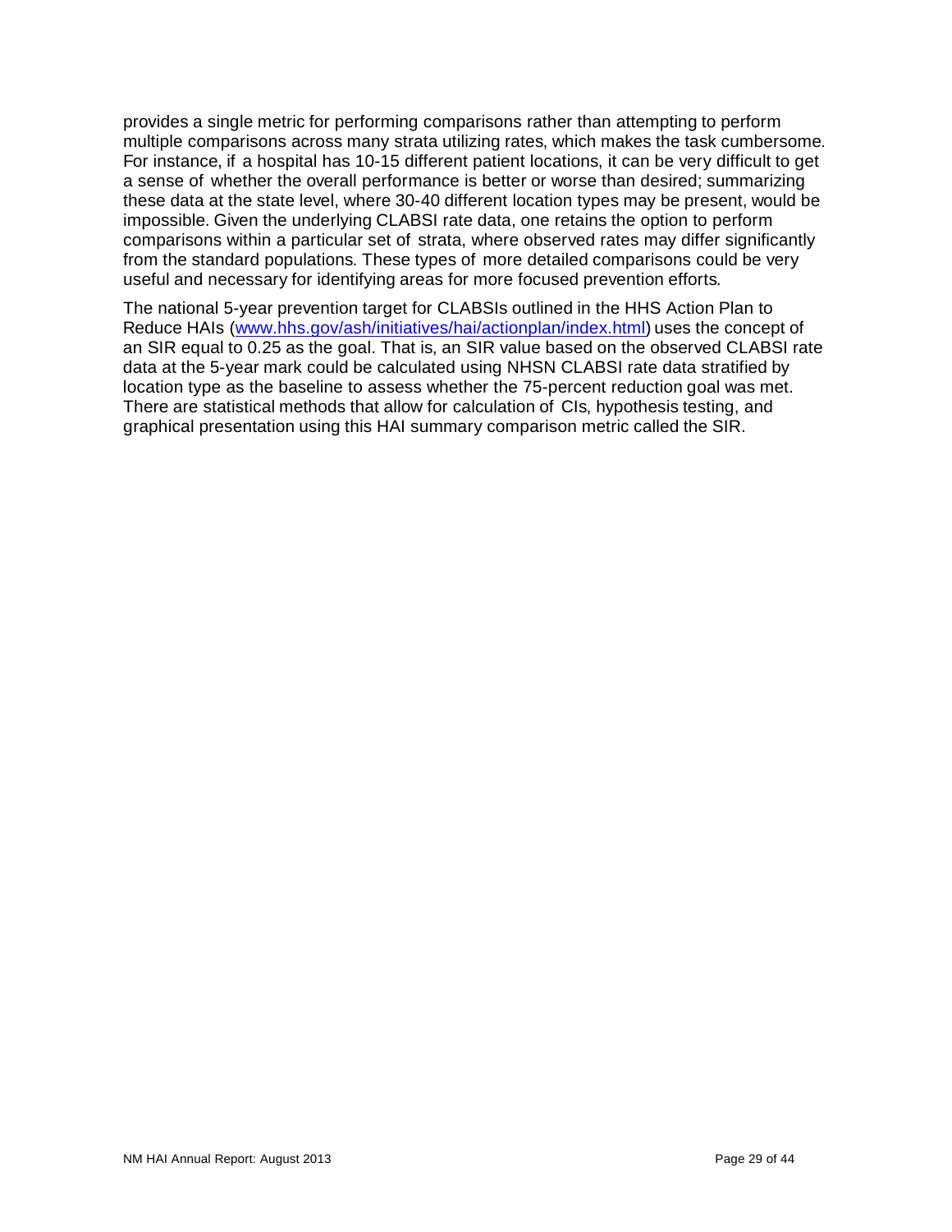provides a single metric for performing comparisons rather than attempting to perform multiple comparisons across many strata utilizing rates, which makes the task cumbersome. For instance, if a hospital has 10-15 different patient locations, it can be very difficult to get a sense of whether the overall performance is better or worse than desired; summarizing these data at the state level, where 30-40 different location types may be present, would be impossible. Given the underlying CLABSI rate data, one retains the option to perform comparisons within a particular set of strata, where observed rates may differ significantly from the standard populations. These types of more detailed comparisons could be very useful and necessary for identifying areas for more focused prevention efforts.

The national 5-year prevention target for CLABSIs outlined in the HHS Action Plan to Reduce HAIs ([www.hhs.gov/ash/initiatives/hai/actionplan/index.html](http://www.hhs.gov/ash/initiatives/hai/actionplan/index.html)) uses the concept of an SIR equal to 0.25 as the goal. That is, an SIR value based on the observed CLABSI rate data at the 5-year mark could be calculated using NHSN CLABSI rate data stratified by location type as the baseline to assess whether the 75-percent reduction goal was met. There are statistical methods that allow for calculation of CIs, hypothesis testing, and graphical presentation using this HAI summary comparison metric called the SIR.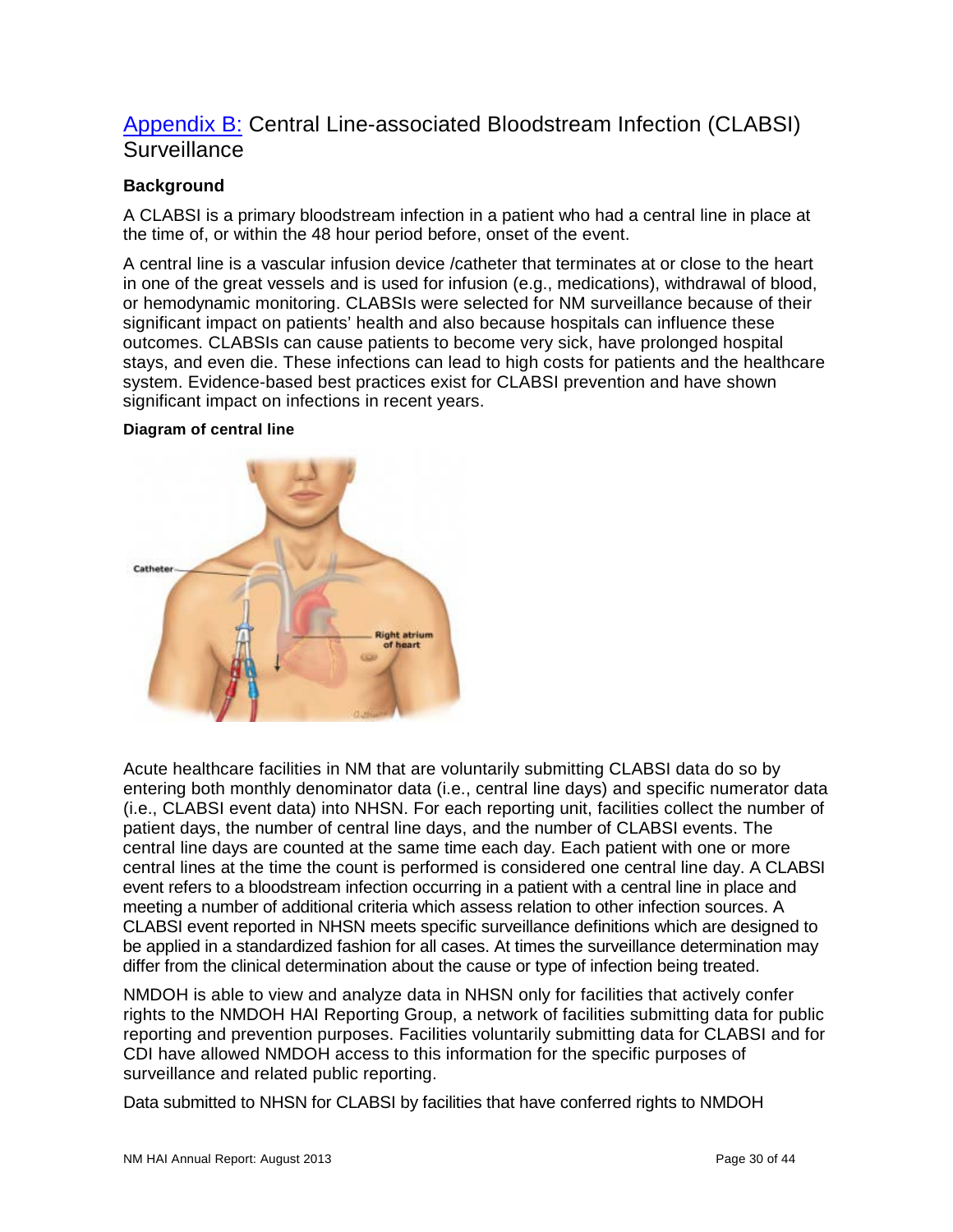## [Appendix B:](#) Central Line-associated Bloodstream Infection (CLABSI) Surveillance

### Background

A CLABSI is a primary bloodstream infection in a patient who had a central line in place at the time of, or within the 48 hour period before, onset of the event.

A central line is a vascular infusion device /catheter that terminates at or close to the heart in one of the great vessels and is used for infusion (e.g., medications), withdrawal of blood, or hemodynamic monitoring. CLABSIs were selected for NM surveillance because of their significant impact on patients' health and also because hospitals can influence these outcomes. CLABSIs can cause patients to become very sick, have prolonged hospital stays, and even die. These infections can lead to high costs for patients and the healthcare system. Evidence-based best practices exist for CLABSI prevention and have shown significant impact on infections in recent years.

**Diagram of central line**

Acute healthcare facilities in NM that are voluntarily submitting CLABSI data do so by entering both monthly denominator data (i.e., central line days) and specific numerator data (i.e., CLABSI event data) into NHSN. For each reporting unit, facilities collect the number of patient days, the number of central line days, and the number of CLABSI events. The central line days are counted at the same time each day. Each patient with one or more central lines at the time the count is performed is considered one central line day. A CLABSI event refers to a bloodstream infection occurring in a patient with a central line in place and meeting a number of additional criteria which assess relation to other infection sources. A CLABSI event reported in NHSN meets specific surveillance definitions which are designed to be applied in a standardized fashion for all cases. At times the surveillance determination may differ from the clinical determination about the cause or type of infection being treated.

NMDOH is able to view and analyze data in NHSN only for facilities that actively confer rights to the NMDOH HAI Reporting Group, a network of facilities submitting data for public reporting and prevention purposes. Facilities voluntarily submitting data for CLABSI and for CDI have allowed NMDOH access to this information for the specific purposes of surveillance and related public reporting.

Data submitted to NHSN for CLABSI by facilities that have conferred rights to NMDOH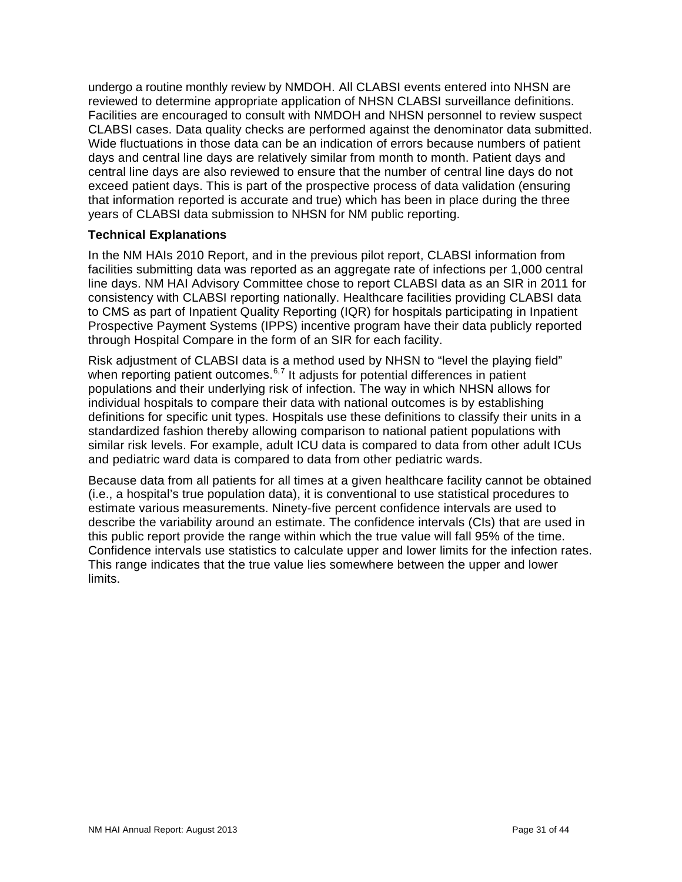undergo a routine monthly review by NMDOH. All CLABSI events entered into NHSN are reviewed to determine appropriate application of NHSN CLABSI surveillance definitions. Facilities are encouraged to consult with NMDOH and NHSN personnel to review suspect CLABSI cases. Data quality checks are performed against the denominator data submitted. Wide fluctuations in those data can be an indication of errors because numbers of patient days and central line days are relatively similar from month to month. Patient days and central line days are also reviewed to ensure that the number of central line days do not exceed patient days. This is part of the prospective process of data validation (ensuring that information reported is accurate and true) which has been in place during the three years of CLABSI data submission to NHSN for NM public reporting.

**Technical Explanations**

In the NM HAIs 2010 Report, and in the previous pilot report, CLABSI information from facilities submitting data was reported as an aggregate rate of infections per 1,000 central line days. NM HAI Advisory Committee chose to report CLABSI data as an SIR in 2011 for consistency with CLABSI reporting nationally. Healthcare facilities providing CLABSI data to CMS as part of Inpatient Quality Reporting (IQR) for hospitals participating in Inpatient Prospective Payment Systems (IPPS) incentive program have their data publicly reported through Hospital Compare in the form of an SIR for each facility.

Risk adjustment of CLABSI data is a method used by NHSN to "level the playing field" when reporting patient outcomes.[6,7] It adjusts for potential differences in patient populations and their underlying risk of infection. The way in which NHSN allows for individual hospitals to compare their data with national outcomes is by establishing definitions for specific unit types. Hospitals use these definitions to classify their units in a standardized fashion thereby allowing comparison to national patient populations with similar risk levels. For example, adult ICU data is compared to data from other adult ICUs and pediatric ward data is compared to data from other pediatric wards.

Because data from all patients for all times at a given healthcare facility cannot be obtained (i.e., a hospital's true population data), it is conventional to use statistical procedures to estimate various measurements. Ninety-five percent confidence intervals are used to describe the variability around an estimate. The confidence intervals (CIs) that are used in this public report provide the range within which the true value will fall 95% of the time. Confidence intervals use statistics to calculate upper and lower limits for the infection rates. This range indicates that the true value lies somewhere between the upper and lower limits.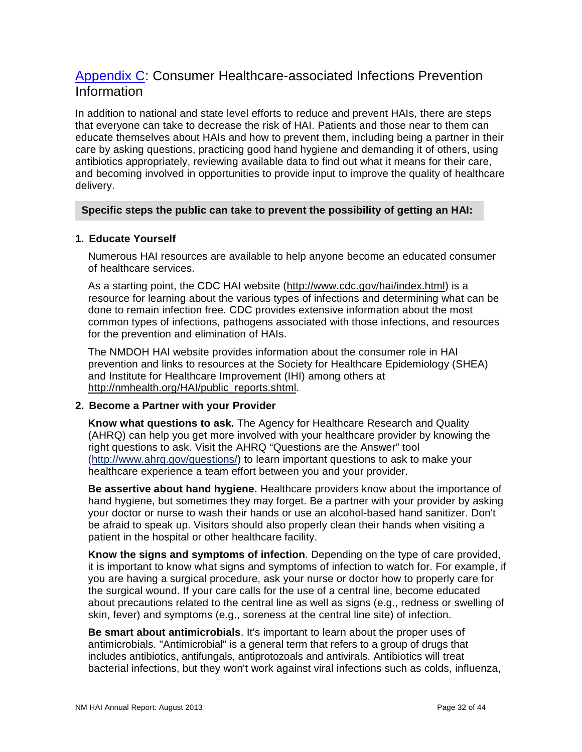## Appendix C: Consumer Healthcare-associated Infections Prevention Information

In addition to national and state level efforts to reduce and prevent HAIs, there are steps that everyone can take to decrease the risk of HAI. Patients and those near to them can educate themselves about HAIs and how to prevent them, including being a partner in their care by asking questions, practicing good hand hygiene and demanding it of others, using antibiotics appropriately, reviewing available data to find out what it means for their care, and becoming involved in opportunities to provide input to improve the quality of healthcare delivery.

**Specific steps the public can take to prevent the possibility of getting an HAI:**

### 1. Educate Yourself

Numerous HAI resources are available to help anyone become an educated consumer of healthcare services.

As a starting point, the CDC HAI website (http://www.cdc.gov/hai/index.html) is a resource for learning about the various types of infections and determining what can be done to remain infection free. CDC provides extensive information about the most common types of infections, pathogens associated with those infections, and resources for the prevention and elimination of HAIs.

The NMDOH HAI website provides information about the consumer role in HAI prevention and links to resources at the Society for Healthcare Epidemiology (SHEA) and Institute for Healthcare Improvement (IHI) among others at http://nmhealth.org/HAI/public_reports.shtml.

### 2. Become a Partner with your Provider

**Know what questions to ask.** The Agency for Healthcare Research and Quality (AHRQ) can help you get more involved with your healthcare provider by knowing the right questions to ask. Visit the AHRQ "Questions are the Answer" tool (http://www.ahrq.gov/questions/) to learn important questions to ask to make your healthcare experience a team effort between you and your provider.

**Be assertive about hand hygiene.** Healthcare providers know about the importance of hand hygiene, but sometimes they may forget. Be a partner with your provider by asking your doctor or nurse to wash their hands or use an alcohol-based hand sanitizer. Don't be afraid to speak up. Visitors should also properly clean their hands when visiting a patient in the hospital or other healthcare facility.

**Know the signs and symptoms of infection**. Depending on the type of care provided, it is important to know what signs and symptoms of infection to watch for. For example, if you are having a surgical procedure, ask your nurse or doctor how to properly care for the surgical wound. If your care calls for the use of a central line, become educated about precautions related to the central line as well as signs (e.g., redness or swelling of skin, fever) and symptoms (e.g., soreness at the central line site) of infection.

**Be smart about antimicrobials**. It's important to learn about the proper uses of antimicrobials. "Antimicrobial" is a general term that refers to a group of drugs that includes antibiotics, antifungals, antiprotozoals and antivirals. Antibiotics will treat bacterial infections, but they won't work against viral infections such as colds, influenza,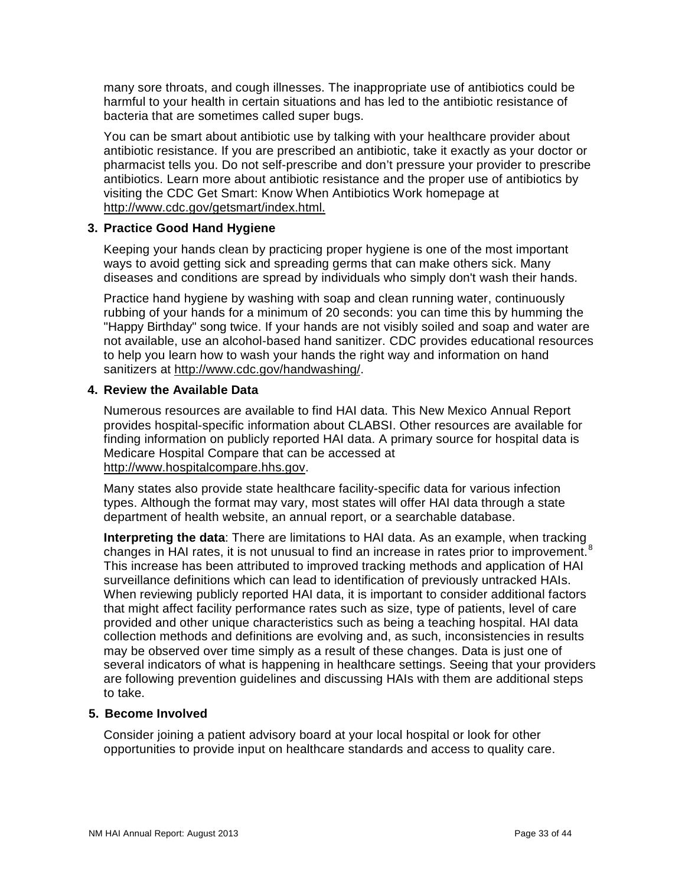many sore throats, and cough illnesses. The inappropriate use of antibiotics could be harmful to your health in certain situations and has led to the antibiotic resistance of bacteria that are sometimes called super bugs.

You can be smart about antibiotic use by talking with your healthcare provider about antibiotic resistance. If you are prescribed an antibiotic, take it exactly as your doctor or pharmacist tells you. Do not self-prescribe and don't pressure your provider to prescribe antibiotics. Learn more about antibiotic resistance and the proper use of antibiotics by visiting the CDC Get Smart: Know When Antibiotics Work homepage at http://www.cdc.gov/getsmart/index.html.

3. **Practice Good Hand Hygiene**

   Keeping your hands clean by practicing proper hygiene is one of the most important ways to avoid getting sick and spreading germs that can make others sick. Many diseases and conditions are spread by individuals who simply don't wash their hands.

   Practice hand hygiene by washing with soap and clean running water, continuously rubbing of your hands for a minimum of 20 seconds: you can time this by humming the "Happy Birthday" song twice. If your hands are not visibly soiled and soap and water are not available, use an alcohol-based hand sanitizer. CDC provides educational resources to help you learn how to wash your hands the right way and information on hand sanitizers at http://www.cdc.gov/handwashing/.

4. **Review the Available Data**

   Numerous resources are available to find HAI data. This New Mexico Annual Report provides hospital-specific information about CLABSI. Other resources are available for finding information on publicly reported HAI data. A primary source for hospital data is Medicare Hospital Compare that can be accessed at http://www.hospitalcompare.hhs.gov.

   Many states also provide state healthcare facility-specific data for various infection types. Although the format may vary, most states will offer HAI data through a state department of health website, an annual report, or a searchable database.

   **Interpreting the data**: There are limitations to HAI data. As an example, when tracking changes in HAI rates, it is not unusual to find an increase in rates prior to improvement.[8] This increase has been attributed to improved tracking methods and application of HAI surveillance definitions which can lead to identification of previously untracked HAIs. When reviewing publicly reported HAI data, it is important to consider additional factors that might affect facility performance rates such as size, type of patients, level of care provided and other unique characteristics such as being a teaching hospital. HAI data collection methods and definitions are evolving and, as such, inconsistencies in results may be observed over time simply as a result of these changes. Data is just one of several indicators of what is happening in healthcare settings. Seeing that your providers are following prevention guidelines and discussing HAIs with them are additional steps to take.

5. **Become Involved**

   Consider joining a patient advisory board at your local hospital or look for other opportunities to provide input on healthcare standards and access to quality care.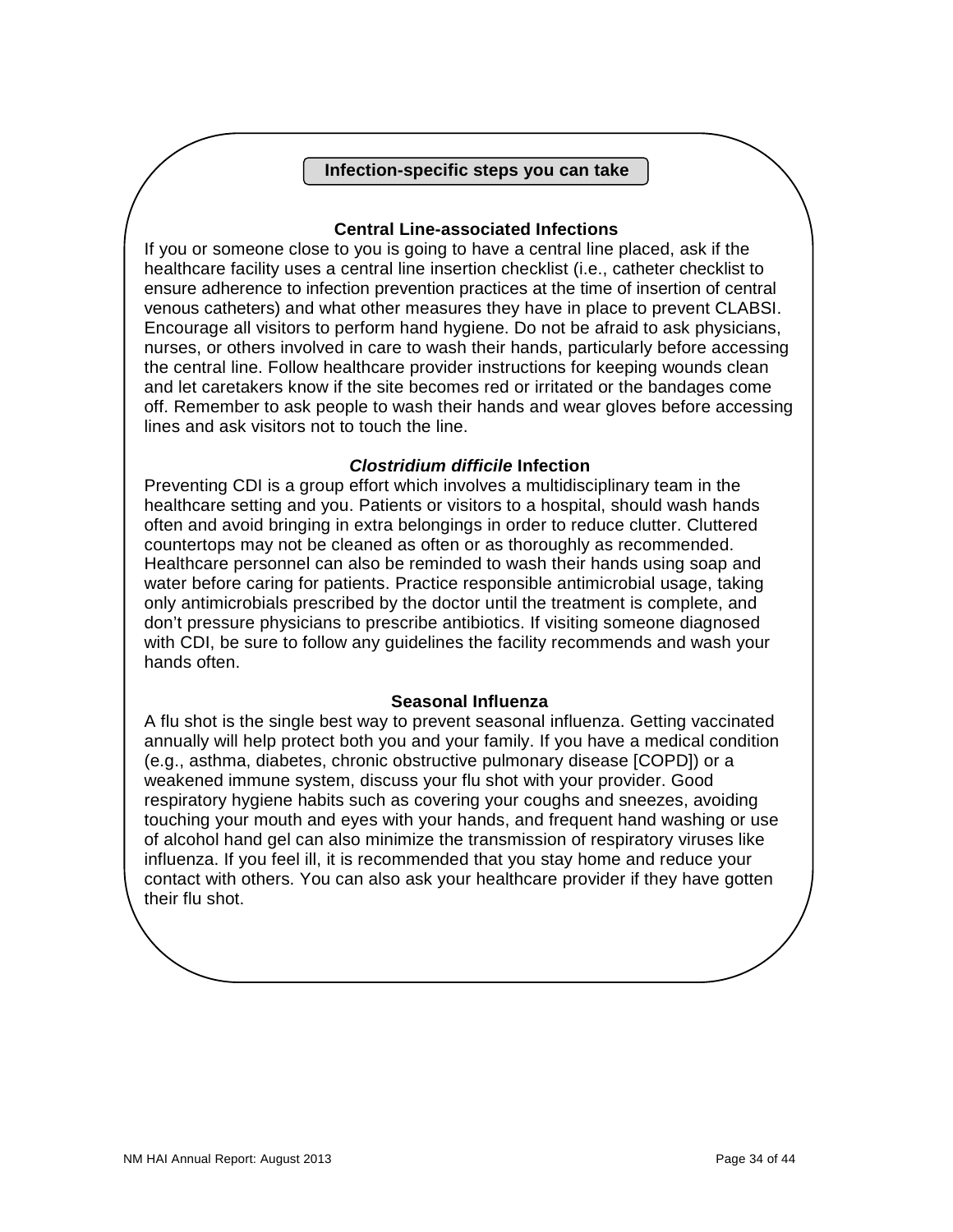## Infection-specific steps you can take

### Central Line-associated Infections

If you or someone close to you is going to have a central line placed, ask if the healthcare facility uses a central line insertion checklist (i.e., catheter checklist to ensure adherence to infection prevention practices at the time of insertion of central venous catheters) and what other measures they have in place to prevent CLABSI. Encourage all visitors to perform hand hygiene. Do not be afraid to ask physicians, nurses, or others involved in care to wash their hands, particularly before accessing the central line. Follow healthcare provider instructions for keeping wounds clean and let caretakers know if the site becomes red or irritated or the bandages come off. Remember to ask people to wash their hands and wear gloves before accessing lines and ask visitors not to touch the line.

### *Clostridium difficile* Infection

Preventing CDI is a group effort which involves a multidisciplinary team in the healthcare setting and you. Patients or visitors to a hospital, should wash hands often and avoid bringing in extra belongings in order to reduce clutter. Cluttered countertops may not be cleaned as often or as thoroughly as recommended. Healthcare personnel can also be reminded to wash their hands using soap and water before caring for patients. Practice responsible antimicrobial usage, taking only antimicrobials prescribed by the doctor until the treatment is complete, and don't pressure physicians to prescribe antibiotics. If visiting someone diagnosed with CDI, be sure to follow any guidelines the facility recommends and wash your hands often.

### Seasonal Influenza

A flu shot is the single best way to prevent seasonal influenza. Getting vaccinated annually will help protect both you and your family. If you have a medical condition (e.g., asthma, diabetes, chronic obstructive pulmonary disease [COPD]) or a weakened immune system, discuss your flu shot with your provider. Good respiratory hygiene habits such as covering your coughs and sneezes, avoiding touching your mouth and eyes with your hands, and frequent hand washing or use of alcohol hand gel can also minimize the transmission of respiratory viruses like influenza. If you feel ill, it is recommended that you stay home and reduce your contact with others. You can also ask your healthcare provider if they have gotten their flu shot.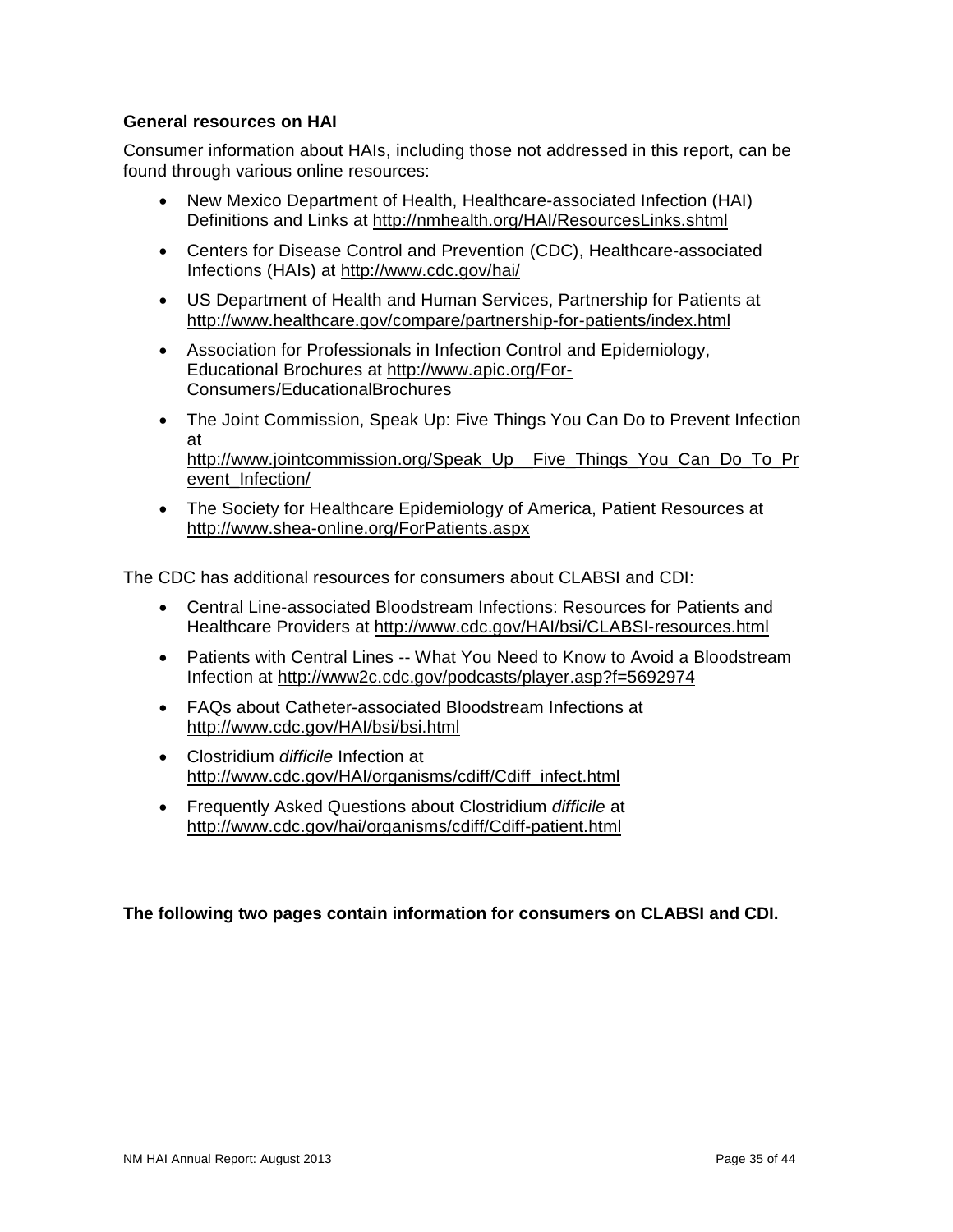### General resources on HAI

Consumer information about HAIs, including those not addressed in this report, can be found through various online resources:

- New Mexico Department of Health, Healthcare-associated Infection (HAI) Definitions and Links at http://nmhealth.org/HAI/ResourcesLinks.shtml
- Centers for Disease Control and Prevention (CDC), Healthcare-associated Infections (HAIs) at http://www.cdc.gov/hai/
- US Department of Health and Human Services, Partnership for Patients at http://www.healthcare.gov/compare/partnership-for-patients/index.html
- Association for Professionals in Infection Control and Epidemiology, Educational Brochures at http://www.apic.org/For-Consumers/EducationalBrochures
- The Joint Commission, Speak Up: Five Things You Can Do to Prevent Infection at http://www.jointcommission.org/Speak_Up__Five_Things_You_Can_Do_To_Prevent_Infection/
- The Society for Healthcare Epidemiology of America, Patient Resources at http://www.shea-online.org/ForPatients.aspx

The CDC has additional resources for consumers about CLABSI and CDI:

- Central Line-associated Bloodstream Infections: Resources for Patients and Healthcare Providers at http://www.cdc.gov/HAI/bsi/CLABSI-resources.html
- Patients with Central Lines -- What You Need to Know to Avoid a Bloodstream Infection at http://www2c.cdc.gov/podcasts/player.asp?f=5692974
- FAQs about Catheter-associated Bloodstream Infections at http://www.cdc.gov/HAI/bsi/bsi.html
- Clostridium *difficile* Infection at http://www.cdc.gov/HAI/organisms/cdiff/Cdiff_infect.html
- Frequently Asked Questions about Clostridium *difficile* at http://www.cdc.gov/hai/organisms/cdiff/Cdiff-patient.html

**The following two pages contain information for consumers on CLABSI and CDI.**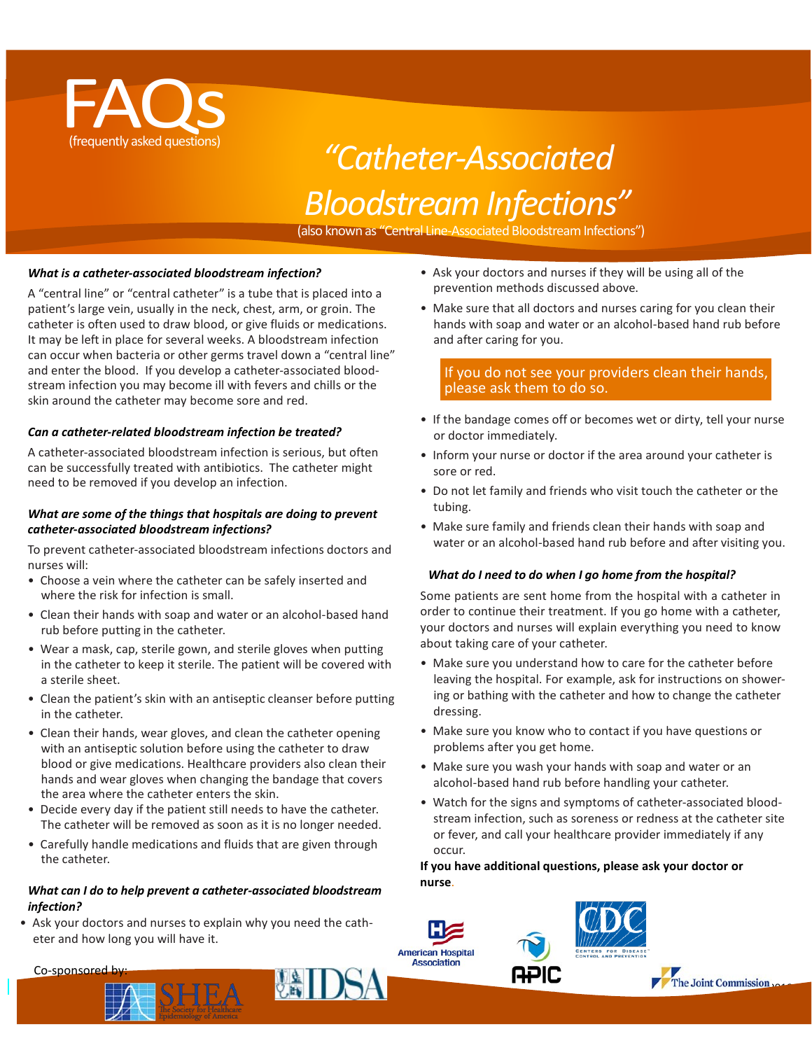# FAQs
(frequently asked questions)

# "Catheter-Associated Bloodstream Infections"

(also known as "Central Line-Associated Bloodstream Infections")

***What is a catheter-associated bloodstream infection?***

A "central line" or "central catheter" is a tube that is placed into a patient's large vein, usually in the neck, chest, arm, or groin. The catheter is often used to draw blood, or give fluids or medications. It may be left in place for several weeks. A bloodstream infection can occur when bacteria or other germs travel down a "central line" and enter the blood. If you develop a catheter-associated bloodstream infection you may become ill with fevers and chills or the skin around the catheter may become sore and red.

***Can a catheter-related bloodstream infection be treated?***

A catheter-associated bloodstream infection is serious, but often can be successfully treated with antibiotics. The catheter might need to be removed if you develop an infection.

***What are some of the things that hospitals are doing to prevent catheter-associated bloodstream infections?***

To prevent catheter-associated bloodstream infections doctors and nurses will:

- Choose a vein where the catheter can be safely inserted and where the risk for infection is small.
- Clean their hands with soap and water or an alcohol-based hand rub before putting in the catheter.
- Wear a mask, cap, sterile gown, and sterile gloves when putting in the catheter to keep it sterile. The patient will be covered with a sterile sheet.
- Clean the patient's skin with an antiseptic cleanser before putting in the catheter.
- Clean their hands, wear gloves, and clean the catheter opening with an antiseptic solution before using the catheter to draw blood or give medications. Healthcare providers also clean their hands and wear gloves when changing the bandage that covers the area where the catheter enters the skin.
- Decide every day if the patient still needs to have the catheter. The catheter will be removed as soon as it is no longer needed.
- Carefully handle medications and fluids that are given through the catheter.

***What can I do to help prevent a catheter-associated bloodstream infection?***

- Ask your doctors and nurses to explain why you need the catheter and how long you will have it.
- Ask your doctors and nurses if they will be using all of the prevention methods discussed above.
- Make sure that all doctors and nurses caring for you clean their hands with soap and water or an alcohol-based hand rub before and after caring for you.

If you do not see your providers clean their hands, please ask them to do so.

- If the bandage comes off or becomes wet or dirty, tell your nurse or doctor immediately.
- Inform your nurse or doctor if the area around your catheter is sore or red.
- Do not let family and friends who visit touch the catheter or the tubing.
- Make sure family and friends clean their hands with soap and water or an alcohol-based hand rub before and after visiting you.

***What do I need to do when I go home from the hospital?***

Some patients are sent home from the hospital with a catheter in order to continue their treatment. If you go home with a catheter, your doctors and nurses will explain everything you need to know about taking care of your catheter.

- Make sure you understand how to care for the catheter before leaving the hospital. For example, ask for instructions on showering or bathing with the catheter and how to change the catheter dressing.
- Make sure you know who to contact if you have questions or problems after you get home.
- Make sure you wash your hands with soap and water or an alcohol-based hand rub before handling your catheter.
- Watch for the signs and symptoms of catheter-associated bloodstream infection, such as soreness or redness at the catheter site or fever, and call your healthcare provider immediately if any occur.

**If you have additional questions, please ask your doctor or nurse.**

Co-sponsored by: SHEA (The Society for Healthcare Epidemiology of America), IDSA, American Hospital Association, APIC, CDC (Centers for Disease Control and Prevention), The Joint Commission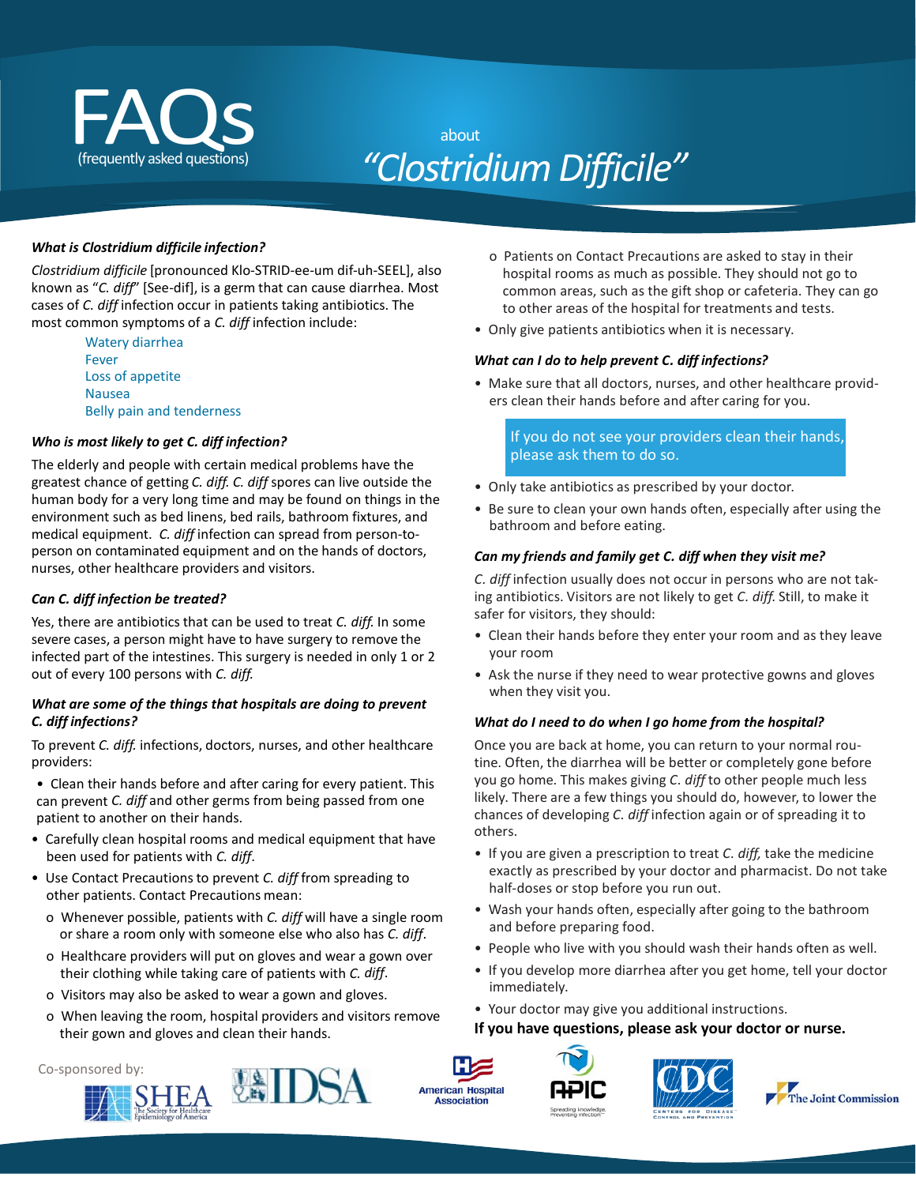# FAQs
(frequently asked questions)

about

## *"Clostridium Difficile"*

***What is Clostridium difficile infection?***

*Clostridium difficile* [pronounced Klo-STRID-ee-um dif-uh-SEEL], also known as "*C. diff*" [See-dif], is a germ that can cause diarrhea. Most cases of *C. diff* infection occur in patients taking antibiotics. The most common symptoms of a *C. diff* infection include:

- Watery diarrhea
- Fever
- Loss of appetite
- Nausea
- Belly pain and tenderness

***Who is most likely to get C. diff infection?***

The elderly and people with certain medical problems have the greatest chance of getting *C. diff. C. diff* spores can live outside the human body for a very long time and may be found on things in the environment such as bed linens, bed rails, bathroom fixtures, and medical equipment. *C. diff* infection can spread from person-to-person on contaminated equipment and on the hands of doctors, nurses, other healthcare providers and visitors.

***Can C. diff infection be treated?***

Yes, there are antibiotics that can be used to treat *C. diff.* In some severe cases, a person might have to have surgery to remove the infected part of the intestines. This surgery is needed in only 1 or 2 out of every 100 persons with *C. diff.*

***What are some of the things that hospitals are doing to prevent C. diff infections?***

To prevent *C. diff.* infections, doctors, nurses, and other healthcare providers:

- Clean their hands before and after caring for every patient. This can prevent *C. diff* and other germs from being passed from one patient to another on their hands.
- Carefully clean hospital rooms and medical equipment that have been used for patients with *C. diff*.
- Use Contact Precautions to prevent *C. diff* from spreading to other patients. Contact Precautions mean:
  - o Whenever possible, patients with *C. diff* will have a single room or share a room only with someone else who also has *C. diff*.
  - o Healthcare providers will put on gloves and wear a gown over their clothing while taking care of patients with *C. diff*.
  - o Visitors may also be asked to wear a gown and gloves.
  - o When leaving the room, hospital providers and visitors remove their gown and gloves and clean their hands.
  - o Patients on Contact Precautions are asked to stay in their hospital rooms as much as possible. They should not go to common areas, such as the gift shop or cafeteria. They can go to other areas of the hospital for treatments and tests.
- Only give patients antibiotics when it is necessary.

***What can I do to help prevent C. diff infections?***

- Make sure that all doctors, nurses, and other healthcare providers clean their hands before and after caring for you.

> If you do not see your providers clean their hands, please ask them to do so.

- Only take antibiotics as prescribed by your doctor.
- Be sure to clean your own hands often, especially after using the bathroom and before eating.

***Can my friends and family get C. diff when they visit me?***

*C. diff* infection usually does not occur in persons who are not taking antibiotics. Visitors are not likely to get *C. diff.* Still, to make it safer for visitors, they should:

- Clean their hands before they enter your room and as they leave your room
- Ask the nurse if they need to wear protective gowns and gloves when they visit you.

***What do I need to do when I go home from the hospital?***

Once you are back at home, you can return to your normal routine. Often, the diarrhea will be better or completely gone before you go home. This makes giving *C. diff* to other people much less likely. There are a few things you should do, however, to lower the chances of developing *C. diff* infection again or of spreading it to others.

- If you are given a prescription to treat *C. diff,* take the medicine exactly as prescribed by your doctor and pharmacist. Do not take half-doses or stop before you run out.
- Wash your hands often, especially after going to the bathroom and before preparing food.
- People who live with you should wash their hands often as well.
- If you develop more diarrhea after you get home, tell your doctor immediately.
- Your doctor may give you additional instructions.

**If you have questions, please ask your doctor or nurse.**

Co-sponsored by: SHEA (The Society for Healthcare Epidemiology of America), IDSA, American Hospital Association, APIC (Spreading knowledge. Preventing infection.), CDC (Centers for Disease Control and Prevention), The Joint Commission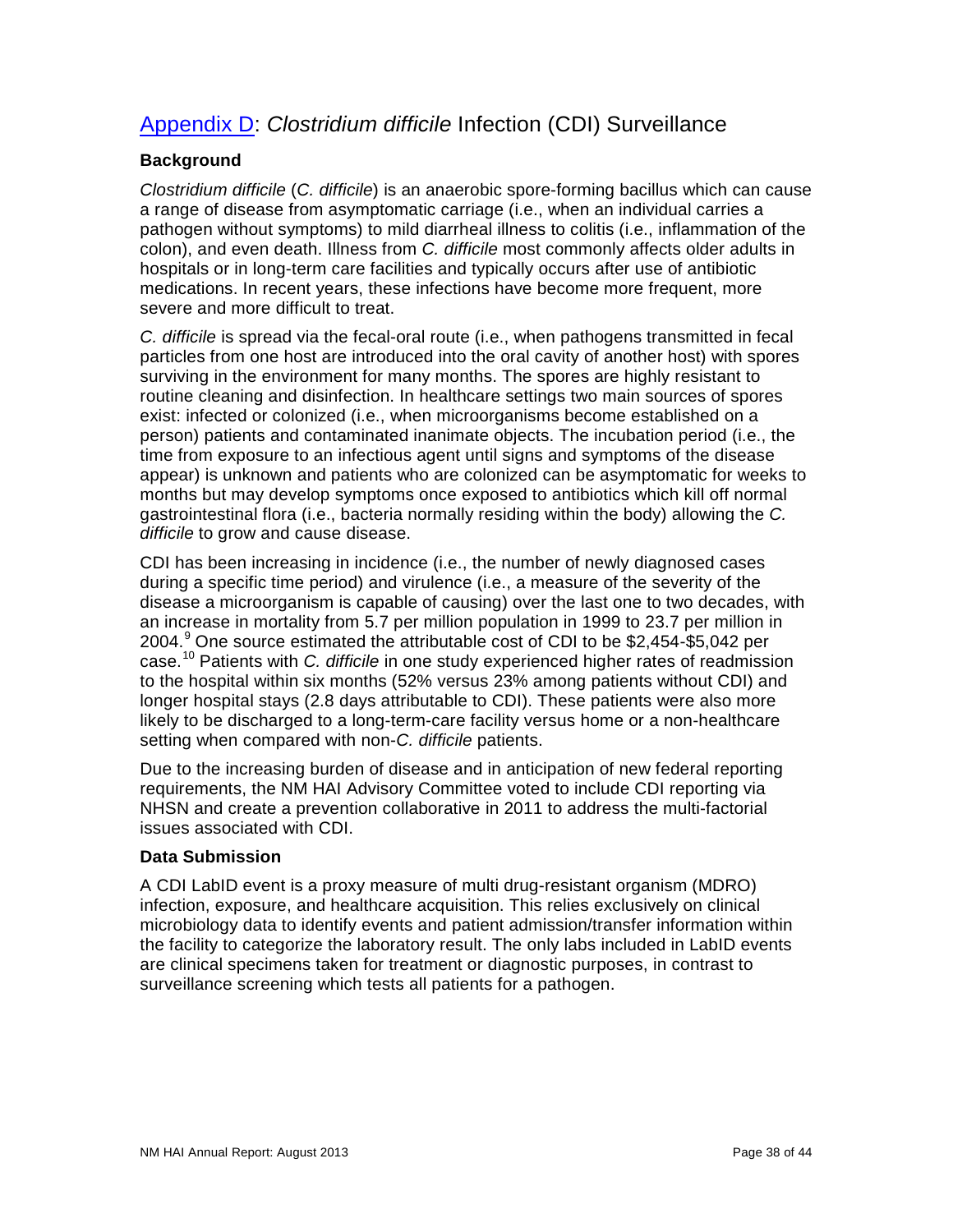## Appendix D: *Clostridium difficile* Infection (CDI) Surveillance

### Background

*Clostridium difficile* (*C. difficile*) is an anaerobic spore-forming bacillus which can cause a range of disease from asymptomatic carriage (i.e., when an individual carries a pathogen without symptoms) to mild diarrheal illness to colitis (i.e., inflammation of the colon), and even death. Illness from *C. difficile* most commonly affects older adults in hospitals or in long-term care facilities and typically occurs after use of antibiotic medications. In recent years, these infections have become more frequent, more severe and more difficult to treat.

*C. difficile* is spread via the fecal-oral route (i.e., when pathogens transmitted in fecal particles from one host are introduced into the oral cavity of another host) with spores surviving in the environment for many months. The spores are highly resistant to routine cleaning and disinfection. In healthcare settings two main sources of spores exist: infected or colonized (i.e., when microorganisms become established on a person) patients and contaminated inanimate objects. The incubation period (i.e., the time from exposure to an infectious agent until signs and symptoms of the disease appear) is unknown and patients who are colonized can be asymptomatic for weeks to months but may develop symptoms once exposed to antibiotics which kill off normal gastrointestinal flora (i.e., bacteria normally residing within the body) allowing the *C. difficile* to grow and cause disease.

CDI has been increasing in incidence (i.e., the number of newly diagnosed cases during a specific time period) and virulence (i.e., a measure of the severity of the disease a microorganism is capable of causing) over the last one to two decades, with an increase in mortality from 5.7 per million population in 1999 to 23.7 per million in 2004.[9] One source estimated the attributable cost of CDI to be $2,454-$5,042 per case.[10] Patients with *C. difficile* in one study experienced higher rates of readmission to the hospital within six months (52% versus 23% among patients without CDI) and longer hospital stays (2.8 days attributable to CDI). These patients were also more likely to be discharged to a long-term-care facility versus home or a non-healthcare setting when compared with non-*C. difficile* patients.

Due to the increasing burden of disease and in anticipation of new federal reporting requirements, the NM HAI Advisory Committee voted to include CDI reporting via NHSN and create a prevention collaborative in 2011 to address the multi-factorial issues associated with CDI.

### Data Submission

A CDI LabID event is a proxy measure of multi drug-resistant organism (MDRO) infection, exposure, and healthcare acquisition. This relies exclusively on clinical microbiology data to identify events and patient admission/transfer information within the facility to categorize the laboratory result. The only labs included in LabID events are clinical specimens taken for treatment or diagnostic purposes, in contrast to surveillance screening which tests all patients for a pathogen.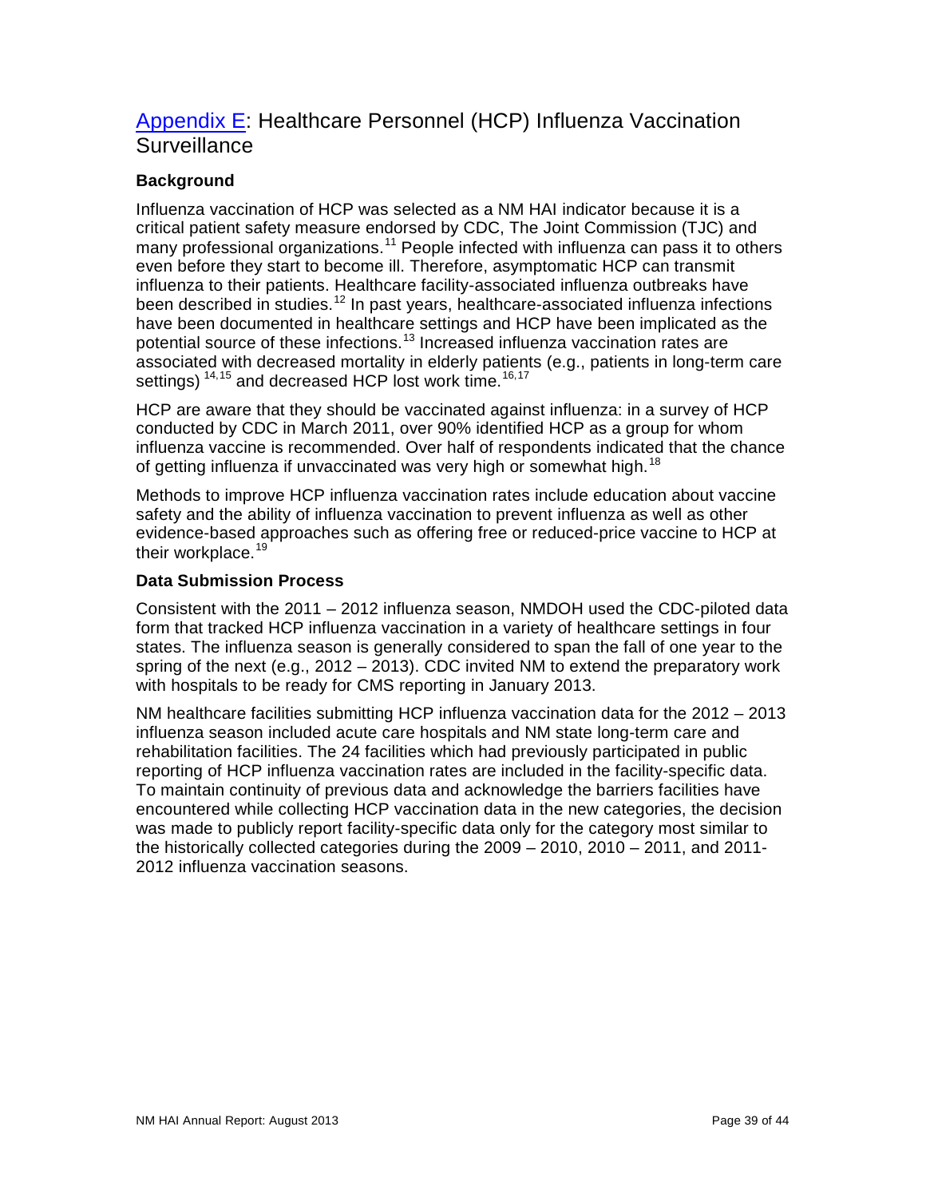## Appendix E: Healthcare Personnel (HCP) Influenza Vaccination Surveillance

### Background

Influenza vaccination of HCP was selected as a NM HAI indicator because it is a critical patient safety measure endorsed by CDC, The Joint Commission (TJC) and many professional organizations.[11] People infected with influenza can pass it to others even before they start to become ill. Therefore, asymptomatic HCP can transmit influenza to their patients. Healthcare facility-associated influenza outbreaks have been described in studies.[12] In past years, healthcare-associated influenza infections have been documented in healthcare settings and HCP have been implicated as the potential source of these infections.[13] Increased influenza vaccination rates are associated with decreased mortality in elderly patients (e.g., patients in long-term care settings) [14,15] and decreased HCP lost work time.[16,17]

HCP are aware that they should be vaccinated against influenza: in a survey of HCP conducted by CDC in March 2011, over 90% identified HCP as a group for whom influenza vaccine is recommended. Over half of respondents indicated that the chance of getting influenza if unvaccinated was very high or somewhat high.[18]

Methods to improve HCP influenza vaccination rates include education about vaccine safety and the ability of influenza vaccination to prevent influenza as well as other evidence-based approaches such as offering free or reduced-price vaccine to HCP at their workplace.[19]

### Data Submission Process

Consistent with the 2011 – 2012 influenza season, NMDOH used the CDC-piloted data form that tracked HCP influenza vaccination in a variety of healthcare settings in four states. The influenza season is generally considered to span the fall of one year to the spring of the next (e.g., 2012 – 2013). CDC invited NM to extend the preparatory work with hospitals to be ready for CMS reporting in January 2013.

NM healthcare facilities submitting HCP influenza vaccination data for the 2012 – 2013 influenza season included acute care hospitals and NM state long-term care and rehabilitation facilities. The 24 facilities which had previously participated in public reporting of HCP influenza vaccination rates are included in the facility-specific data. To maintain continuity of previous data and acknowledge the barriers facilities have encountered while collecting HCP vaccination data in the new categories, the decision was made to publicly report facility-specific data only for the category most similar to the historically collected categories during the 2009 – 2010, 2010 – 2011, and 2011-2012 influenza vaccination seasons.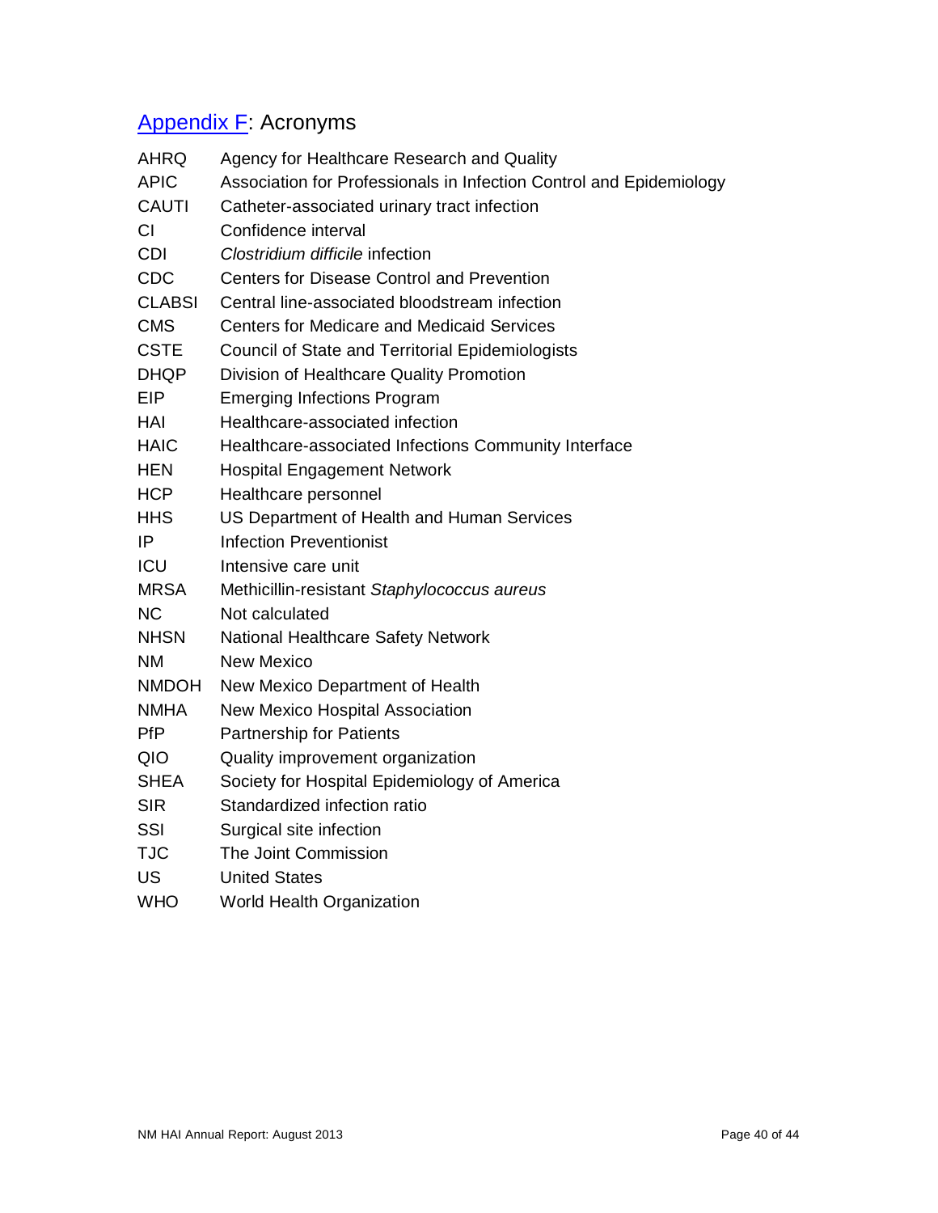## Appendix F: Acronyms

| | |
|---|---|
| AHRQ | Agency for Healthcare Research and Quality |
| APIC | Association for Professionals in Infection Control and Epidemiology |
| CAUTI | Catheter-associated urinary tract infection |
| CI | Confidence interval |
| CDI | *Clostridium difficile* infection |
| CDC | Centers for Disease Control and Prevention |
| CLABSI | Central line-associated bloodstream infection |
| CMS | Centers for Medicare and Medicaid Services |
| CSTE | Council of State and Territorial Epidemiologists |
| DHQP | Division of Healthcare Quality Promotion |
| EIP | Emerging Infections Program |
| HAI | Healthcare-associated infection |
| HAIC | Healthcare-associated Infections Community Interface |
| HEN | Hospital Engagement Network |
| HCP | Healthcare personnel |
| HHS | US Department of Health and Human Services |
| IP | Infection Preventionist |
| ICU | Intensive care unit |
| MRSA | Methicillin-resistant *Staphylococcus aureus* |
| NC | Not calculated |
| NHSN | National Healthcare Safety Network |
| NM | New Mexico |
| NMDOH | New Mexico Department of Health |
| NMHA | New Mexico Hospital Association |
| PfP | Partnership for Patients |
| QIO | Quality improvement organization |
| SHEA | Society for Hospital Epidemiology of America |
| SIR | Standardized infection ratio |
| SSI | Surgical site infection |
| TJC | The Joint Commission |
| US | United States |
| WHO | World Health Organization |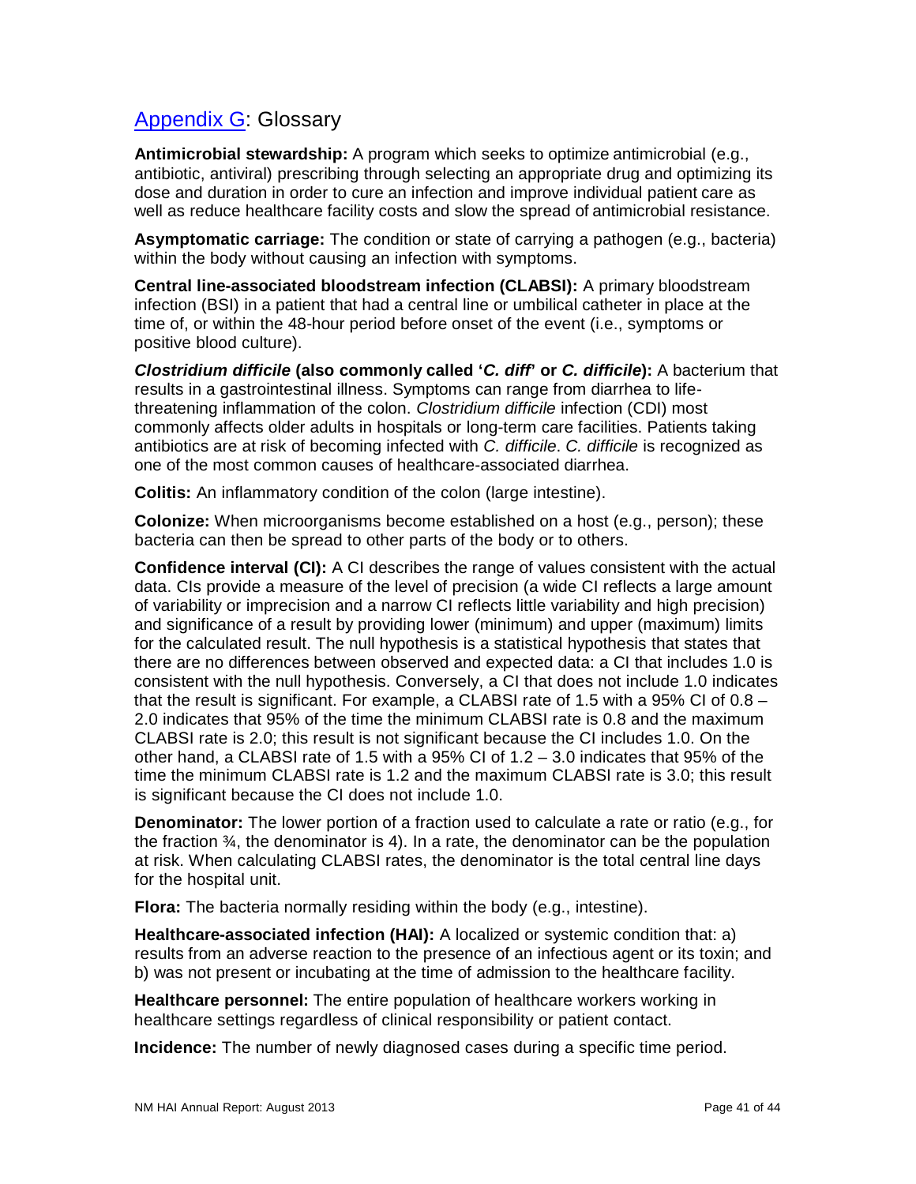## Appendix G: Glossary

**Antimicrobial stewardship:** A program which seeks to optimize antimicrobial (e.g., antibiotic, antiviral) prescribing through selecting an appropriate drug and optimizing its dose and duration in order to cure an infection and improve individual patient care as well as reduce healthcare facility costs and slow the spread of antimicrobial resistance.

**Asymptomatic carriage:** The condition or state of carrying a pathogen (e.g., bacteria) within the body without causing an infection with symptoms.

**Central line-associated bloodstream infection (CLABSI):** A primary bloodstream infection (BSI) in a patient that had a central line or umbilical catheter in place at the time of, or within the 48-hour period before onset of the event (i.e., symptoms or positive blood culture).

***Clostridium difficile* (also commonly called '*C. diff*' or *C. difficile*):** A bacterium that results in a gastrointestinal illness. Symptoms can range from diarrhea to life-threatening inflammation of the colon. *Clostridium difficile* infection (CDI) most commonly affects older adults in hospitals or long-term care facilities. Patients taking antibiotics are at risk of becoming infected with *C. difficile*. *C. difficile* is recognized as one of the most common causes of healthcare-associated diarrhea.

**Colitis:** An inflammatory condition of the colon (large intestine).

**Colonize:** When microorganisms become established on a host (e.g., person); these bacteria can then be spread to other parts of the body or to others.

**Confidence interval (CI):** A CI describes the range of values consistent with the actual data. CIs provide a measure of the level of precision (a wide CI reflects a large amount of variability or imprecision and a narrow CI reflects little variability and high precision) and significance of a result by providing lower (minimum) and upper (maximum) limits for the calculated result. The null hypothesis is a statistical hypothesis that states that there are no differences between observed and expected data: a CI that includes 1.0 is consistent with the null hypothesis. Conversely, a CI that does not include 1.0 indicates that the result is significant. For example, a CLABSI rate of 1.5 with a 95% CI of 0.8 – 2.0 indicates that 95% of the time the minimum CLABSI rate is 0.8 and the maximum CLABSI rate is 2.0; this result is not significant because the CI includes 1.0. On the other hand, a CLABSI rate of 1.5 with a 95% CI of 1.2 – 3.0 indicates that 95% of the time the minimum CLABSI rate is 1.2 and the maximum CLABSI rate is 3.0; this result is significant because the CI does not include 1.0.

**Denominator:** The lower portion of a fraction used to calculate a rate or ratio (e.g., for the fraction ¾, the denominator is 4). In a rate, the denominator can be the population at risk. When calculating CLABSI rates, the denominator is the total central line days for the hospital unit.

**Flora:** The bacteria normally residing within the body (e.g., intestine).

**Healthcare-associated infection (HAI):** A localized or systemic condition that: a) results from an adverse reaction to the presence of an infectious agent or its toxin; and b) was not present or incubating at the time of admission to the healthcare facility.

**Healthcare personnel:** The entire population of healthcare workers working in healthcare settings regardless of clinical responsibility or patient contact.

**Incidence:** The number of newly diagnosed cases during a specific time period.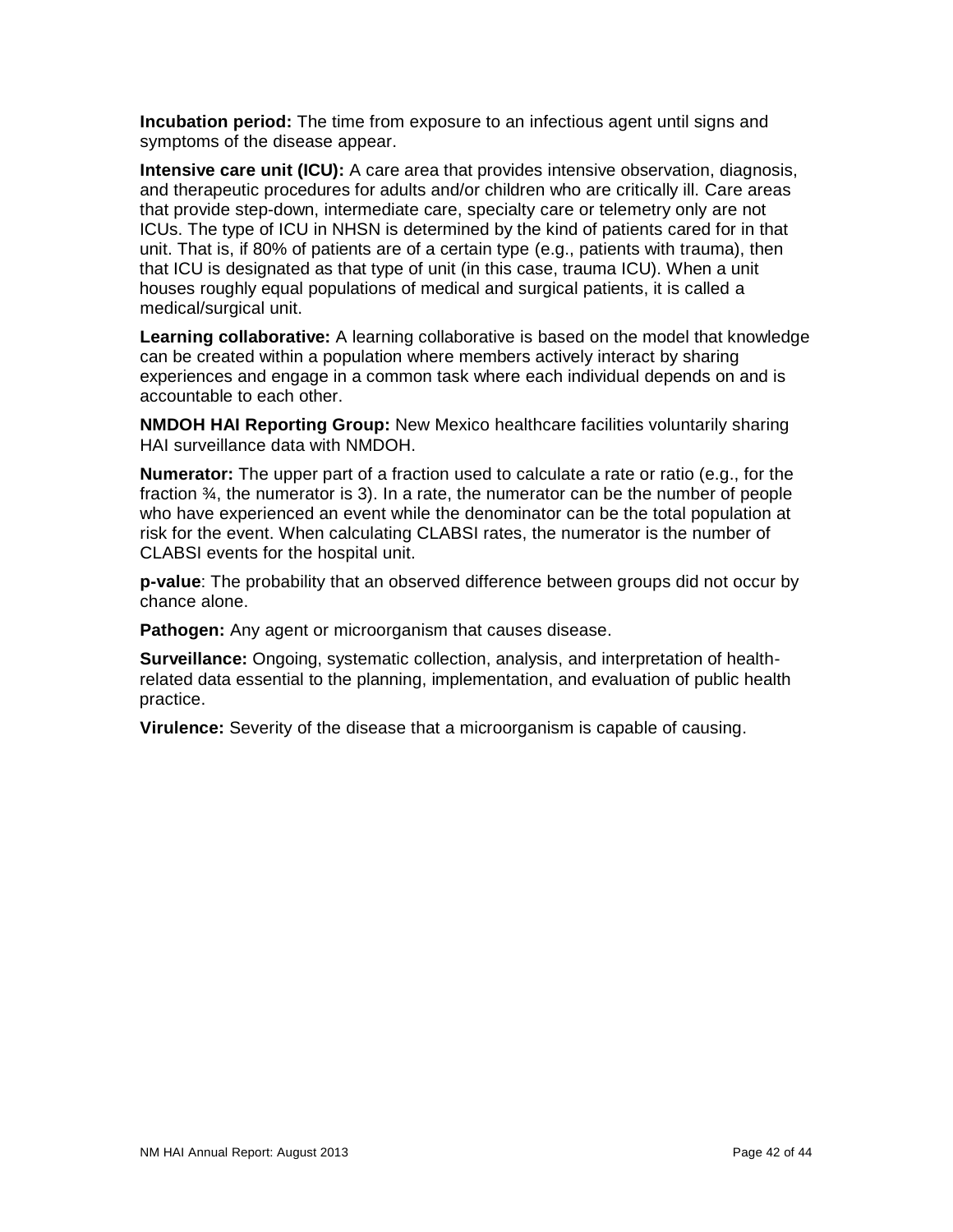**Incubation period:** The time from exposure to an infectious agent until signs and symptoms of the disease appear.

**Intensive care unit (ICU):** A care area that provides intensive observation, diagnosis, and therapeutic procedures for adults and/or children who are critically ill. Care areas that provide step-down, intermediate care, specialty care or telemetry only are not ICUs. The type of ICU in NHSN is determined by the kind of patients cared for in that unit. That is, if 80% of patients are of a certain type (e.g., patients with trauma), then that ICU is designated as that type of unit (in this case, trauma ICU). When a unit houses roughly equal populations of medical and surgical patients, it is called a medical/surgical unit.

**Learning collaborative:** A learning collaborative is based on the model that knowledge can be created within a population where members actively interact by sharing experiences and engage in a common task where each individual depends on and is accountable to each other.

**NMDOH HAI Reporting Group:** New Mexico healthcare facilities voluntarily sharing HAI surveillance data with NMDOH.

**Numerator:** The upper part of a fraction used to calculate a rate or ratio (e.g., for the fraction ¾, the numerator is 3). In a rate, the numerator can be the number of people who have experienced an event while the denominator can be the total population at risk for the event. When calculating CLABSI rates, the numerator is the number of CLABSI events for the hospital unit.

**p-value**: The probability that an observed difference between groups did not occur by chance alone.

**Pathogen:** Any agent or microorganism that causes disease.

**Surveillance:** Ongoing, systematic collection, analysis, and interpretation of health-related data essential to the planning, implementation, and evaluation of public health practice.

**Virulence:** Severity of the disease that a microorganism is capable of causing.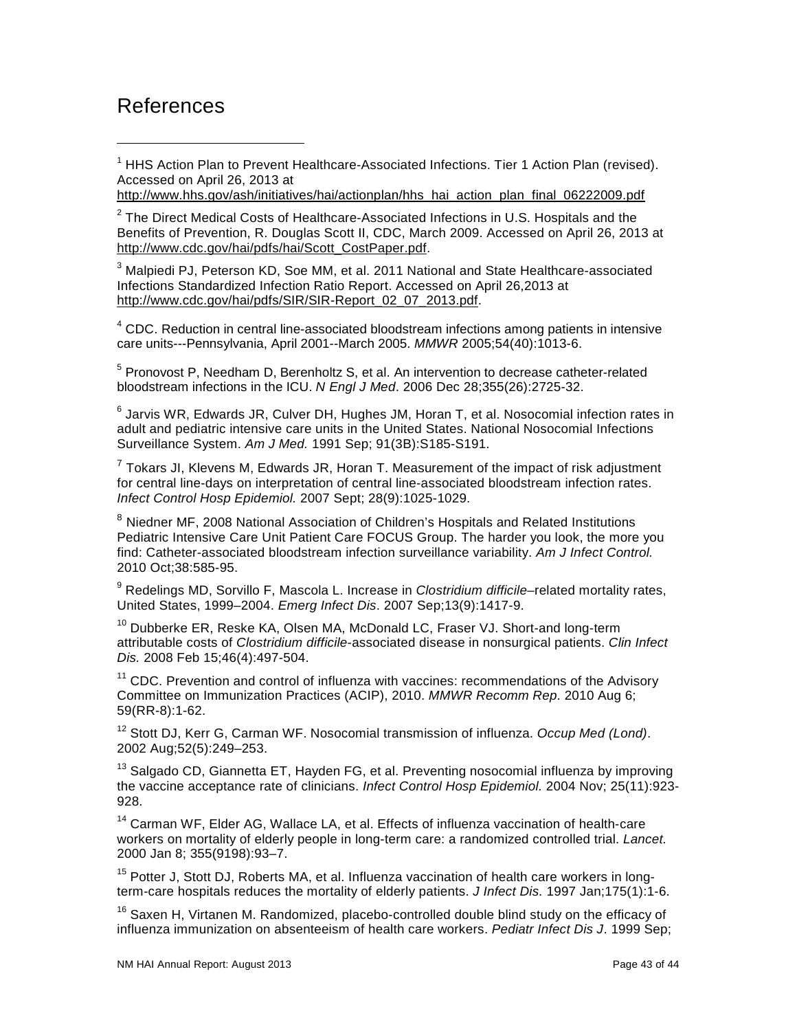# References

[1] HHS Action Plan to Prevent Healthcare-Associated Infections. Tier 1 Action Plan (revised). Accessed on April 26, 2013 at http://www.hhs.gov/ash/initiatives/hai/actionplan/hhs_hai_action_plan_final_06222009.pdf

[2] The Direct Medical Costs of Healthcare-Associated Infections in U.S. Hospitals and the Benefits of Prevention, R. Douglas Scott II, CDC, March 2009. Accessed on April 26, 2013 at http://www.cdc.gov/hai/pdfs/hai/Scott_CostPaper.pdf.

[3] Malpiedi PJ, Peterson KD, Soe MM, et al. 2011 National and State Healthcare-associated Infections Standardized Infection Ratio Report. Accessed on April 26,2013 at http://www.cdc.gov/hai/pdfs/SIR/SIR-Report_02_07_2013.pdf.

[4] CDC. Reduction in central line-associated bloodstream infections among patients in intensive care units---Pennsylvania, April 2001--March 2005. *MMWR* 2005;54(40):1013-6.

[5] Pronovost P, Needham D, Berenholtz S, et al. An intervention to decrease catheter-related bloodstream infections in the ICU. *N Engl J Med*. 2006 Dec 28;355(26):2725-32.

[6] Jarvis WR, Edwards JR, Culver DH, Hughes JM, Horan T, et al. Nosocomial infection rates in adult and pediatric intensive care units in the United States. National Nosocomial Infections Surveillance System. *Am J Med.* 1991 Sep; 91(3B):S185-S191.

[7] Tokars JI, Klevens M, Edwards JR, Horan T. Measurement of the impact of risk adjustment for central line-days on interpretation of central line-associated bloodstream infection rates. *Infect Control Hosp Epidemiol.* 2007 Sept; 28(9):1025-1029.

[8] Niedner MF, 2008 National Association of Children's Hospitals and Related Institutions Pediatric Intensive Care Unit Patient Care FOCUS Group. The harder you look, the more you find: Catheter-associated bloodstream infection surveillance variability. *Am J Infect Control.* 2010 Oct;38:585-95.

[9] Redelings MD, Sorvillo F, Mascola L. Increase in *Clostridium difficile*–related mortality rates, United States, 1999–2004. *Emerg Infect Dis*. 2007 Sep;13(9):1417-9.

[10] Dubberke ER, Reske KA, Olsen MA, McDonald LC, Fraser VJ. Short-and long-term attributable costs of *Clostridium difficile*-associated disease in nonsurgical patients. *Clin Infect Dis.* 2008 Feb 15;46(4):497-504.

[11] CDC. Prevention and control of influenza with vaccines: recommendations of the Advisory Committee on Immunization Practices (ACIP), 2010. *MMWR Recomm Rep.* 2010 Aug 6; 59(RR-8):1-62.

[12] Stott DJ, Kerr G, Carman WF. Nosocomial transmission of influenza. *Occup Med (Lond)*. 2002 Aug;52(5):249–253.

[13] Salgado CD, Giannetta ET, Hayden FG, et al. Preventing nosocomial influenza by improving the vaccine acceptance rate of clinicians. *Infect Control Hosp Epidemiol.* 2004 Nov; 25(11):923-928.

[14] Carman WF, Elder AG, Wallace LA, et al. Effects of influenza vaccination of health-care workers on mortality of elderly people in long-term care: a randomized controlled trial. *Lancet.* 2000 Jan 8; 355(9198):93–7.

[15] Potter J, Stott DJ, Roberts MA, et al. Influenza vaccination of health care workers in long-term-care hospitals reduces the mortality of elderly patients. *J Infect Dis.* 1997 Jan;175(1):1-6.

[16] Saxen H, Virtanen M. Randomized, placebo-controlled double blind study on the efficacy of influenza immunization on absenteeism of health care workers. *Pediatr Infect Dis J*. 1999 Sep;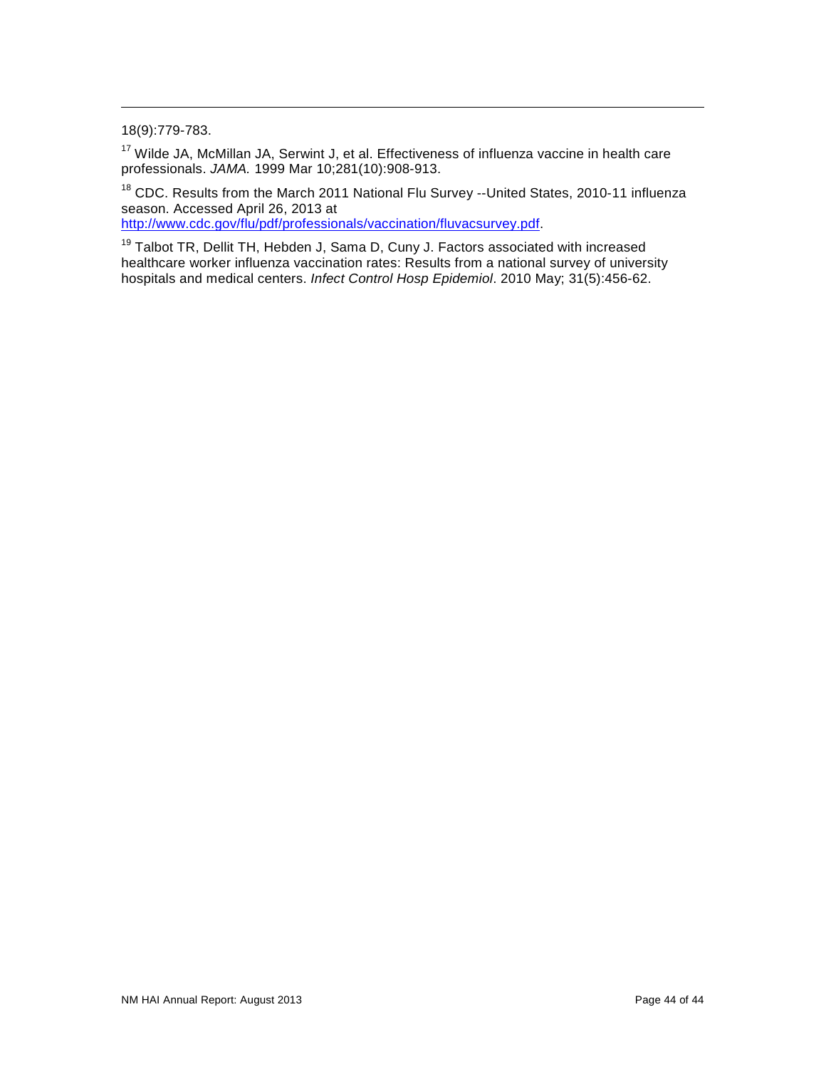18(9):779-783.

[17] Wilde JA, McMillan JA, Serwint J, et al. Effectiveness of influenza vaccine in health care professionals. *JAMA.* 1999 Mar 10;281(10):908-913.

[18] CDC. Results from the March 2011 National Flu Survey --United States, 2010-11 influenza season. Accessed April 26, 2013 at http://www.cdc.gov/flu/pdf/professionals/vaccination/fluvacsurvey.pdf.

[19] Talbot TR, Dellit TH, Hebden J, Sama D, Cuny J. Factors associated with increased healthcare worker influenza vaccination rates: Results from a national survey of university hospitals and medical centers. *Infect Control Hosp Epidemiol*. 2010 May; 31(5):456-62.